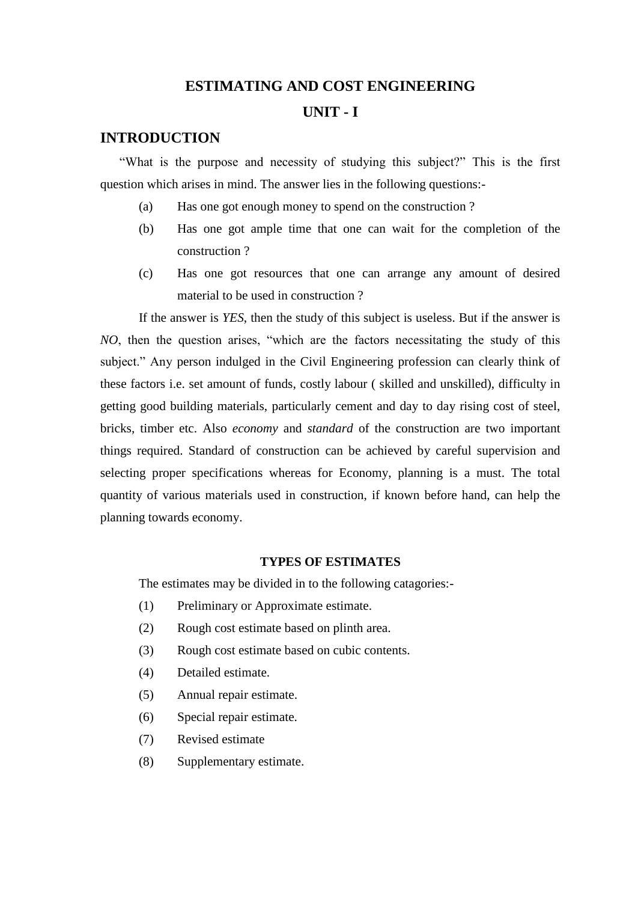# ESTIMATING AND COST ENGINEERING

## UNIT - I

## INTRODUCTION

"What is the purpose and necessity of studying this subject?" This is the first question which arises in mind. The answer lies in the following questions:-

(a) Has one got enough money to spend on the construction ?

(b) Has one got ample time that one can wait for the completion of the construction ?

(c) Has one got resources that one can arrange any amount of desired material to be used in construction ?

If the answer is *YES*, then the study of this subject is useless. But if the answer is *NO*, then the question arises, "which are the factors necessitating the study of this subject." Any person indulged in the Civil Engineering profession can clearly think of these factors i.e. set amount of funds, costly labour ( skilled and unskilled), difficulty in getting good building materials, particularly cement and day to day rising cost of steel, bricks, timber etc. Also *economy* and *standard* of the construction are two important things required. Standard of construction can be achieved by careful supervision and selecting proper specifications whereas for Economy, planning is a must. The total quantity of various materials used in construction, if known before hand, can help the planning towards economy.

### TYPES OF ESTIMATES

The estimates may be divided in to the following catagories:-

(1) Preliminary or Approximate estimate.

(2) Rough cost estimate based on plinth area.

(3) Rough cost estimate based on cubic contents.

(4) Detailed estimate.

(5) Annual repair estimate.

(6) Special repair estimate.

(7) Revised estimate

(8) Supplementary estimate.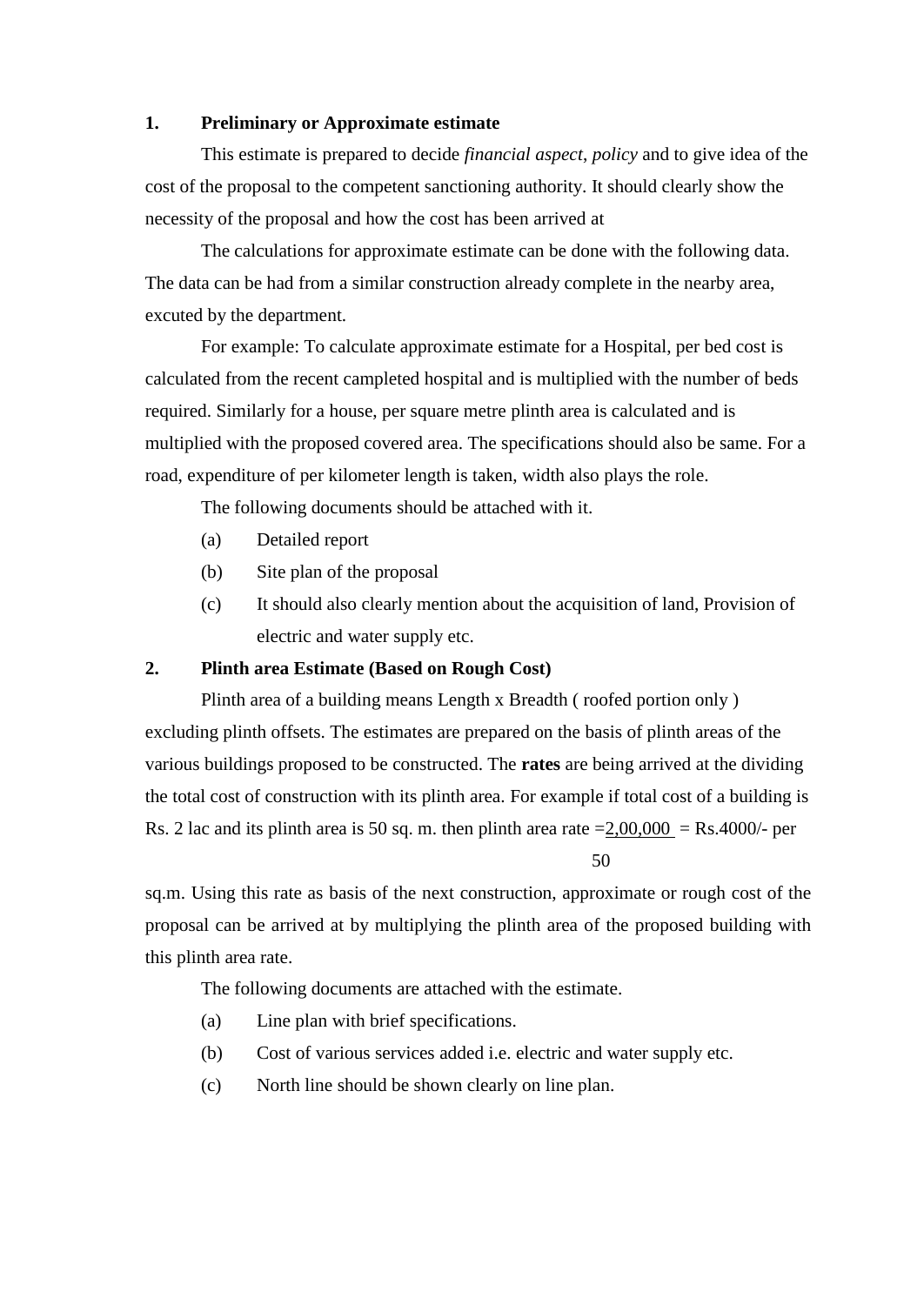## 1. Preliminary or Approximate estimate

This estimate is prepared to decide *financial aspect, policy* and to give idea of the cost of the proposal to the competent sanctioning authority. It should clearly show the necessity of the proposal and how the cost has been arrived at

The calculations for approximate estimate can be done with the following data. The data can be had from a similar construction already complete in the nearby area, excuted by the department.

For example: To calculate approximate estimate for a Hospital, per bed cost is calculated from the recent campleted hospital and is multiplied with the number of beds required. Similarly for a house, per square metre plinth area is calculated and is multiplied with the proposed covered area. The specifications should also be same. For a road, expenditure of per kilometer length is taken, width also plays the role.

The following documents should be attached with it.

(a) Detailed report

(b) Site plan of the proposal

(c) It should also clearly mention about the acquisition of land, Provision of electric and water supply etc.

## 2. Plinth area Estimate (Based on Rough Cost)

Plinth area of a building means Length x Breadth ( roofed portion only ) excluding plinth offsets. The estimates are prepared on the basis of plinth areas of the various buildings proposed to be constructed. The **rates** are being arrived at the dividing the total cost of construction with its plinth area. For example if total cost of a building is Rs. 2 lac and its plinth area is 50 sq. m. then plinth area rate $= \frac{2,00,000}{50}$ = Rs.4000/- per sq.m. Using this rate as basis of the next construction, approximate or rough cost of the proposal can be arrived at by multiplying the plinth area of the proposed building with this plinth area rate.

The following documents are attached with the estimate.

(a) Line plan with brief specifications.

(b) Cost of various services added i.e. electric and water supply etc.

(c) North line should be shown clearly on line plan.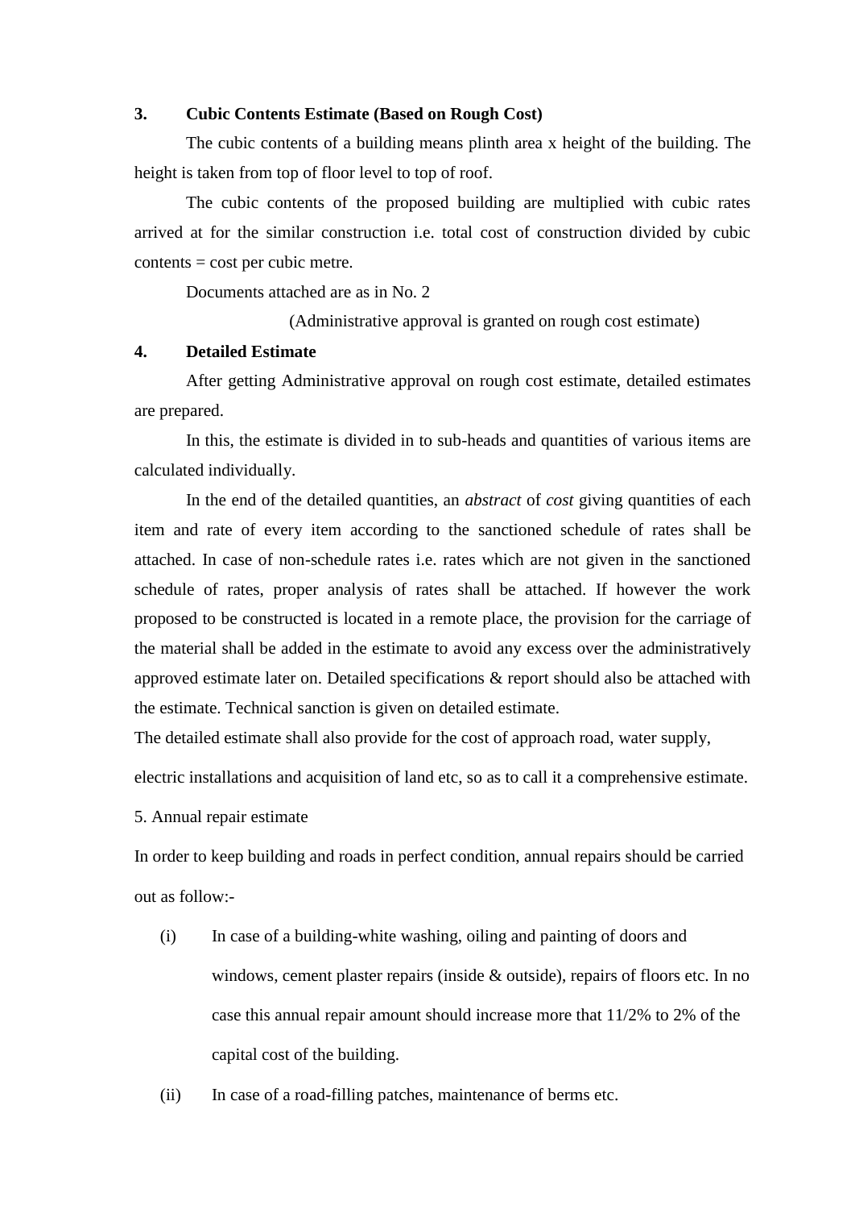**3. Cubic Contents Estimate (Based on Rough Cost)**

The cubic contents of a building means plinth area x height of the building. The height is taken from top of floor level to top of roof.

The cubic contents of the proposed building are multiplied with cubic rates arrived at for the similar construction i.e. total cost of construction divided by cubic contents = cost per cubic metre.

Documents attached are as in No. 2

(Administrative approval is granted on rough cost estimate)

**4. Detailed Estimate**

After getting Administrative approval on rough cost estimate, detailed estimates are prepared.

In this, the estimate is divided in to sub-heads and quantities of various items are calculated individually.

In the end of the detailed quantities, an *abstract* of *cost* giving quantities of each item and rate of every item according to the sanctioned schedule of rates shall be attached. In case of non-schedule rates i.e. rates which are not given in the sanctioned schedule of rates, proper analysis of rates shall be attached. If however the work proposed to be constructed is located in a remote place, the provision for the carriage of the material shall be added in the estimate to avoid any excess over the administratively approved estimate later on. Detailed specifications & report should also be attached with the estimate. Technical sanction is given on detailed estimate.

The detailed estimate shall also provide for the cost of approach road, water supply, electric installations and acquisition of land etc, so as to call it a comprehensive estimate.

5. Annual repair estimate

In order to keep building and roads in perfect condition, annual repairs should be carried out as follow:-

(i) In case of a building-white washing, oiling and painting of doors and windows, cement plaster repairs (inside & outside), repairs of floors etc. In no case this annual repair amount should increase more that 11/2% to 2% of the capital cost of the building.

(ii) In case of a road-filling patches, maintenance of berms etc.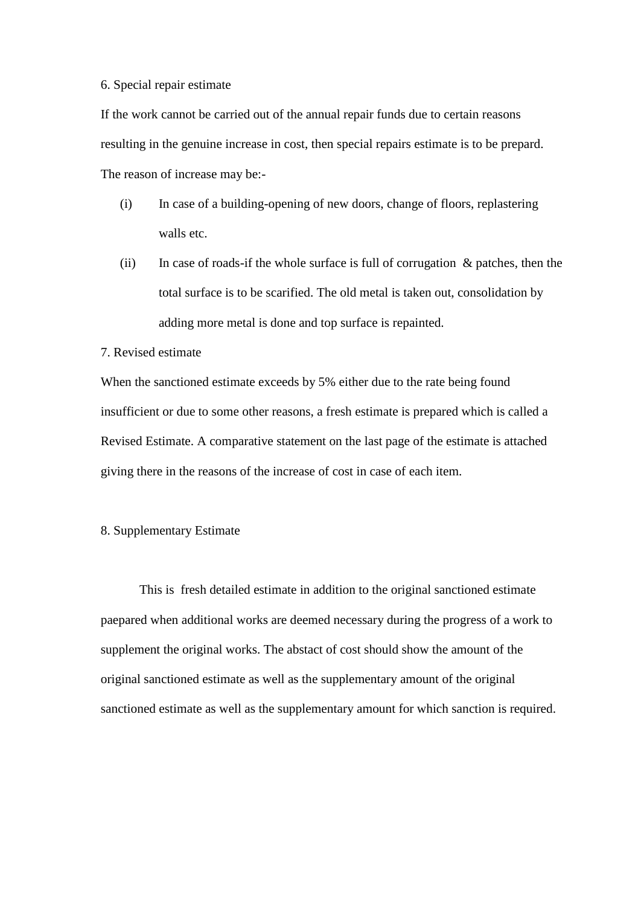6. Special repair estimate

If the work cannot be carried out of the annual repair funds due to certain reasons resulting in the genuine increase in cost, then special repairs estimate is to be prepard. The reason of increase may be:-

(i) In case of a building-opening of new doors, change of floors, replastering walls etc.

(ii) In case of roads-if the whole surface is full of corrugation & patches, then the total surface is to be scarified. The old metal is taken out, consolidation by adding more metal is done and top surface is repainted.

7. Revised estimate

When the sanctioned estimate exceeds by 5% either due to the rate being found insufficient or due to some other reasons, a fresh estimate is prepared which is called a Revised Estimate. A comparative statement on the last page of the estimate is attached giving there in the reasons of the increase of cost in case of each item.

8. Supplementary Estimate

This is fresh detailed estimate in addition to the original sanctioned estimate paepared when additional works are deemed necessary during the progress of a work to supplement the original works. The abstact of cost should show the amount of the original sanctioned estimate as well as the supplementary amount of the original sanctioned estimate as well as the supplementary amount for which sanction is required.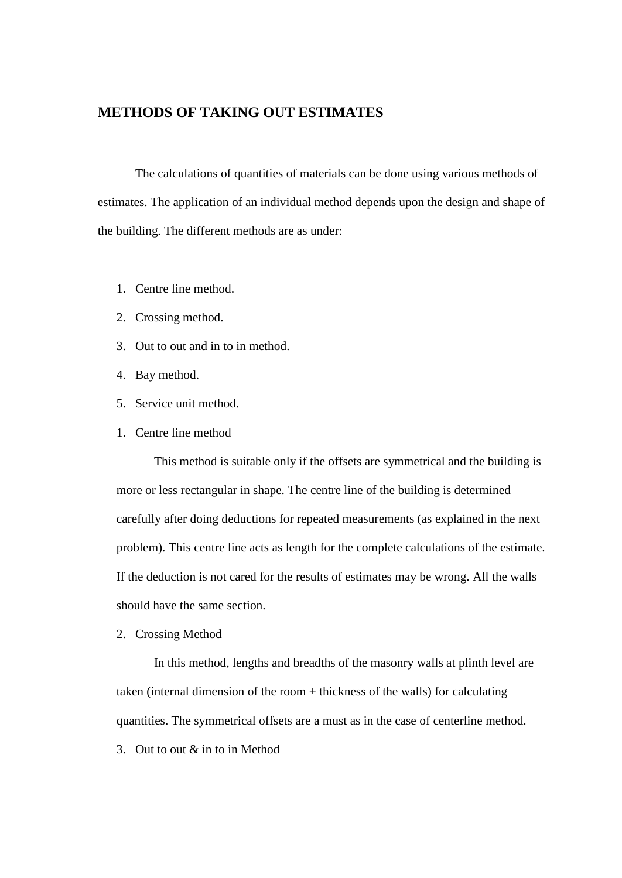## METHODS OF TAKING OUT ESTIMATES

The calculations of quantities of materials can be done using various methods of estimates. The application of an individual method depends upon the design and shape of the building. The different methods are as under:

1. Centre line method.
2. Crossing method.
3. Out to out and in to in method.
4. Bay method.
5. Service unit method.

1. Centre line method

   This method is suitable only if the offsets are symmetrical and the building is more or less rectangular in shape. The centre line of the building is determined carefully after doing deductions for repeated measurements (as explained in the next problem). This centre line acts as length for the complete calculations of the estimate. If the deduction is not cared for the results of estimates may be wrong. All the walls should have the same section.

2. Crossing Method

   In this method, lengths and breadths of the masonry walls at plinth level are taken (internal dimension of the room + thickness of the walls) for calculating quantities. The symmetrical offsets are a must as in the case of centerline method.

3. Out to out & in to in Method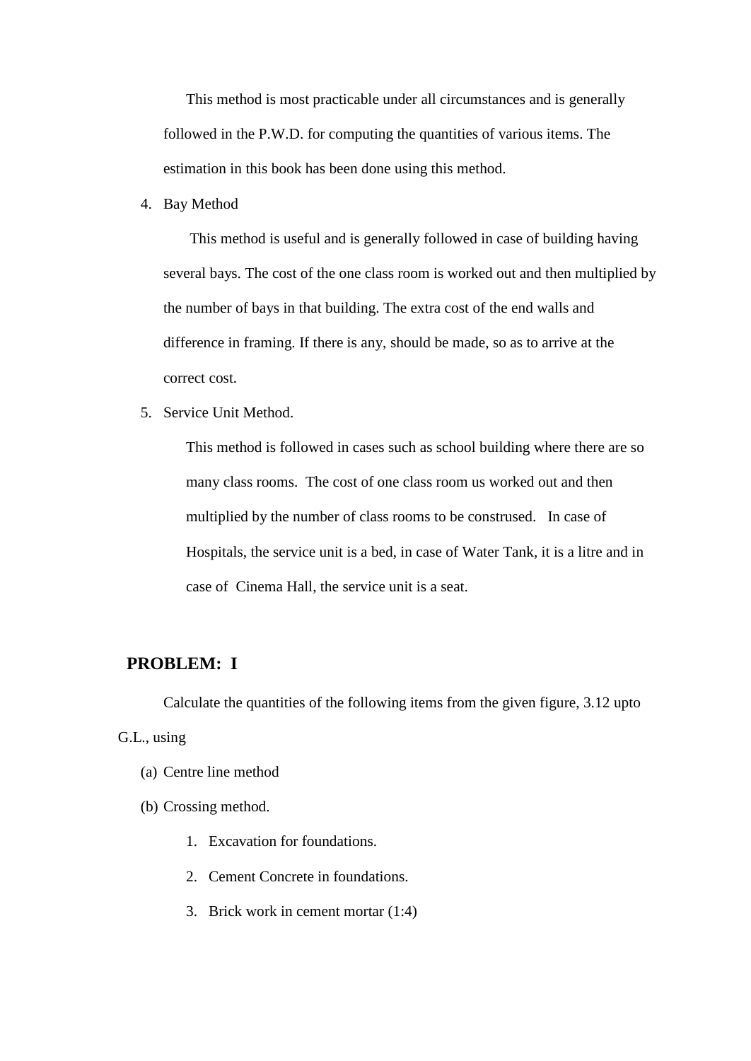This method is most practicable under all circumstances and is generally followed in the P.W.D. for computing the quantities of various items. The estimation in this book has been done using this method.

4. Bay Method

   This method is useful and is generally followed in case of building having several bays. The cost of the one class room is worked out and then multiplied by the number of bays in that building. The extra cost of the end walls and difference in framing. If there is any, should be made, so as to arrive at the correct cost.

5. Service Unit Method.

   This method is followed in cases such as school building where there are so many class rooms. The cost of one class room us worked out and then multiplied by the number of class rooms to be constrused. In case of Hospitals, the service unit is a bed, in case of Water Tank, it is a litre and in case of Cinema Hall, the service unit is a seat.

## PROBLEM: I

Calculate the quantities of the following items from the given figure, 3.12 upto G.L., using

(a) Centre line method

(b) Crossing method.

1. Excavation for foundations.
2. Cement Concrete in foundations.
3. Brick work in cement mortar (1:4)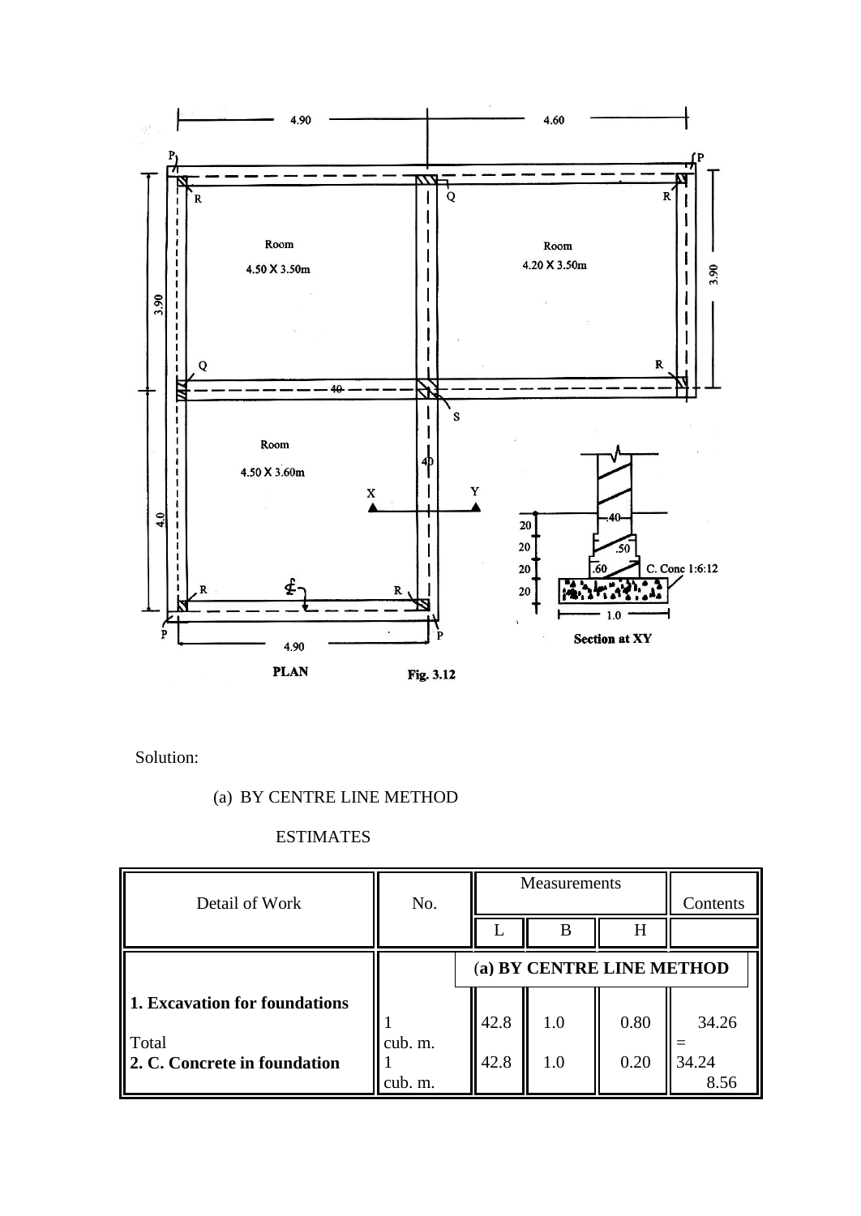**PLAN** **Fig. 3.12**

Solution:

(a) BY CENTRE LINE METHOD

ESTIMATES

| Detail of Work | No. | Measurements | | | Contents |
|---|---|---|---|---|---|
| | | L | B | H | |
| | | **(a) BY CENTRE LINE METHOD** | | | |
| **1. Excavation for foundations** | 1 | 42.8 | 1.0 | 0.80 | 34.26 |
| Total | cub. m. | | | | = |
| **2. C. Concrete in foundation** | 1 | 42.8 | 1.0 | 0.20 | 34.24 |
| | cub. m. | | | | 8.56 |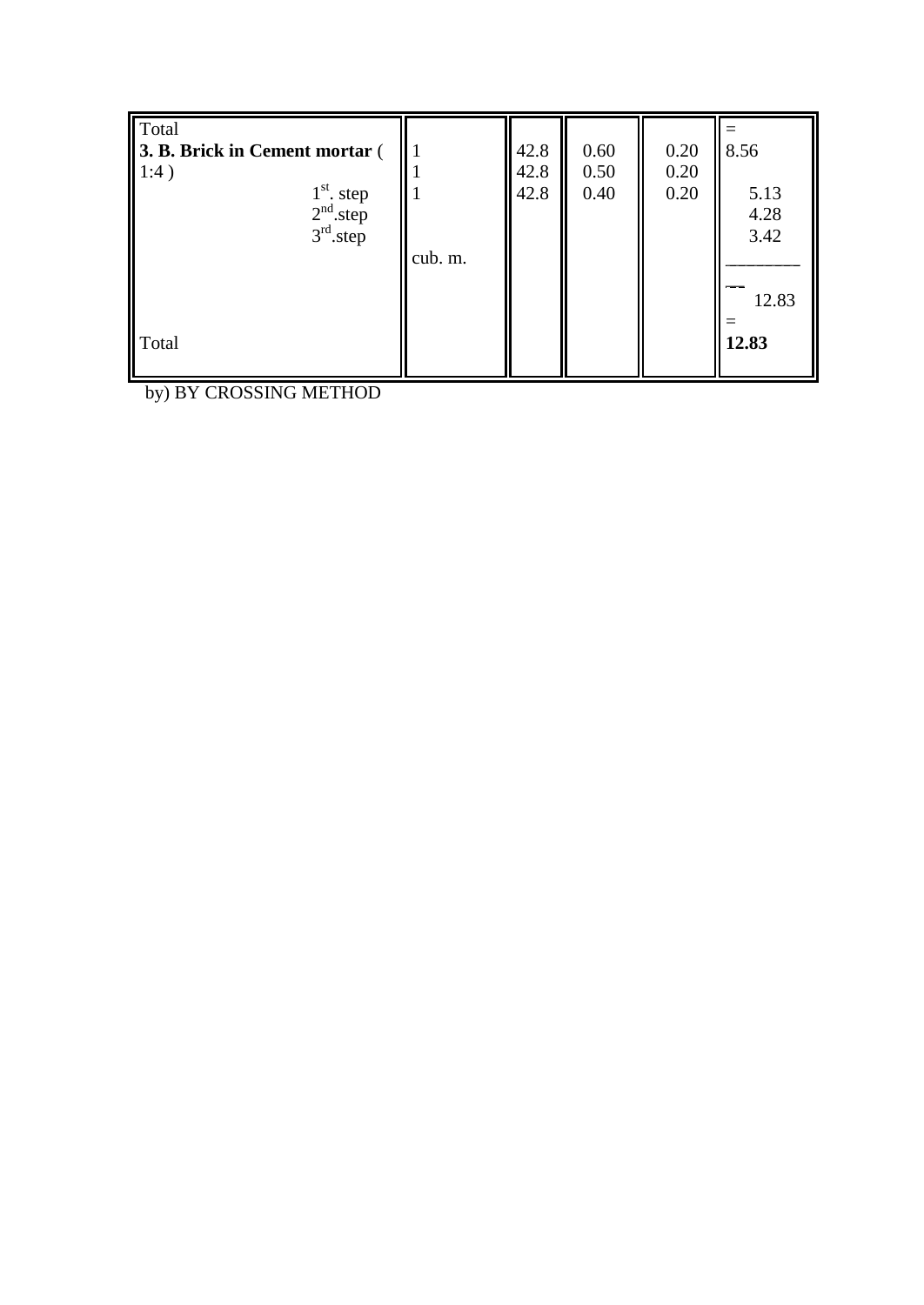| | | | | | |
|---|---|---|---|---|---|
| Total | | | | | = |
| **3. B. Brick in Cement mortar** ( 1:4 ) | 1 | 42.8 | 0.60 | 0.20 | 8.56 |
| $1^{st}$. step | 1 | 42.8 | 0.50 | 0.20 | 5.13 |
| $2^{nd}$.step | 1 | 42.8 | 0.40 | 0.20 | 4.28 |
| $3^{rd}$.step | | | | | 3.42 |
| | cub. m. | | | | 12.83 = |
| Total | | | | | **12.83** |

by) BY CROSSING METHOD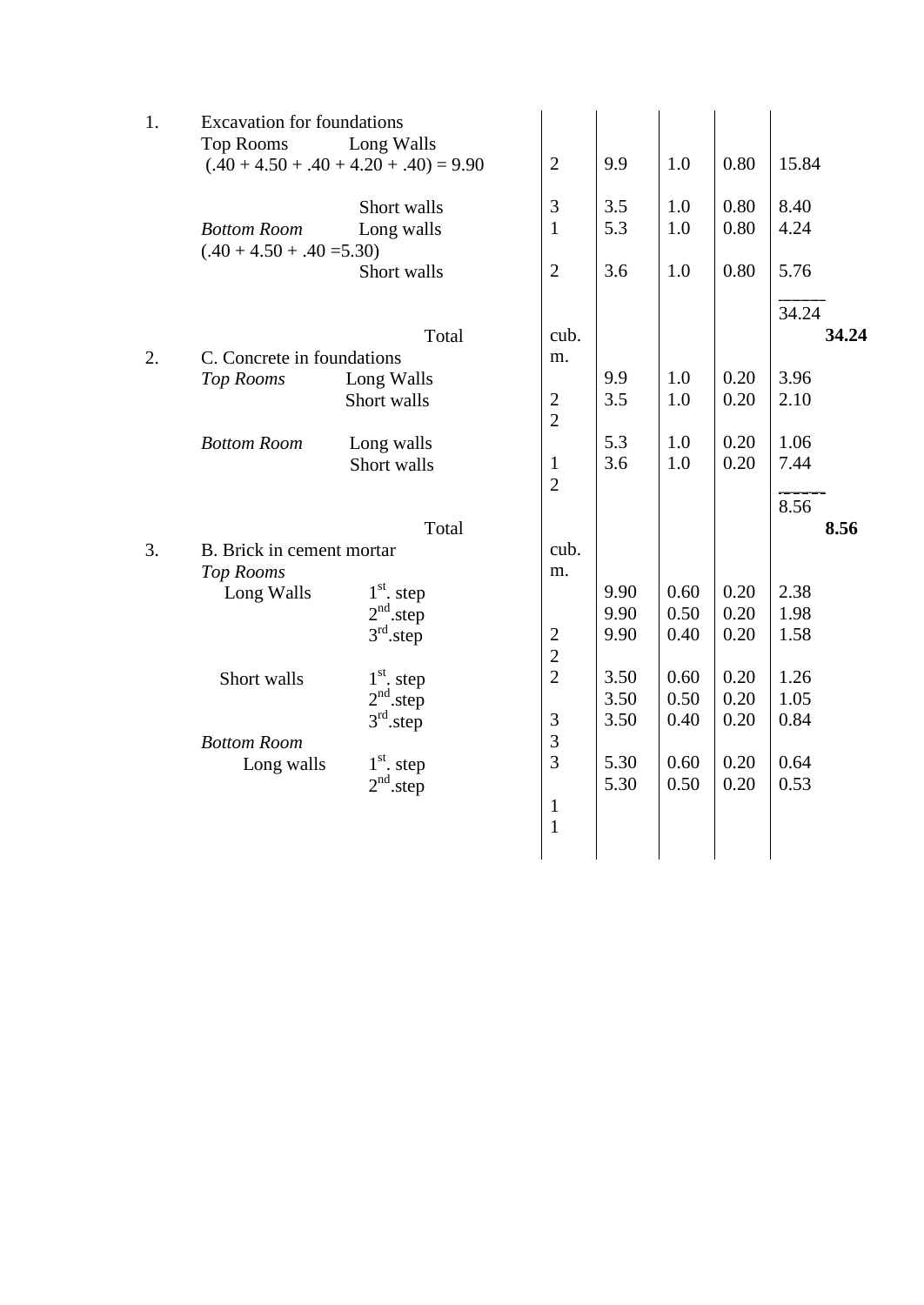| | | | | | | | |
|---|---|---|---|---|---|---|---|
| 1. | Excavation for foundations | | | | | | |
| | Top Rooms Long Walls | | | | | | |
| | (.40 + 4.50 + .40 + 4.20 + .40) = 9.90 | 2 | 9.9 | 1.0 | 0.80 | 15.84 | |
| | Short walls | 3 | 3.5 | 1.0 | 0.80 | 8.40 | |
| | *Bottom Room* Long walls | 1 | 5.3 | 1.0 | 0.80 | 4.24 | |
| | (.40 + 4.50 + .40 =5.30) | | | | | | |
| | Short walls | 2 | 3.6 | 1.0 | 0.80 | 5.76 | |
| | | | | | | 34.24 | |
| | Total | cub. m. | | | | | **34.24** |
| 2. | C. Concrete in foundations | | | | | | |
| | *Top Rooms* Long Walls | | 9.9 | 1.0 | 0.20 | 3.96 | |
| | Short walls | 2 | 3.5 | 1.0 | 0.20 | 2.10 | |
| | | 2 | | | | | |
| | *Bottom Room* Long walls | | 5.3 | 1.0 | 0.20 | 1.06 | |
| | Short walls | 1 | 3.6 | 1.0 | 0.20 | 7.44 | |
| | | 2 | | | | | |
| | | | | | | 8.56 | |
| | Total | cub. m. | | | | | **8.56** |
| 3. | B. Brick in cement mortar | | | | | | |
| | *Top Rooms* | | | | | | |
| | Long Walls 1st. step | | 9.90 | 0.60 | 0.20 | 2.38 | |
| | 2nd.step | | 9.90 | 0.50 | 0.20 | 1.98 | |
| | 3rd.step | 2 | 9.90 | 0.40 | 0.20 | 1.58 | |
| | | 2 | | | | | |
| | Short walls 1st. step | 2 | 3.50 | 0.60 | 0.20 | 1.26 | |
| | 2nd.step | | 3.50 | 0.50 | 0.20 | 1.05 | |
| | 3rd.step | 3 | 3.50 | 0.40 | 0.20 | 0.84 | |
| | *Bottom Room* | 3 | | | | | |
| | Long walls 1st. step | 3 | 5.30 | 0.60 | 0.20 | 0.64 | |
| | 2nd.step | | 5.30 | 0.50 | 0.20 | 0.53 | |
| | | 1 | | | | | |
| | | 1 | | | | | |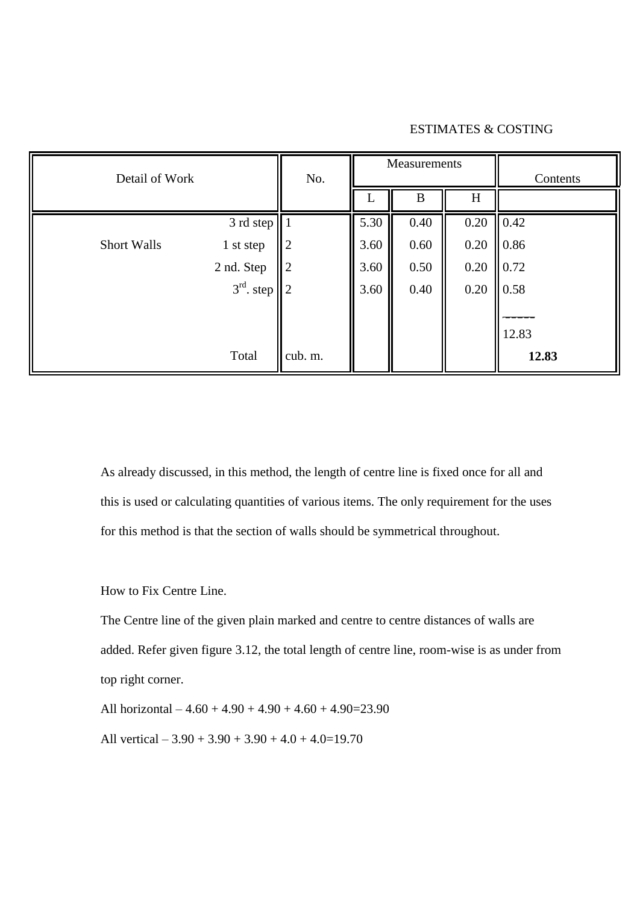| Detail of Work | | No. | Measurements | | | Contents |
|---|---|---|---|---|---|---|
| | | | L | B | H | |
| | 3 rd step | 1 | 5.30 | 0.40 | 0.20 | 0.42 |
| Short Walls | 1 st step | 2 | 3.60 | 0.60 | 0.20 | 0.86 |
| | 2 nd. Step | 2 | 3.60 | 0.50 | 0.20 | 0.72 |
| | $3^{rd}$. step | 2 | 3.60 | 0.40 | 0.20 | 0.58 |
| | | | | | | 12.83 |
| | Total | cub. m. | | | | **12.83** |

As already discussed, in this method, the length of centre line is fixed once for all and this is used or calculating quantities of various items. The only requirement for the uses for this method is that the section of walls should be symmetrical throughout.

How to Fix Centre Line.

The Centre line of the given plain marked and centre to centre distances of walls are added. Refer given figure 3.12, the total length of centre line, room-wise is as under from top right corner.

All horizontal – 4.60 + 4.90 + 4.90 + 4.60 + 4.90=23.90

All vertical – 3.90 + 3.90 + 3.90 + 4.0 + 4.0=19.70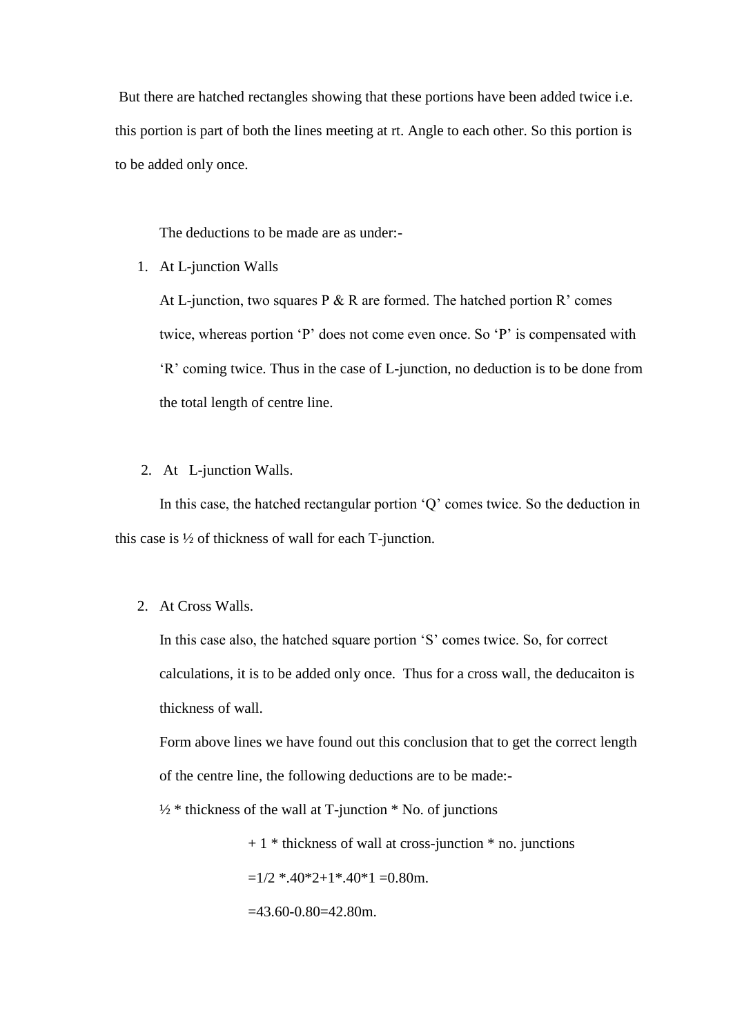But there are hatched rectangles showing that these portions have been added twice i.e. this portion is part of both the lines meeting at rt. Angle to each other. So this portion is to be added only once.

The deductions to be made are as under:-

1. At L-junction Walls

   At L-junction, two squares P & R are formed. The hatched portion R' comes twice, whereas portion 'P' does not come even once. So 'P' is compensated with 'R' coming twice. Thus in the case of L-junction, no deduction is to be done from the total length of centre line.

2. At L-junction Walls.

   In this case, the hatched rectangular portion 'Q' comes twice. So the deduction in this case is ½ of thickness of wall for each T-junction.

2. At Cross Walls.

   In this case also, the hatched square portion 'S' comes twice. So, for correct calculations, it is to be added only once. Thus for a cross wall, the deducaiton is thickness of wall.

   Form above lines we have found out this conclusion that to get the correct length of the centre line, the following deductions are to be made:-

   ½ * thickness of the wall at T-junction * No. of junctions

   + 1 * thickness of wall at cross-junction * no. junctions

   =1/2 *.40*2+1*.40*1 =0.80m.

   =43.60-0.80=42.80m.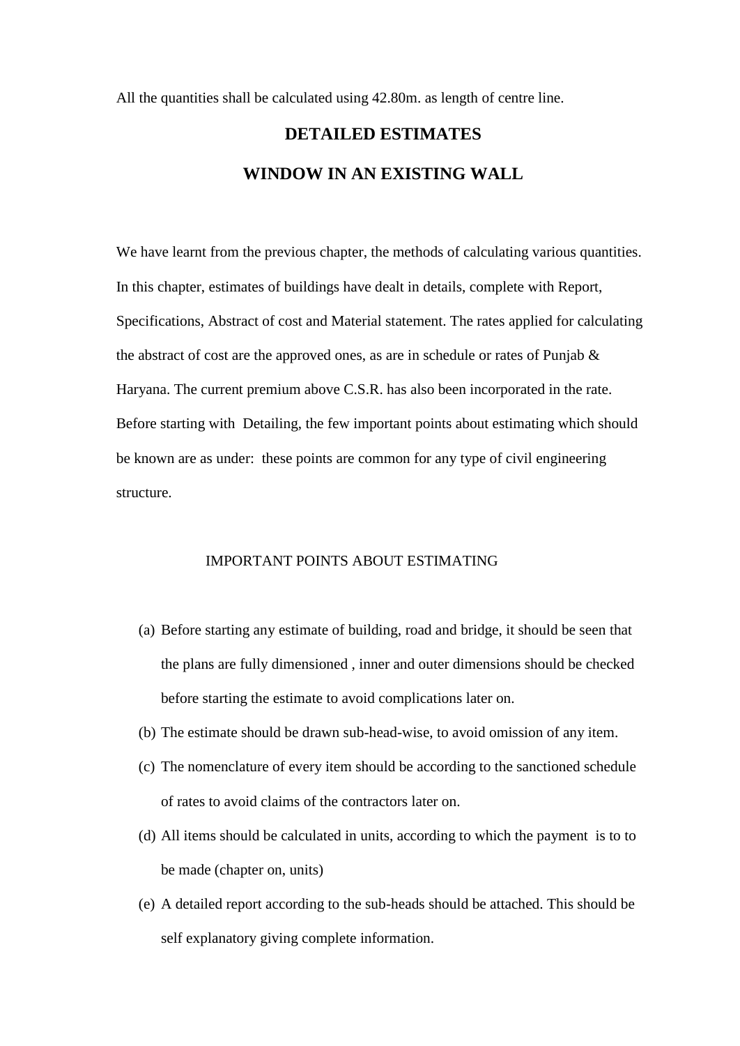All the quantities shall be calculated using 42.80m. as length of centre line.

## DETAILED ESTIMATES

## WINDOW IN AN EXISTING WALL

We have learnt from the previous chapter, the methods of calculating various quantities. In this chapter, estimates of buildings have dealt in details, complete with Report, Specifications, Abstract of cost and Material statement. The rates applied for calculating the abstract of cost are the approved ones, as are in schedule or rates of Punjab & Haryana. The current premium above C.S.R. has also been incorporated in the rate. Before starting with Detailing, the few important points about estimating which should be known are as under: these points are common for any type of civil engineering structure.

### IMPORTANT POINTS ABOUT ESTIMATING

(a) Before starting any estimate of building, road and bridge, it should be seen that the plans are fully dimensioned , inner and outer dimensions should be checked before starting the estimate to avoid complications later on.

(b) The estimate should be drawn sub-head-wise, to avoid omission of any item.

(c) The nomenclature of every item should be according to the sanctioned schedule of rates to avoid claims of the contractors later on.

(d) All items should be calculated in units, according to which the payment is to to be made (chapter on, units)

(e) A detailed report according to the sub-heads should be attached. This should be self explanatory giving complete information.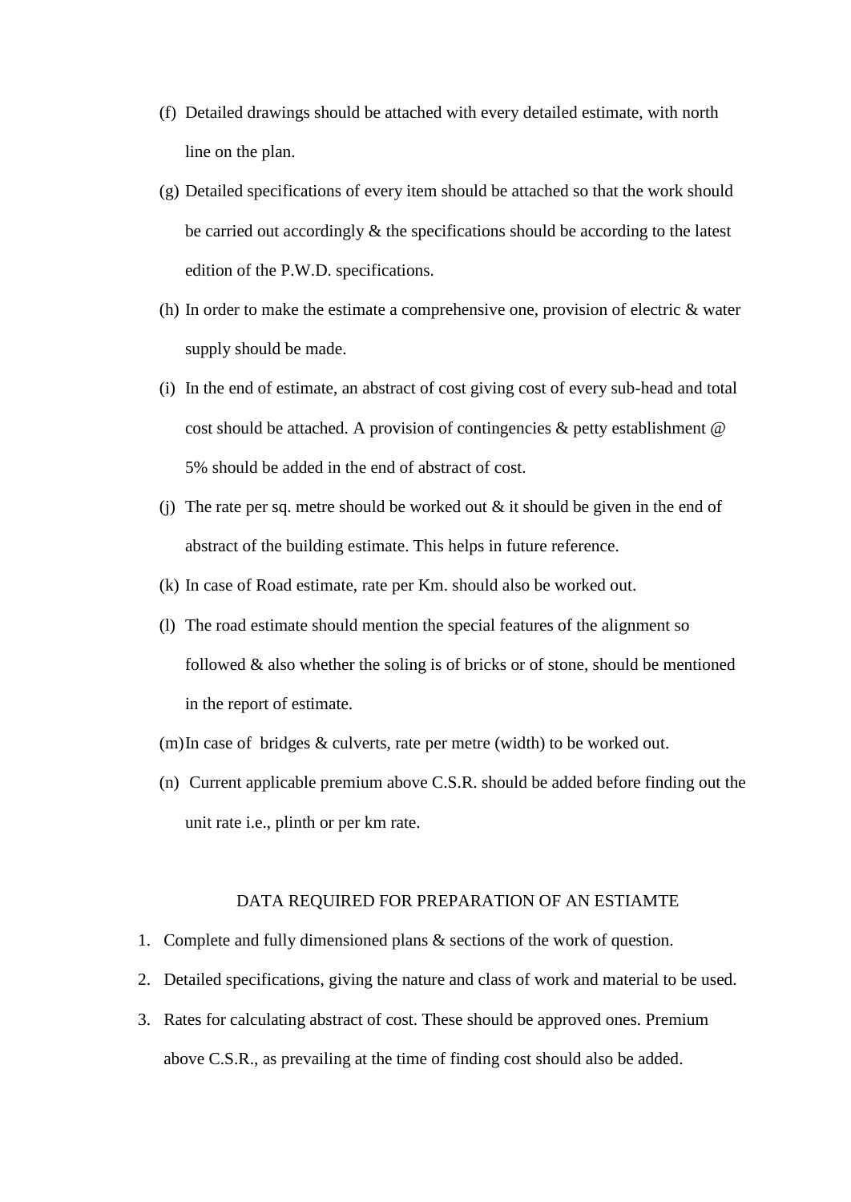(f) Detailed drawings should be attached with every detailed estimate, with north line on the plan.

(g) Detailed specifications of every item should be attached so that the work should be carried out accordingly & the specifications should be according to the latest edition of the P.W.D. specifications.

(h) In order to make the estimate a comprehensive one, provision of electric & water supply should be made.

(i) In the end of estimate, an abstract of cost giving cost of every sub-head and total cost should be attached. A provision of contingencies & petty establishment @ 5% should be added in the end of abstract of cost.

(j) The rate per sq. metre should be worked out & it should be given in the end of abstract of the building estimate. This helps in future reference.

(k) In case of Road estimate, rate per Km. should also be worked out.

(l) The road estimate should mention the special features of the alignment so followed & also whether the soling is of bricks or of stone, should be mentioned in the report of estimate.

(m) In case of bridges & culverts, rate per metre (width) to be worked out.

(n) Current applicable premium above C.S.R. should be added before finding out the unit rate i.e., plinth or per km rate.

## DATA REQUIRED FOR PREPARATION OF AN ESTIAMTE

1. Complete and fully dimensioned plans & sections of the work of question.
2. Detailed specifications, giving the nature and class of work and material to be used.
3. Rates for calculating abstract of cost. These should be approved ones. Premium above C.S.R., as prevailing at the time of finding cost should also be added.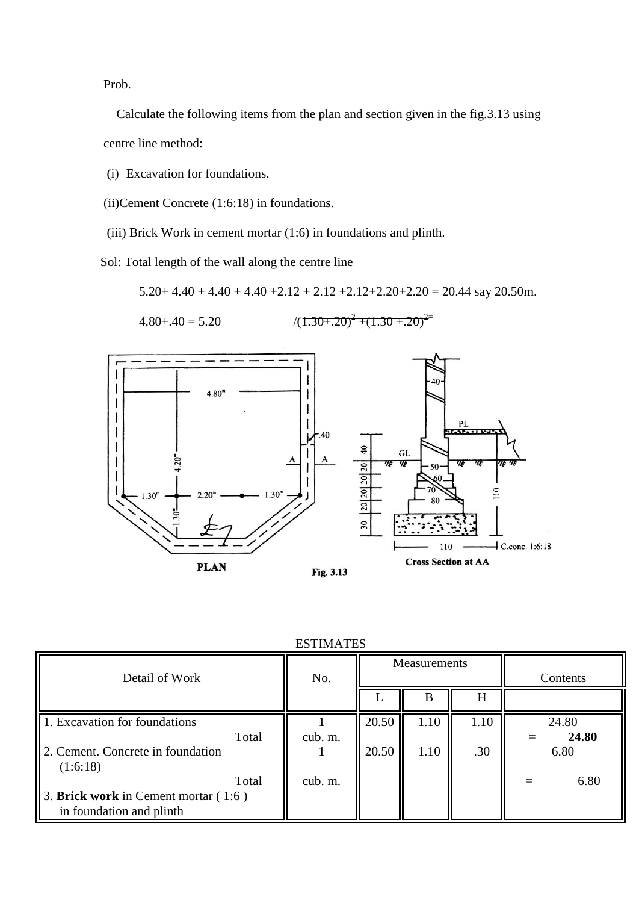Prob.

Calculate the following items from the plan and section given in the fig.3.13 using centre line method:

(i) Excavation for foundations.

(ii) Cement Concrete (1:6:18) in foundations.

(iii) Brick Work in cement mortar (1:6) in foundations and plinth.

Sol: Total length of the wall along the centre line

5.20+ 4.40 + 4.40 + 4.40 +2.12 + 2.12 +2.12+2.20+2.20 = 20.44 say 20.50m.

4.80+.40 = 5.20 $\quad\quad$ $\sqrt{(1.30+.20)^2 + (1.30+.20)^2} =$

Fig. 3.13

ESTIMATES

| Detail of Work | No. | Measurements | | | Contents |
|---|---|---|---|---|---|
| | | L | B | H | |
| 1. Excavation for foundations | 1 | 20.50 | 1.10 | 1.10 | 24.80 |
| Total | cub. m. | | | | = **24.80** |
| 2. Cement. Concrete in foundation (1:6:18) | 1 | 20.50 | 1.10 | .30 | 6.80 |
| Total | cub. m. | | | | = 6.80 |
| 3. **Brick work** in Cement mortar ( 1:6 ) in foundation and plinth | | | | | |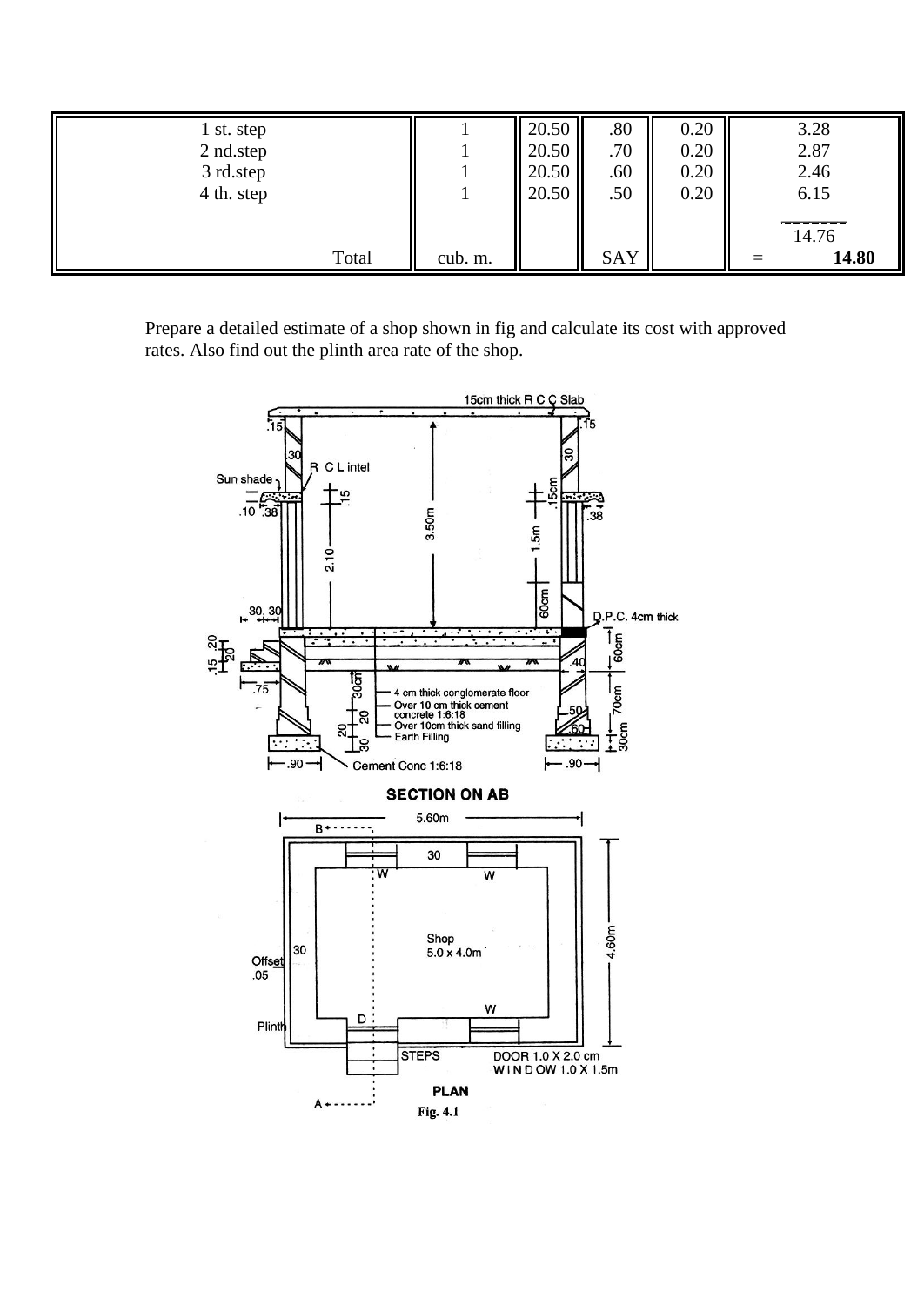| | | | | | |
|---|---|---|---|---|---|
| 1 st. step | 1 | 20.50 | .80 | 0.20 | 3.28 |
| 2 nd.step | 1 | 20.50 | .70 | 0.20 | 2.87 |
| 3 rd.step | 1 | 20.50 | .60 | 0.20 | 2.46 |
| 4 th. step | 1 | 20.50 | .50 | 0.20 | 6.15 |
| | | | | | 14.76 |
| Total | cub. m. | | SAY | | = **14.80** |

Prepare a detailed estimate of a shop shown in fig and calculate its cost with approved rates. Also find out the plinth area rate of the shop.

Fig. 4.1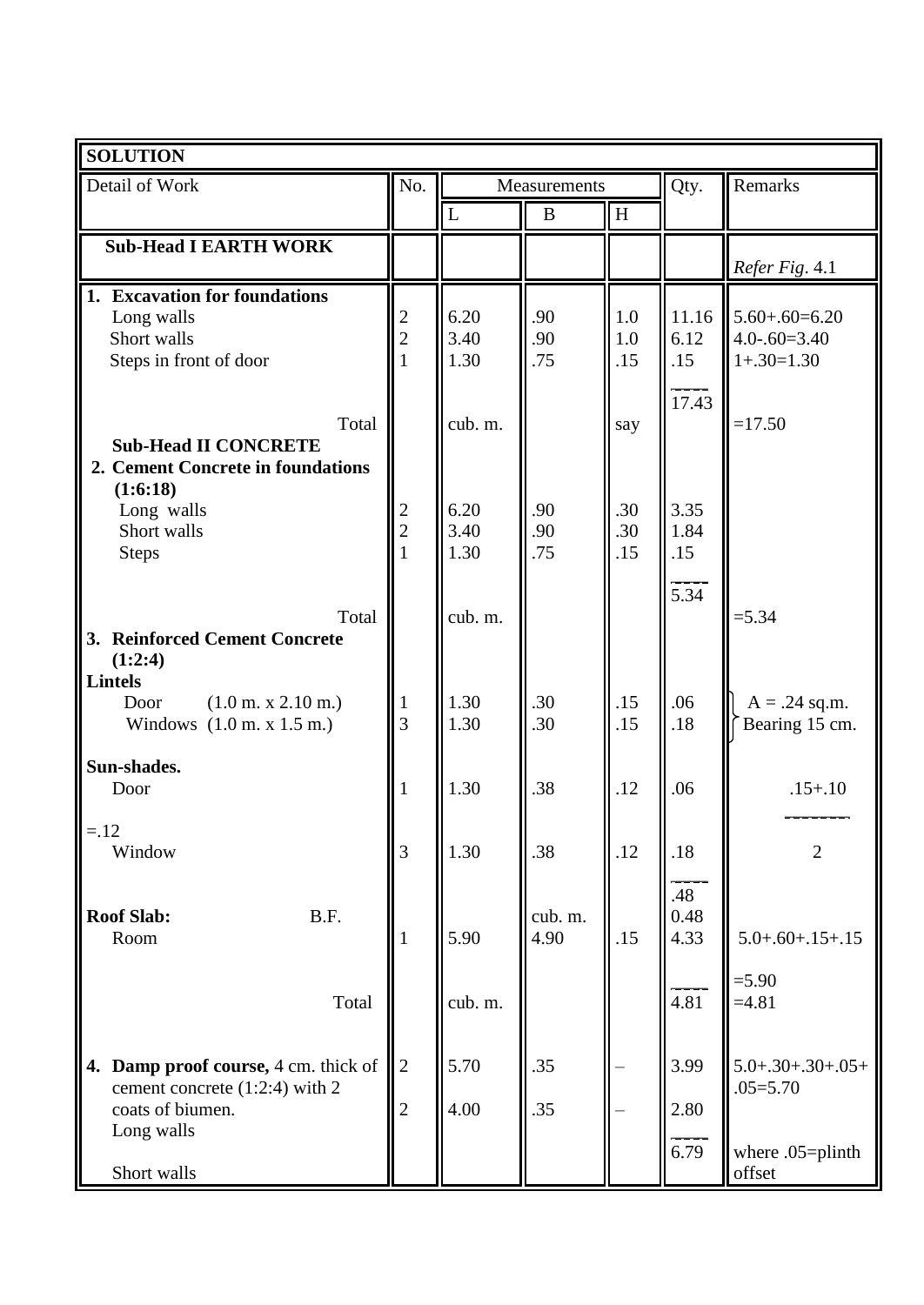| **SOLUTION** | | | | | | |
|---|---|---|---|---|---|---|
| Detail of Work | No. | Measurements | | | Qty. | Remarks |
| | | L | B | H | | |
| **Sub-Head I EARTH WORK** | | | | | | *Refer Fig.* 4.1 |
| **1. Excavation for foundations** | | | | | | |
| Long walls | 2 | 6.20 | .90 | 1.0 | 11.16 | 5.60+.60=6.20 |
| Short walls | 2 | 3.40 | .90 | 1.0 | 6.12 | 4.0-.60=3.40 |
| Steps in front of door | 1 | 1.30 | .75 | .15 | .15 | 1+.30=1.30 |
| | | | | | 17.43 | |
| Total | | cub. m. | | say | | =17.50 |
| **Sub-Head II CONCRETE** | | | | | | |
| **2. Cement Concrete in foundations (1:6:18)** | | | | | | |
| Long walls | 2 | 6.20 | .90 | .30 | 3.35 | |
| Short walls | 2 | 3.40 | .90 | .30 | 1.84 | |
| Steps | 1 | 1.30 | .75 | .15 | .15 | |
| | | | | | 5.34 | |
| Total | | cub. m. | | | | =5.34 |
| **3. Reinforced Cement Concrete (1:2:4)** | | | | | | |
| **Lintels** | | | | | | |
| Door (1.0 m. x 2.10 m.) | 1 | 1.30 | .30 | .15 | .06 | A = .24 sq.m. |
| Windows (1.0 m. x 1.5 m.) | 3 | 1.30 | .30 | .15 | .18 | Bearing 15 cm. |
| **Sun-shades.** | | | | | | |
| Door | 1 | 1.30 | .38 | .12 | .06 | $\frac{.15+.10}{2}$ =.12 |
| Window | 3 | 1.30 | .38 | .12 | .18 | |
| | | | | | .48 | |
| **Roof Slab:** B.F. | | | cub. m. | | 0.48 | |
| Room | 1 | 5.90 | 4.90 | .15 | 4.33 | 5.0+.60+.15+.15 =5.90 |
| Total | | cub. m. | | | 4.81 | =4.81 |
| **4. Damp proof course,** 4 cm. thick of cement concrete (1:2:4) with 2 coats of biumen. | | | | | | |
| Long walls | 2 | 5.70 | .35 | – | 3.99 | 5.0+.30+.30+.05+ .05=5.70 |
| Short walls | 2 | 4.00 | .35 | – | 2.80 | |
| | | | | | 6.79 | where .05=plinth offset |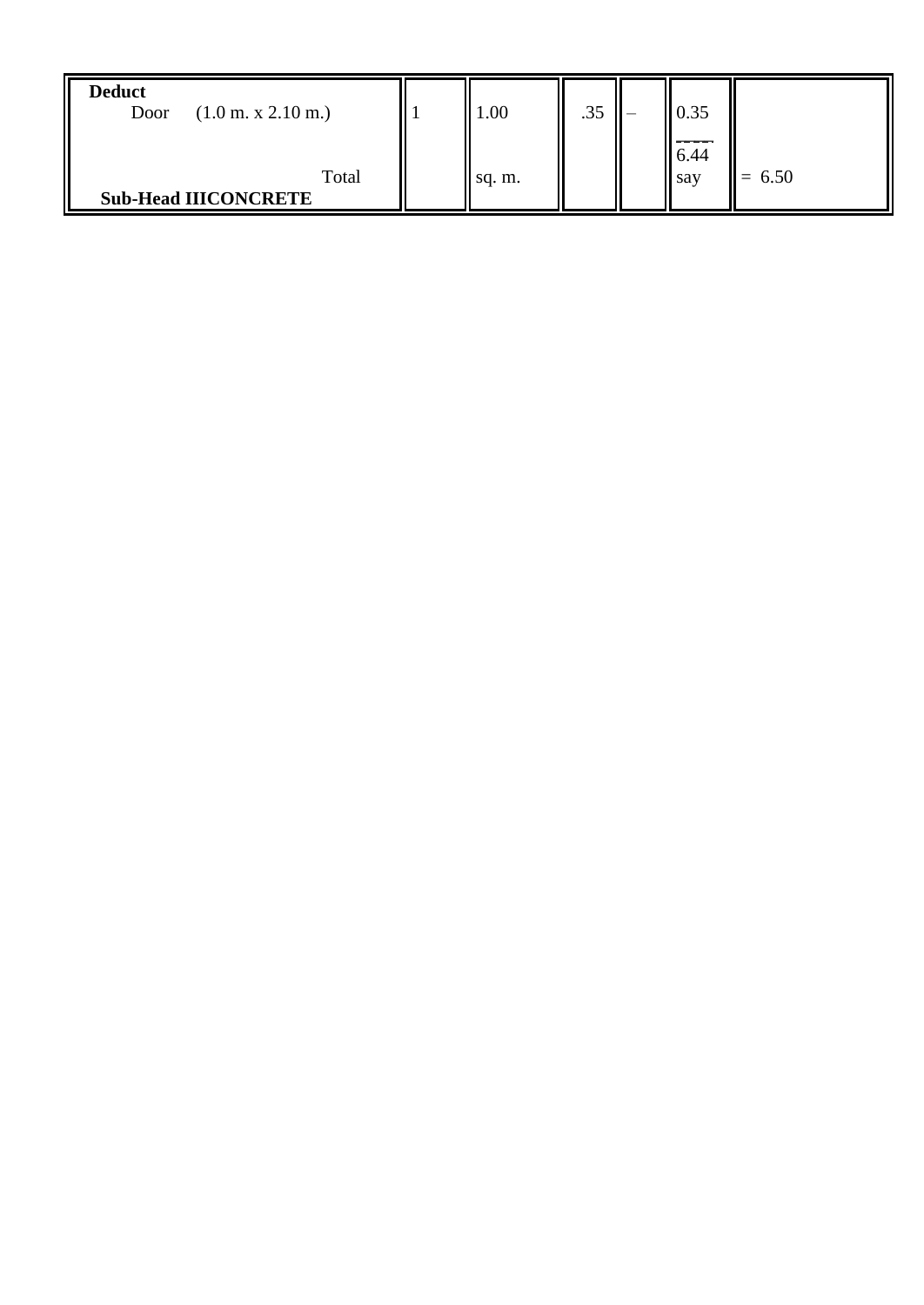| | | | | | | |
|---|---|---|---|---|---|---|
| **Deduct**<br>Door (1.0 m. x 2.10 m.) | 1 | 1.00 | .35 | – | 0.35<br>\_\_\_\_\_<br>6.44 | |
| Total<br>**Sub-Head IIICONCRETE** | | sq. m. | | | say | = 6.50 |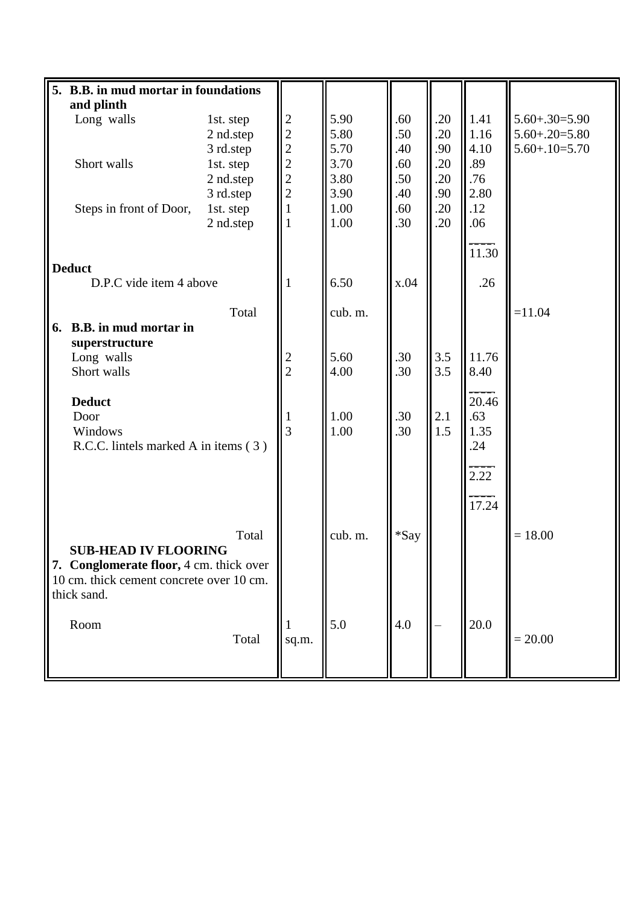| | | | | | | |
|---|---|---|---|---|---|---|
| **5. B.B. in mud mortar in foundations and plinth** | | | | | | |
| Long walls 1st. step | 2 | 5.90 | .60 | .20 | 1.41 | 5.60+.30=5.90 |
| 2 nd.step | 2 | 5.80 | .50 | .20 | 1.16 | 5.60+.20=5.80 |
| 3 rd.step | 2 | 5.70 | .40 | .90 | 4.10 | 5.60+.10=5.70 |
| Short walls 1st. step | 2 | 3.70 | .60 | .20 | .89 | |
| 2 nd.step | 2 | 3.80 | .50 | .20 | .76 | |
| 3 rd.step | 2 | 3.90 | .40 | .90 | 2.80 | |
| Steps in front of Door, 1st. step | 1 | 1.00 | .60 | .20 | .12 | |
| 2 nd.step | 1 | 1.00 | .30 | .20 | .06 | |
| | | | | | 11.30 | |
| **Deduct** | | | | | | |
| D.P.C vide item 4 above | 1 | 6.50 | x.04 | | .26 | |
| Total | | cub. m. | | | | =11.04 |
| **6. B.B. in mud mortar in superstructure** | | | | | | |
| Long walls | 2 | 5.60 | .30 | 3.5 | 11.76 | |
| Short walls | 2 | 4.00 | .30 | 3.5 | 8.40 | |
| | | | | | 20.46 | |
| **Deduct** | | | | | | |
| Door | 1 | 1.00 | .30 | 2.1 | .63 | |
| Windows | 3 | 1.00 | .30 | 1.5 | 1.35 | |
| R.C.C. lintels marked A in items ( 3 ) | | | | | .24 | |
| | | | | | 2.22 | |
| | | | | | 17.24 | |
| Total | | cub. m. | *Say | | | = 18.00 |
| **SUB-HEAD IV FLOORING** | | | | | | |
| **7. Conglomerate floor,** 4 cm. thick over 10 cm. thick cement concrete over 10 cm. thick sand. | | | | | | |
| Room | 1 | 5.0 | 4.0 | – | 20.0 | |
| Total | sq.m. | | | | | = 20.00 |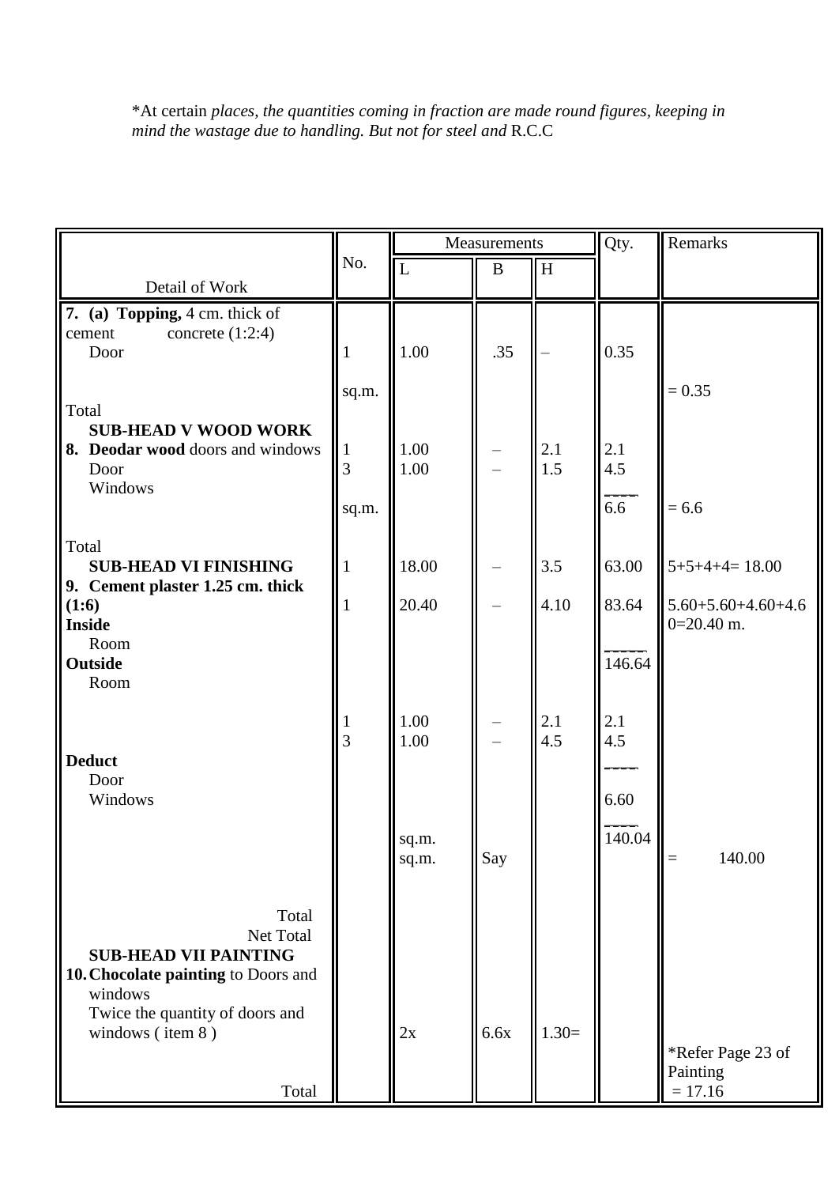*At certain *places, the quantities coming in fraction are made round figures, keeping in mind the wastage due to handling. But not for steel and* R.C.C

| Detail of Work | No. | Measurements | | | Qty. | Remarks |
|---|---|---|---|---|---|---|
| | | L | B | H | | |
| **7. (a) Topping,** 4 cm. thick of cement concrete (1:2:4) | | | | | | |
| Door | 1 | 1.00 | .35 | – | 0.35 | |
| Total | sq.m. | | | | | = 0.35 |
| **SUB-HEAD V WOOD WORK** | | | | | | |
| **8. Deodar wood** doors and windows | | | | | | |
| Door | 1 | 1.00 | – | 2.1 | 2.1 | |
| Windows | 3 | 1.00 | – | 1.5 | 4.5 | |
| Total | sq.m. | | | | 6.6 | = 6.6 |
| **SUB-HEAD VI FINISHING** | | | | | | |
| **9. Cement plaster 1.25 cm. thick (1:6)** | | | | | | |
| **Inside** | | | | | | |
| Room | 1 | 18.00 | – | 3.5 | 63.00 | 5+5+4+4= 18.00 |
| **Outside** | | | | | | |
| Room | 1 | 20.40 | – | 4.10 | 83.64 | 5.60+5.60+4.60+4.60=20.40 m. |
| | | | | | 146.64 | |
| **Deduct** | | | | | | |
| Door | 1 | 1.00 | – | 2.1 | 2.1 | |
| Windows | 3 | 1.00 | – | 4.5 | 4.5 | |
| Total | | sq.m. | | | 6.60 | |
| Net Total | | sq.m. | Say | | 140.04 | = 140.00 |
| **SUB-HEAD VII PAINTING** | | | | | | |
| **10. Chocolate painting** to Doors and windows | | | | | | |
| Twice the quantity of doors and windows ( item 8 ) | | 2x | 6.6x | 1.30= | | *Refer Page 23 of Painting |
| Total | | | | | | = 17.16 |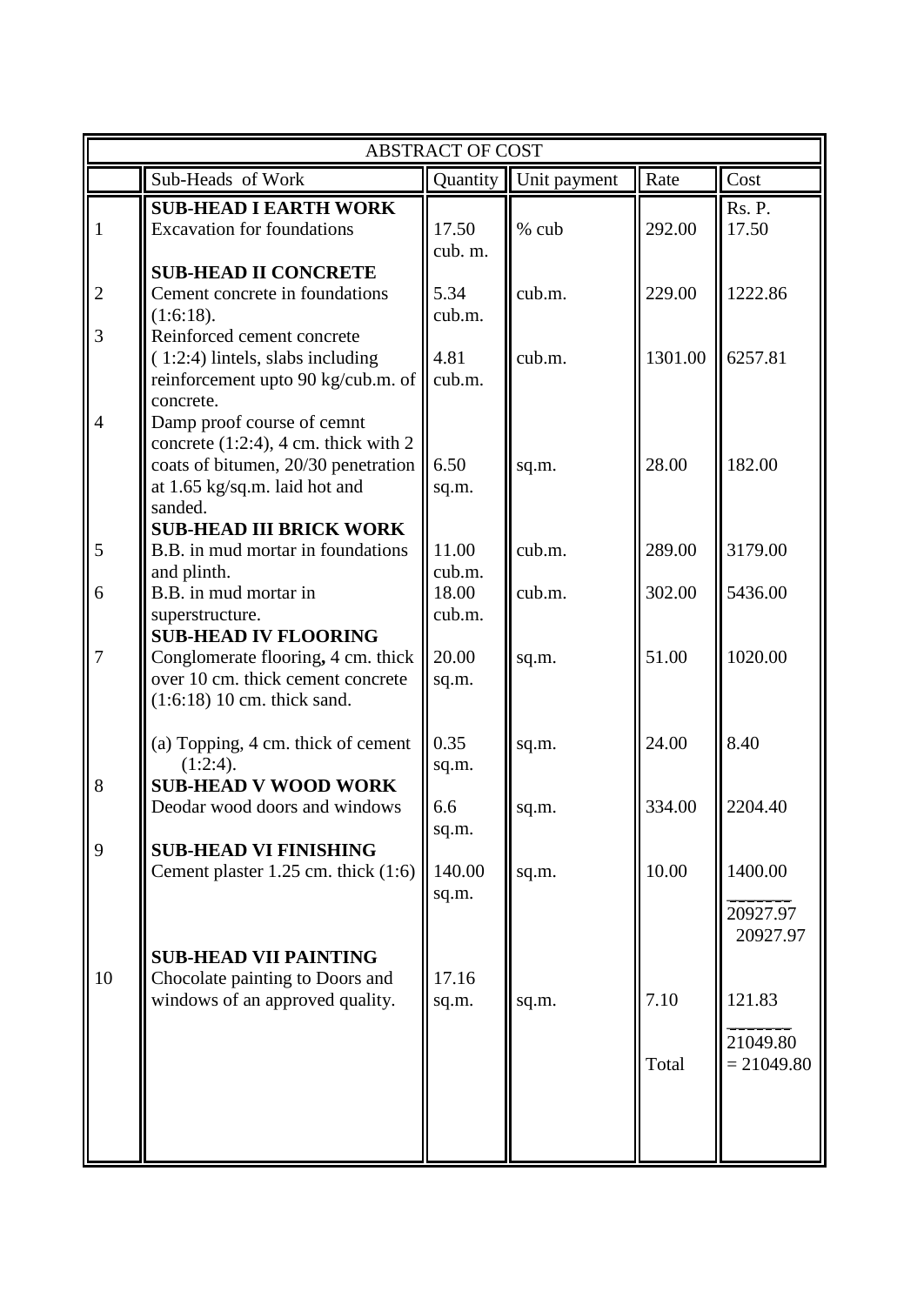| ABSTRACT OF COST | | | | | |
|---|---|---|---|---|---|
| | Sub-Heads of Work | Quantity | Unit payment | Rate | Cost |
| | **SUB-HEAD I EARTH WORK** | | | | Rs. P. |
| 1 | Excavation for foundations | 17.50 cub. m. | % cub | 292.00 | 17.50 |
| | **SUB-HEAD II CONCRETE** | | | | |
| 2 | Cement concrete in foundations (1:6:18). | 5.34 cub.m. | cub.m. | 229.00 | 1222.86 |
| 3 | Reinforced cement concrete ( 1:2:4) lintels, slabs including reinforcement upto 90 kg/cub.m. of concrete. | 4.81 cub.m. | cub.m. | 1301.00 | 6257.81 |
| 4 | Damp proof course of cemnt concrete (1:2:4), 4 cm. thick with 2 coats of bitumen, 20/30 penetration at 1.65 kg/sq.m. laid hot and sanded. | 6.50 sq.m. | sq.m. | 28.00 | 182.00 |
| | **SUB-HEAD III BRICK WORK** | | | | |
| 5 | B.B. in mud mortar in foundations and plinth. | 11.00 cub.m. | cub.m. | 289.00 | 3179.00 |
| 6 | B.B. in mud mortar in superstructure. | 18.00 cub.m. | cub.m. | 302.00 | 5436.00 |
| | **SUB-HEAD IV FLOORING** | | | | |
| 7 | Conglomerate flooring**,** 4 cm. thick over 10 cm. thick cement concrete (1:6:18) 10 cm. thick sand. | 20.00 sq.m. | sq.m. | 51.00 | 1020.00 |
| | (a) Topping, 4 cm. thick of cement (1:2:4). | 0.35 sq.m. | sq.m. | 24.00 | 8.40 |
| 8 | **SUB-HEAD V WOOD WORK** | | | | |
| | Deodar wood doors and windows | 6.6 sq.m. | sq.m. | 334.00 | 2204.40 |
| 9 | **SUB-HEAD VI FINISHING** | | | | |
| | Cement plaster 1.25 cm. thick (1:6) | 140.00 sq.m. | sq.m. | 10.00 | 1400.00 |
| | | | | | 20927.97 |
| | | | | | 20927.97 |
| | **SUB-HEAD VII PAINTING** | | | | |
| 10 | Chocolate painting to Doors and windows of an approved quality. | 17.16 sq.m. | sq.m. | 7.10 | 121.83 |
| | | | | | 21049.80 |
| | | | | Total | = 21049.80 |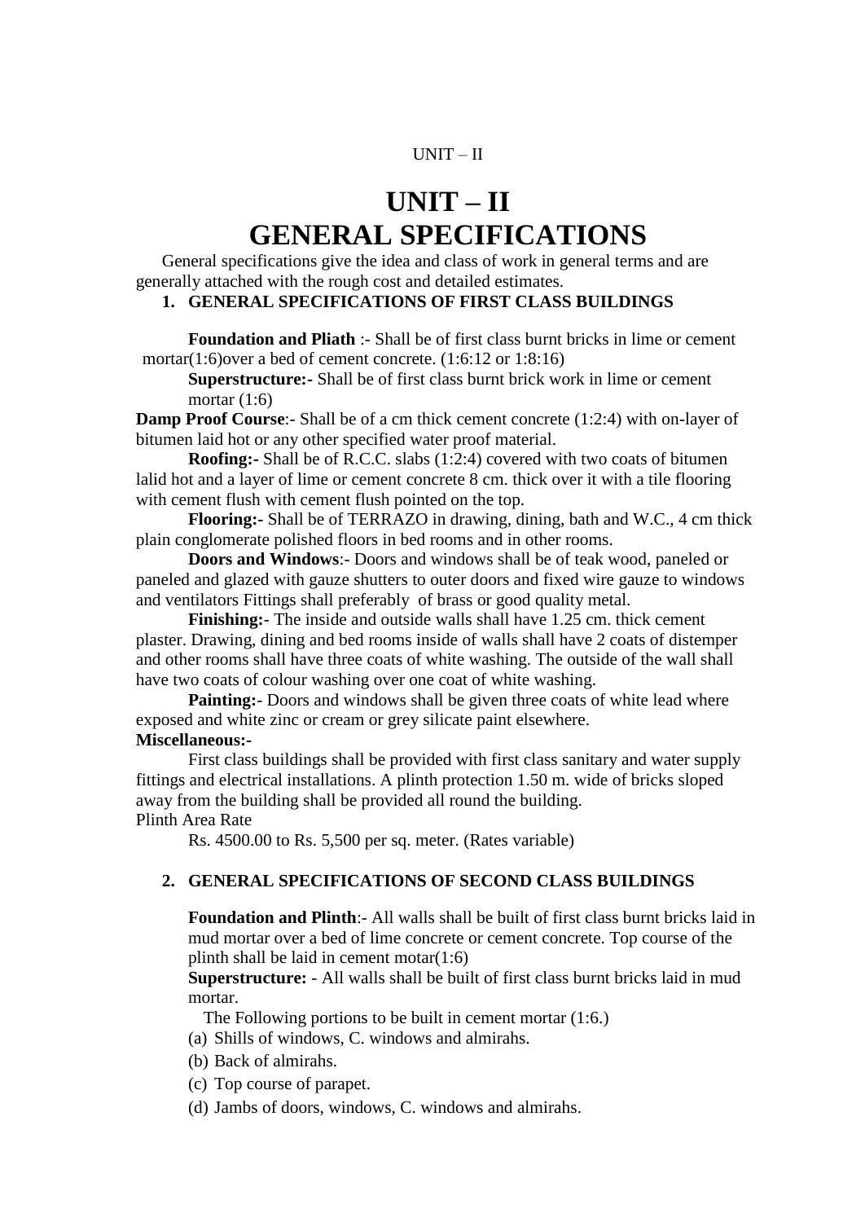# UNIT – II
# GENERAL SPECIFICATIONS

General specifications give the idea and class of work in general terms and are generally attached with the rough cost and detailed estimates.

## 1. GENERAL SPECIFICATIONS OF FIRST CLASS BUILDINGS

**Foundation and Pliath** :- Shall be of first class burnt bricks in lime or cement mortar(1:6)over a bed of cement concrete. (1:6:12 or 1:8:16)

**Superstructure:-** Shall be of first class burnt brick work in lime or cement mortar (1:6)

**Damp Proof Course**:- Shall be of a cm thick cement concrete (1:2:4) with on-layer of bitumen laid hot or any other specified water proof material.

**Roofing:-** Shall be of R.C.C. slabs (1:2:4) covered with two coats of bitumen lalid hot and a layer of lime or cement concrete 8 cm. thick over it with a tile flooring with cement flush with cement flush pointed on the top.

**Flooring:-** Shall be of TERRAZO in drawing, dining, bath and W.C., 4 cm thick plain conglomerate polished floors in bed rooms and in other rooms.

**Doors and Windows**:- Doors and windows shall be of teak wood, paneled or paneled and glazed with gauze shutters to outer doors and fixed wire gauze to windows and ventilators Fittings shall preferably of brass or good quality metal.

**Finishing:-** The inside and outside walls shall have 1.25 cm. thick cement plaster. Drawing, dining and bed rooms inside of walls shall have 2 coats of distemper and other rooms shall have three coats of white washing. The outside of the wall shall have two coats of colour washing over one coat of white washing.

**Painting:-** Doors and windows shall be given three coats of white lead where exposed and white zinc or cream or grey silicate paint elsewhere.

**Miscellaneous:-**

First class buildings shall be provided with first class sanitary and water supply fittings and electrical installations. A plinth protection 1.50 m. wide of bricks sloped away from the building shall be provided all round the building.

Plinth Area Rate

Rs. 4500.00 to Rs. 5,500 per sq. meter. (Rates variable)

## 2. GENERAL SPECIFICATIONS OF SECOND CLASS BUILDINGS

**Foundation and Plinth**:- All walls shall be built of first class burnt bricks laid in mud mortar over a bed of lime concrete or cement concrete. Top course of the plinth shall be laid in cement motar(1:6)

**Superstructure:** - All walls shall be built of first class burnt bricks laid in mud mortar.

The Following portions to be built in cement mortar (1:6.)

(a) Shills of windows, C. windows and almirahs.

(b) Back of almirahs.

(c) Top course of parapet.

(d) Jambs of doors, windows, C. windows and almirahs.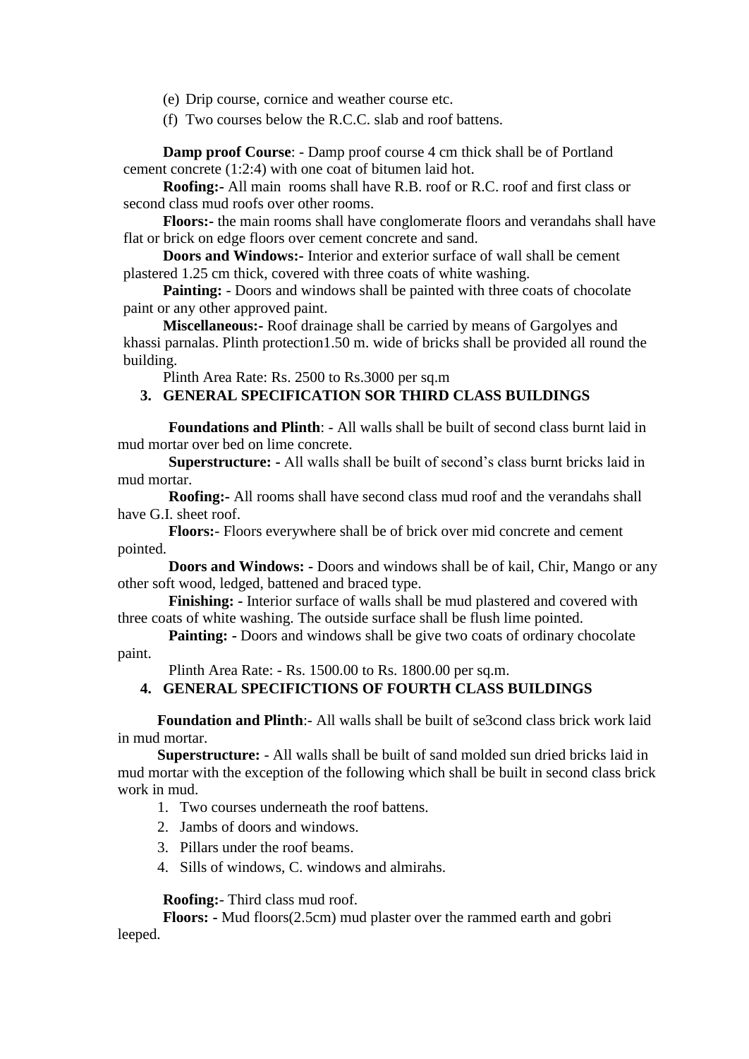(e) Drip course, cornice and weather course etc.

(f) Two courses below the R.C.C. slab and roof battens.

**Damp proof Course**: - Damp proof course 4 cm thick shall be of Portland cement concrete (1:2:4) with one coat of bitumen laid hot.

**Roofing:-** All main rooms shall have R.B. roof or R.C. roof and first class or second class mud roofs over other rooms.

**Floors:-** the main rooms shall have conglomerate floors and verandahs shall have flat or brick on edge floors over cement concrete and sand.

**Doors and Windows:-** Interior and exterior surface of wall shall be cement plastered 1.25 cm thick, covered with three coats of white washing.

**Painting:** - Doors and windows shall be painted with three coats of chocolate paint or any other approved paint.

**Miscellaneous:-** Roof drainage shall be carried by means of Gargolyes and khassi parnalas. Plinth protection1.50 m. wide of bricks shall be provided all round the building.

Plinth Area Rate: Rs. 2500 to Rs.3000 per sq.m

### 3. GENERAL SPECIFICATION SOR THIRD CLASS BUILDINGS

**Foundations and Plinth**: - All walls shall be built of second class burnt laid in mud mortar over bed on lime concrete.

**Superstructure: -** All walls shall be built of second's class burnt bricks laid in mud mortar.

**Roofing:-** All rooms shall have second class mud roof and the verandahs shall have G.I. sheet roof.

**Floors:**- Floors everywhere shall be of brick over mid concrete and cement pointed.

**Doors and Windows: -** Doors and windows shall be of kail, Chir, Mango or any other soft wood, ledged, battened and braced type.

**Finishing: -** Interior surface of walls shall be mud plastered and covered with three coats of white washing. The outside surface shall be flush lime pointed.

**Painting: -** Doors and windows shall be give two coats of ordinary chocolate paint.

Plinth Area Rate: - Rs. 1500.00 to Rs. 1800.00 per sq.m.

### 4. GENERAL SPECIFICTIONS OF FOURTH CLASS BUILDINGS

**Foundation and Plinth**:- All walls shall be built of se3cond class brick work laid in mud mortar.

**Superstructure:** - All walls shall be built of sand molded sun dried bricks laid in mud mortar with the exception of the following which shall be built in second class brick work in mud.

1. Two courses underneath the roof battens.
2. Jambs of doors and windows.
3. Pillars under the roof beams.
4. Sills of windows, C. windows and almirahs.

**Roofing:**- Third class mud roof.

**Floors:** - Mud floors(2.5cm) mud plaster over the rammed earth and gobri leeped.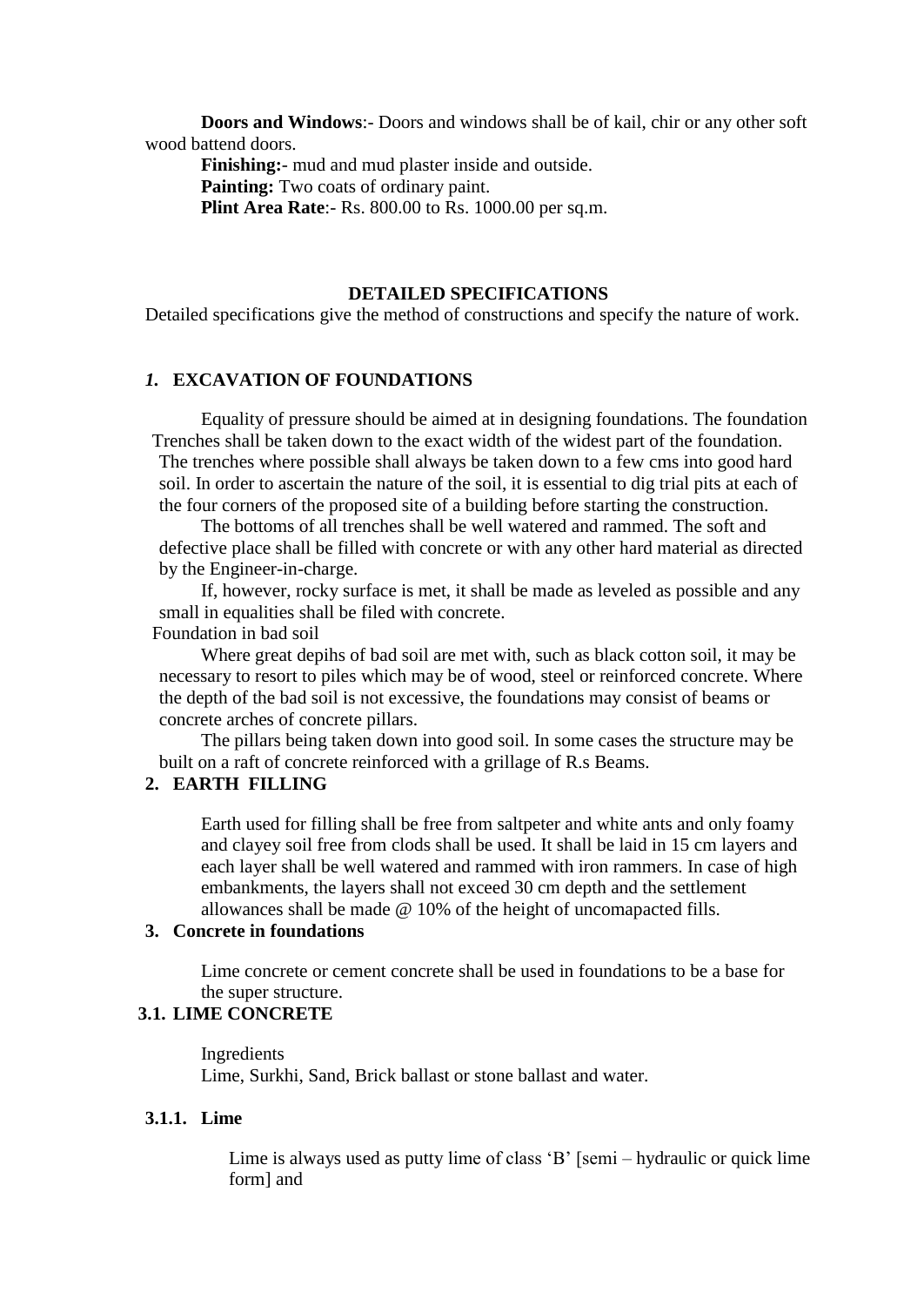**Doors and Windows**:- Doors and windows shall be of kail, chir or any other soft wood battend doors.

**Finishing:-** mud and mud plaster inside and outside.

**Painting:** Two coats of ordinary paint.

**Plint Area Rate**:- Rs. 800.00 to Rs. 1000.00 per sq.m.

## DETAILED SPECIFICATIONS

Detailed specifications give the method of constructions and specify the nature of work.

### *1.* EXCAVATION OF FOUNDATIONS

Equality of pressure should be aimed at in designing foundations. The foundation Trenches shall be taken down to the exact width of the widest part of the foundation. The trenches where possible shall always be taken down to a few cms into good hard soil. In order to ascertain the nature of the soil, it is essential to dig trial pits at each of the four corners of the proposed site of a building before starting the construction.

The bottoms of all trenches shall be well watered and rammed. The soft and defective place shall be filled with concrete or with any other hard material as directed by the Engineer-in-charge.

If, however, rocky surface is met, it shall be made as leveled as possible and any small in equalities shall be filed with concrete.

Foundation in bad soil

Where great depihs of bad soil are met with, such as black cotton soil, it may be necessary to resort to piles which may be of wood, steel or reinforced concrete. Where the depth of the bad soil is not excessive, the foundations may consist of beams or concrete arches of concrete pillars.

The pillars being taken down into good soil. In some cases the structure may be built on a raft of concrete reinforced with a grillage of R.s Beams.

### 2. EARTH FILLING

Earth used for filling shall be free from saltpeter and white ants and only foamy and clayey soil free from clods shall be used. It shall be laid in 15 cm layers and each layer shall be well watered and rammed with iron rammers. In case of high embankments, the layers shall not exceed 30 cm depth and the settlement allowances shall be made @ 10% of the height of uncomapacted fills.

### 3. Concrete in foundations

Lime concrete or cement concrete shall be used in foundations to be a base for the super structure.

### 3.1. LIME CONCRETE

Ingredients

Lime, Surkhi, Sand, Brick ballast or stone ballast and water.

#### 3.1.1. Lime

Lime is always used as putty lime of class 'B' [semi – hydraulic or quick lime form] and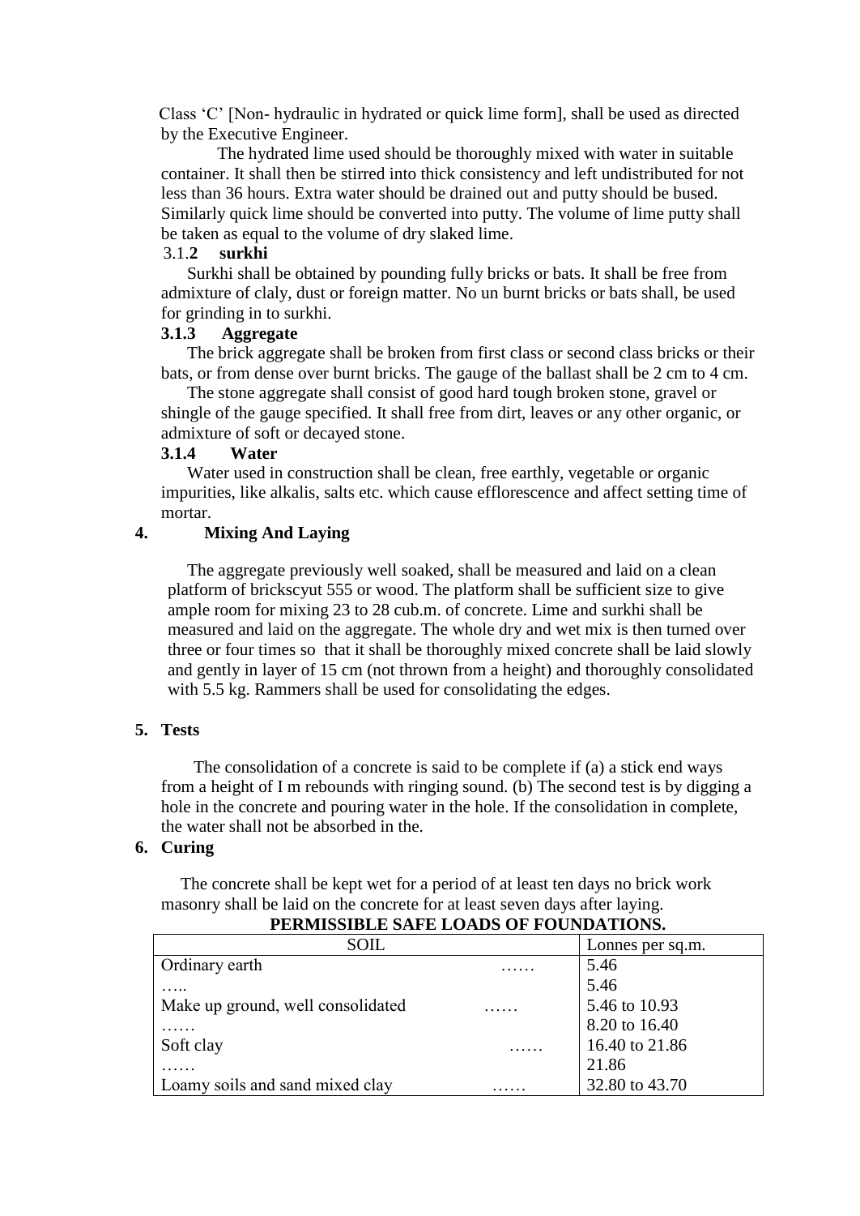Class 'C' [Non- hydraulic in hydrated or quick lime form], shall be used as directed by the Executive Engineer.

The hydrated lime used should be thoroughly mixed with water in suitable container. It shall then be stirred into thick consistency and left undistributed for not less than 36 hours. Extra water should be drained out and putty should be bused. Similarly quick lime should be converted into putty. The volume of lime putty shall be taken as equal to the volume of dry slaked lime.

### 3.1.2 surkhi

Surkhi shall be obtained by pounding fully bricks or bats. It shall be free from admixture of claly, dust or foreign matter. No un burnt bricks or bats shall, be used for grinding in to surkhi.

### 3.1.3 Aggregate

The brick aggregate shall be broken from first class or second class bricks or their bats, or from dense over burnt bricks. The gauge of the ballast shall be 2 cm to 4 cm.

The stone aggregate shall consist of good hard tough broken stone, gravel or shingle of the gauge specified. It shall free from dirt, leaves or any other organic, or admixture of soft or decayed stone.

### 3.1.4 Water

Water used in construction shall be clean, free earthly, vegetable or organic impurities, like alkalis, salts etc. which cause efflorescence and affect setting time of mortar.

## 4. Mixing And Laying

The aggregate previously well soaked, shall be measured and laid on a clean platform of brickscyut 555 or wood. The platform shall be sufficient size to give ample room for mixing 23 to 28 cub.m. of concrete. Lime and surkhi shall be measured and laid on the aggregate. The whole dry and wet mix is then turned over three or four times so that it shall be thoroughly mixed concrete shall be laid slowly and gently in layer of 15 cm (not thrown from a height) and thoroughly consolidated with 5.5 kg. Rammers shall be used for consolidating the edges.

## 5. Tests

The consolidation of a concrete is said to be complete if (a) a stick end ways from a height of I m rebounds with ringing sound. (b) The second test is by digging a hole in the concrete and pouring water in the hole. If the consolidation in complete, the water shall not be absorbed in the.

## 6. Curing

The concrete shall be kept wet for a period of at least ten days no brick work masonry shall be laid on the concrete for at least seven days after laying.

**PERMISSIBLE SAFE LOADS OF FOUNDATIONS.**

| SOIL | Lonnes per sq.m. |
|---|---|
| Ordinary earth …… | 5.46 |
| ….. | 5.46 |
| Make up ground, well consolidated …… | 5.46 to 10.93 |
| …… | 8.20 to 16.40 |
| Soft clay …… | 16.40 to 21.86 |
| …… | 21.86 |
| Loamy soils and sand mixed clay …… | 32.80 to 43.70 |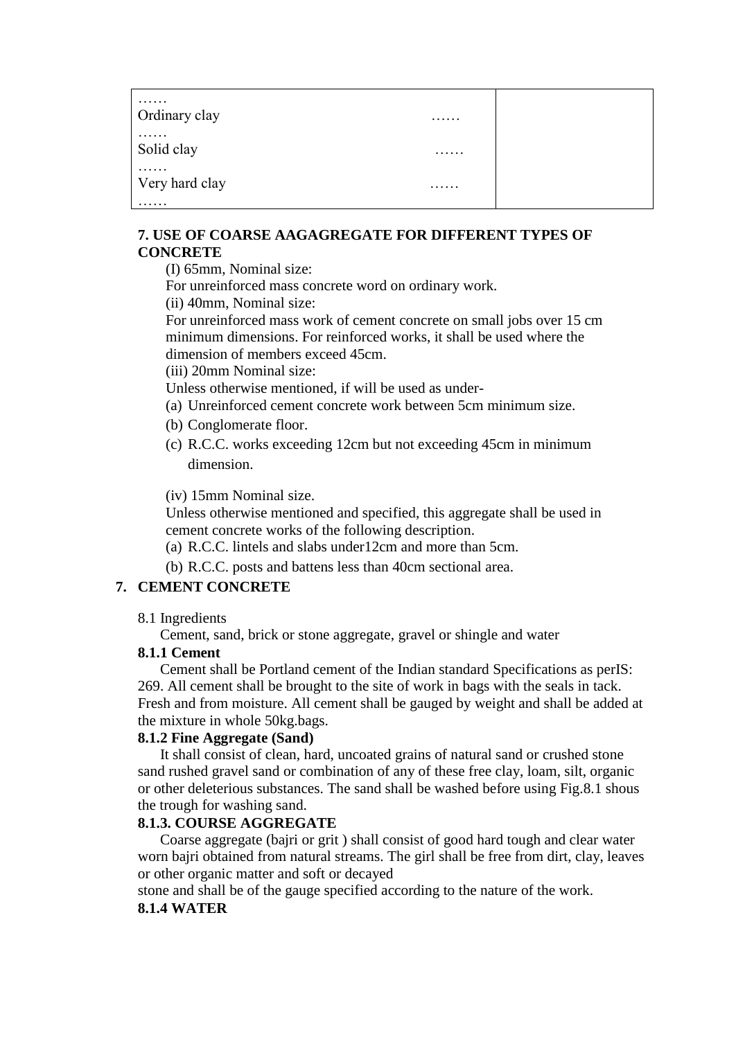| | |
|---|---|
| ……<br>Ordinary clay …… | |
| ……<br>Solid clay …… | |
| ……<br>Very hard clay …… | |
| …… | |

**7. USE OF COARSE AAGAGREGATE FOR DIFFERENT TYPES OF CONCRETE**

(I) 65mm, Nominal size:

For unreinforced mass concrete word on ordinary work.

(ii) 40mm, Nominal size:

For unreinforced mass work of cement concrete on small jobs over 15 cm minimum dimensions. For reinforced works, it shall be used where the dimension of members exceed 45cm.

(iii) 20mm Nominal size:

Unless otherwise mentioned, if will be used as under-

(a) Unreinforced cement concrete work between 5cm minimum size.
(b) Conglomerate floor.
(c) R.C.C. works exceeding 12cm but not exceeding 45cm in minimum dimension.

(iv) 15mm Nominal size.

Unless otherwise mentioned and specified, this aggregate shall be used in cement concrete works of the following description.

(a) R.C.C. lintels and slabs under12cm and more than 5cm.
(b) R.C.C. posts and battens less than 40cm sectional area.

## 7. CEMENT CONCRETE

8.1 Ingredients

Cement, sand, brick or stone aggregate, gravel or shingle and water

**8.1.1 Cement**

Cement shall be Portland cement of the Indian standard Specifications as perIS: 269. All cement shall be brought to the site of work in bags with the seals in tack. Fresh and from moisture. All cement shall be gauged by weight and shall be added at the mixture in whole 50kg.bags.

**8.1.2 Fine Aggregate (Sand)**

It shall consist of clean, hard, uncoated grains of natural sand or crushed stone sand rushed gravel sand or combination of any of these free clay, loam, silt, organic or other deleterious substances. The sand shall be washed before using Fig.8.1 shous the trough for washing sand.

**8.1.3. COURSE AGGREGATE**

Coarse aggregate (bajri or grit ) shall consist of good hard tough and clear water worn bajri obtained from natural streams. The girl shall be free from dirt, clay, leaves or other organic matter and soft or decayed stone and shall be of the gauge specified according to the nature of the work.

**8.1.4 WATER**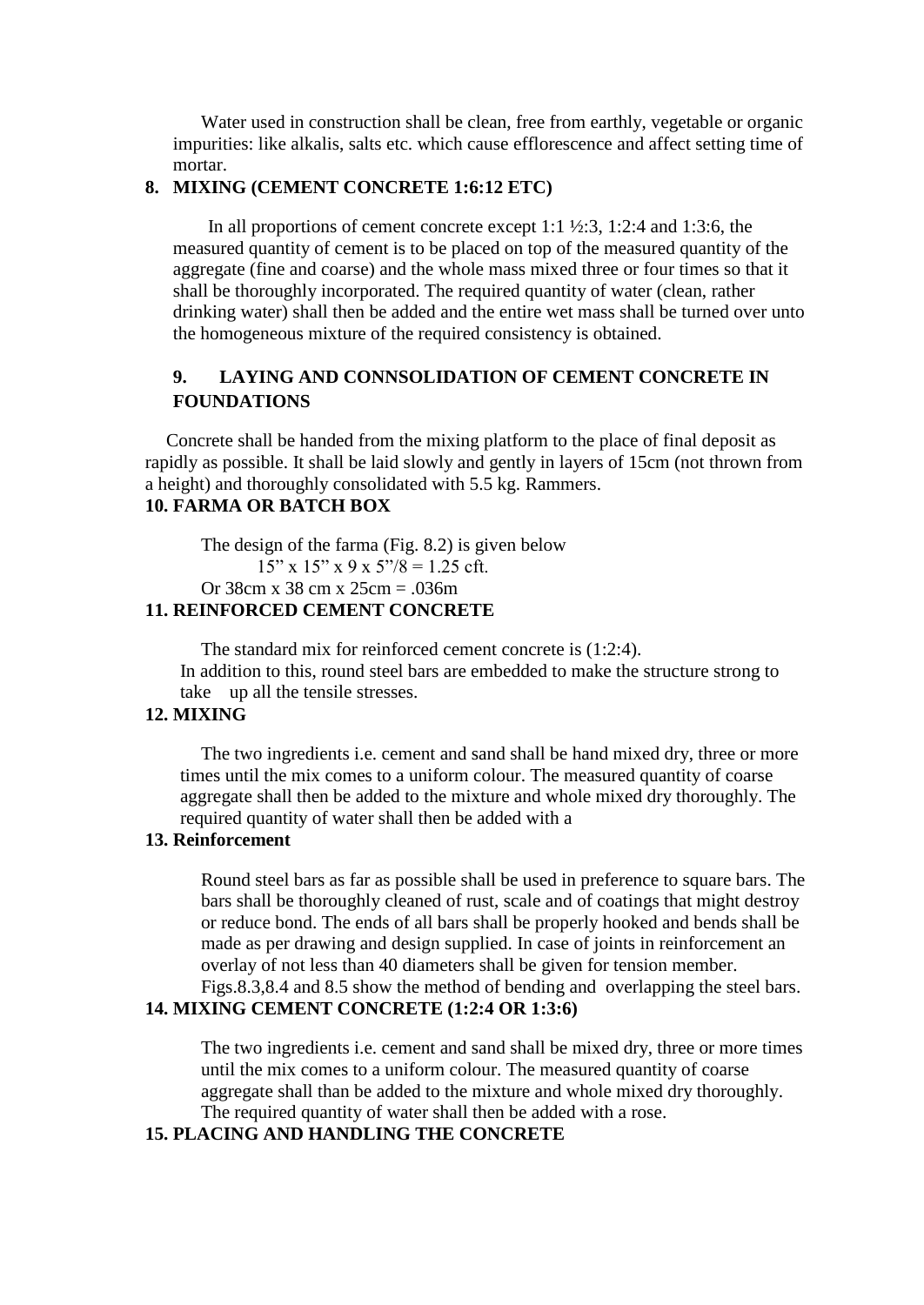Water used in construction shall be clean, free from earthly, vegetable or organic impurities: like alkalis, salts etc. which cause efflorescence and affect setting time of mortar.

## 8. MIXING (CEMENT CONCRETE 1:6:12 ETC)

In all proportions of cement concrete except 1:1 ½:3, 1:2:4 and 1:3:6, the measured quantity of cement is to be placed on top of the measured quantity of the aggregate (fine and coarse) and the whole mass mixed three or four times so that it shall be thoroughly incorporated. The required quantity of water (clean, rather drinking water) shall then be added and the entire wet mass shall be turned over unto the homogeneous mixture of the required consistency is obtained.

## 9. LAYING AND CONNSOLIDATION OF CEMENT CONCRETE IN FOUNDATIONS

Concrete shall be handed from the mixing platform to the place of final deposit as rapidly as possible. It shall be laid slowly and gently in layers of 15cm (not thrown from a height) and thoroughly consolidated with 5.5 kg. Rammers.

## 10. FARMA OR BATCH BOX

The design of the farma (Fig. 8.2) is given below

15" x 15" x 9 x 5"/8 = 1.25 cft.

Or 38cm x 38 cm x 25cm = .036m

## 11. REINFORCED CEMENT CONCRETE

The standard mix for reinforced cement concrete is (1:2:4).

In addition to this, round steel bars are embedded to make the structure strong to take up all the tensile stresses.

## 12. MIXING

The two ingredients i.e. cement and sand shall be hand mixed dry, three or more times until the mix comes to a uniform colour. The measured quantity of coarse aggregate shall then be added to the mixture and whole mixed dry thoroughly. The required quantity of water shall then be added with a

## 13. Reinforcement

Round steel bars as far as possible shall be used in preference to square bars. The bars shall be thoroughly cleaned of rust, scale and of coatings that might destroy or reduce bond. The ends of all bars shall be properly hooked and bends shall be made as per drawing and design supplied. In case of joints in reinforcement an overlay of not less than 40 diameters shall be given for tension member. Figs.8.3,8.4 and 8.5 show the method of bending and overlapping the steel bars.

## 14. MIXING CEMENT CONCRETE (1:2:4 OR 1:3:6)

The two ingredients i.e. cement and sand shall be mixed dry, three or more times until the mix comes to a uniform colour. The measured quantity of coarse aggregate shall than be added to the mixture and whole mixed dry thoroughly. The required quantity of water shall then be added with a rose.

## 15. PLACING AND HANDLING THE CONCRETE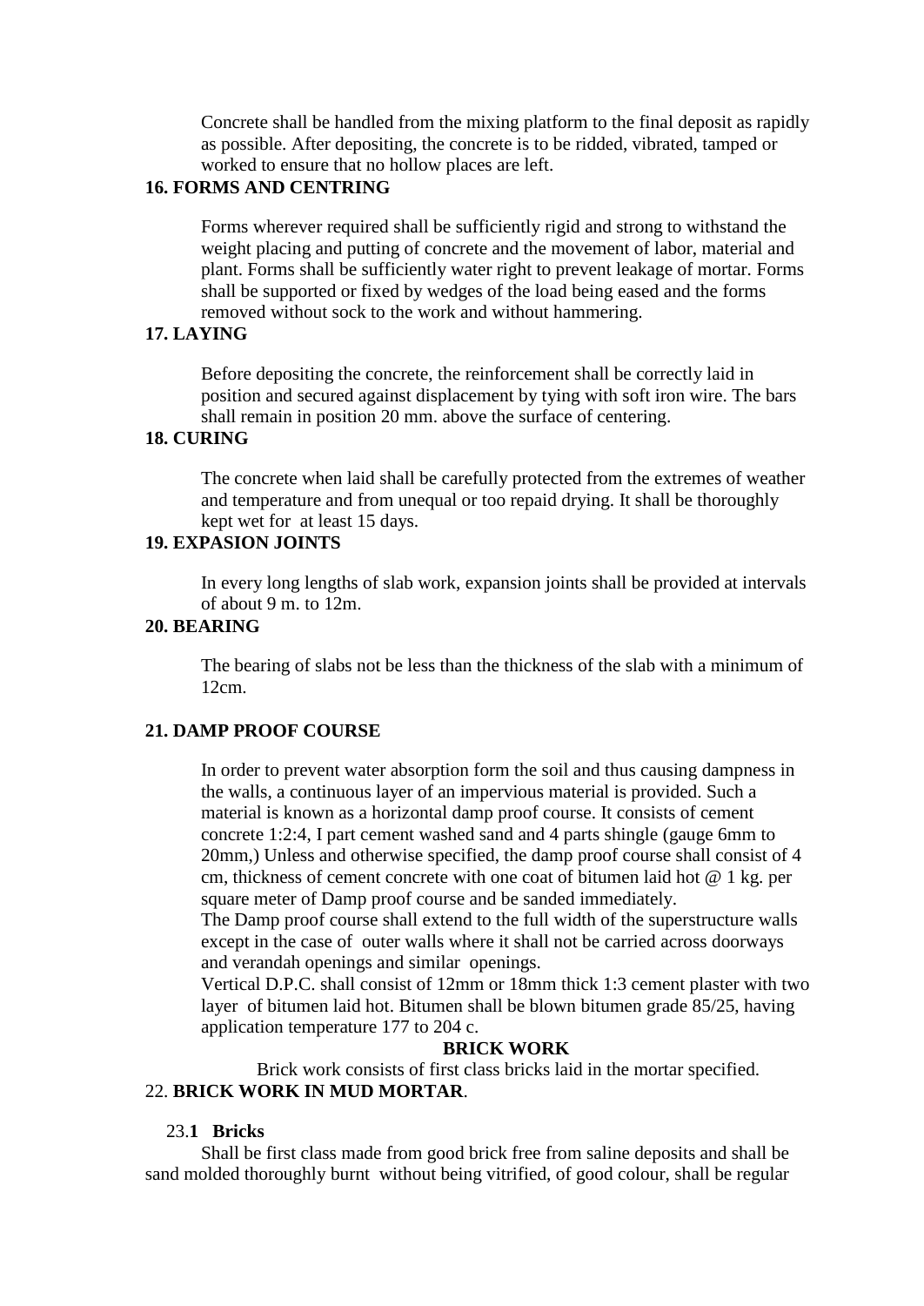Concrete shall be handled from the mixing platform to the final deposit as rapidly as possible. After depositing, the concrete is to be ridded, vibrated, tamped or worked to ensure that no hollow places are left.

### 16. FORMS AND CENTRING

Forms wherever required shall be sufficiently rigid and strong to withstand the weight placing and putting of concrete and the movement of labor, material and plant. Forms shall be sufficiently water right to prevent leakage of mortar. Forms shall be supported or fixed by wedges of the load being eased and the forms removed without sock to the work and without hammering.

### 17. LAYING

Before depositing the concrete, the reinforcement shall be correctly laid in position and secured against displacement by tying with soft iron wire. The bars shall remain in position 20 mm. above the surface of centering.

### 18. CURING

The concrete when laid shall be carefully protected from the extremes of weather and temperature and from unequal or too repaid drying. It shall be thoroughly kept wet for at least 15 days.

### 19. EXPASION JOINTS

In every long lengths of slab work, expansion joints shall be provided at intervals of about 9 m. to 12m.

### 20. BEARING

The bearing of slabs not be less than the thickness of the slab with a minimum of 12cm.

### 21. DAMP PROOF COURSE

In order to prevent water absorption form the soil and thus causing dampness in the walls, a continuous layer of an impervious material is provided. Such a material is known as a horizontal damp proof course. It consists of cement concrete 1:2:4, I part cement washed sand and 4 parts shingle (gauge 6mm to 20mm,) Unless and otherwise specified, the damp proof course shall consist of 4 cm, thickness of cement concrete with one coat of bitumen laid hot @ 1 kg. per square meter of Damp proof course and be sanded immediately.

The Damp proof course shall extend to the full width of the superstructure walls except in the case of outer walls where it shall not be carried across doorways and verandah openings and similar openings.

Vertical D.P.C. shall consist of 12mm or 18mm thick 1:3 cement plaster with two layer of bitumen laid hot. Bitumen shall be blown bitumen grade 85/25, having application temperature 177 to 204 c.

## BRICK WORK

Brick work consists of first class bricks laid in the mortar specified.

### 22. BRICK WORK IN MUD MORTAR.

#### 23.1 Bricks

Shall be first class made from good brick free from saline deposits and shall be sand molded thoroughly burnt without being vitrified, of good colour, shall be regular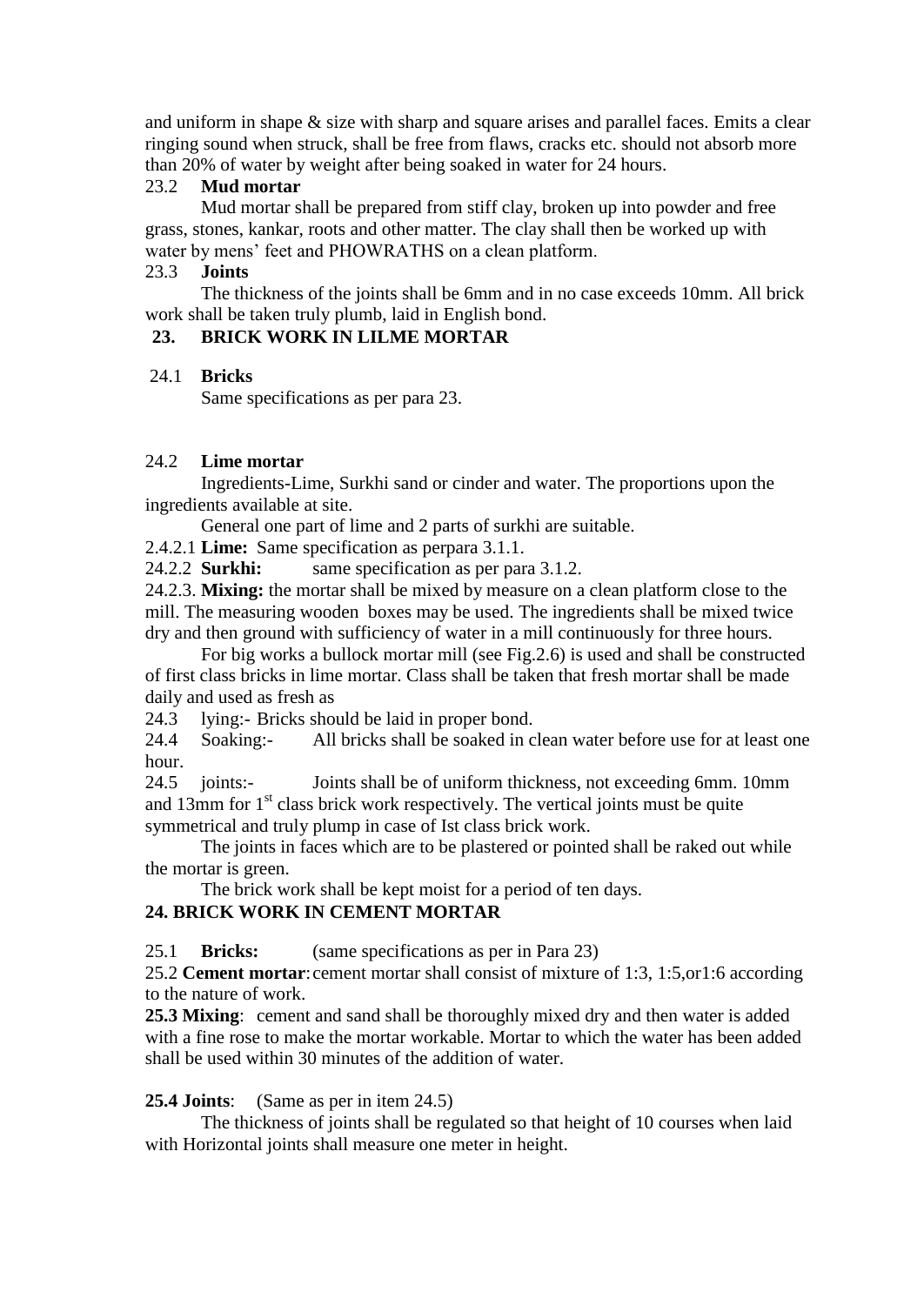and uniform in shape & size with sharp and square arises and parallel faces. Emits a clear ringing sound when struck, shall be free from flaws, cracks etc. should not absorb more than 20% of water by weight after being soaked in water for 24 hours.

23.2 **Mud mortar**

Mud mortar shall be prepared from stiff clay, broken up into powder and free grass, stones, kankar, roots and other matter. The clay shall then be worked up with water by mens' feet and PHOWRATHS on a clean platform.

23.3 **Joints**

The thickness of the joints shall be 6mm and in no case exceeds 10mm. All brick work shall be taken truly plumb, laid in English bond.

**23. BRICK WORK IN LILME MORTAR**

24.1 **Bricks**

Same specifications as per para 23.

24.2 **Lime mortar**

Ingredients-Lime, Surkhi sand or cinder and water. The proportions upon the ingredients available at site.

General one part of lime and 2 parts of surkhi are suitable.

2.4.2.1 **Lime:** Same specification as perpara 3.1.1.

24.2.2 **Surkhi:** same specification as per para 3.1.2.

24.2.3. **Mixing:** the mortar shall be mixed by measure on a clean platform close to the mill. The measuring wooden boxes may be used. The ingredients shall be mixed twice dry and then ground with sufficiency of water in a mill continuously for three hours.

For big works a bullock mortar mill (see Fig.2.6) is used and shall be constructed of first class bricks in lime mortar. Class shall be taken that fresh mortar shall be made daily and used as fresh as

24.3 lying:- Bricks should be laid in proper bond.

24.4 Soaking:- All bricks shall be soaked in clean water before use for at least one hour.

24.5 joints:- Joints shall be of uniform thickness, not exceeding 6mm. 10mm and 13mm for 1st class brick work respectively. The vertical joints must be quite symmetrical and truly plump in case of Ist class brick work.

The joints in faces which are to be plastered or pointed shall be raked out while the mortar is green.

The brick work shall be kept moist for a period of ten days.

**24. BRICK WORK IN CEMENT MORTAR**

25.1 **Bricks:** (same specifications as per in Para 23)

25.2 **Cement mortar**: cement mortar shall consist of mixture of 1:3, 1:5,or1:6 according to the nature of work.

**25.3 Mixing**: cement and sand shall be thoroughly mixed dry and then water is added with a fine rose to make the mortar workable. Mortar to which the water has been added shall be used within 30 minutes of the addition of water.

**25.4 Joints**: (Same as per in item 24.5)

The thickness of joints shall be regulated so that height of 10 courses when laid with Horizontal joints shall measure one meter in height.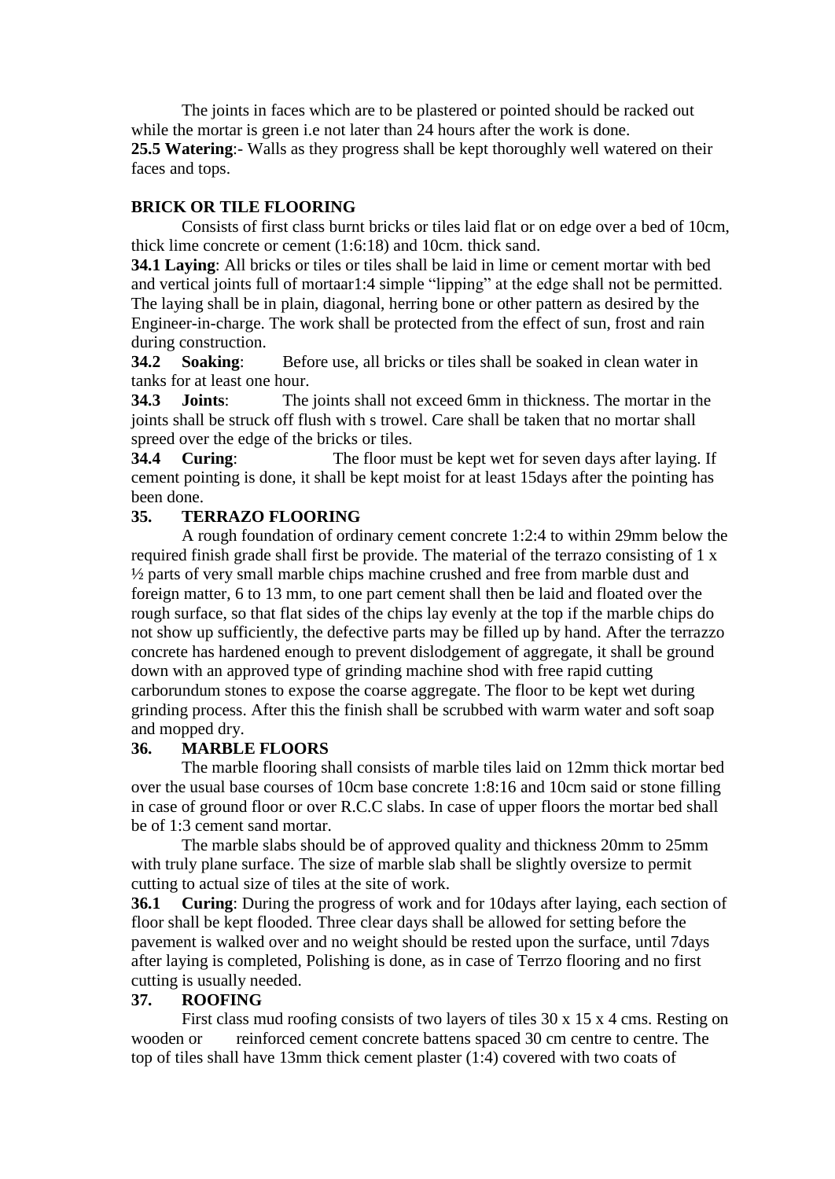The joints in faces which are to be plastered or pointed should be racked out while the mortar is green i.e not later than 24 hours after the work is done.

**25.5 Watering**:- Walls as they progress shall be kept thoroughly well watered on their faces and tops.

**BRICK OR TILE FLOORING**

Consists of first class burnt bricks or tiles laid flat or on edge over a bed of 10cm, thick lime concrete or cement (1:6:18) and 10cm. thick sand.

**34.1 Laying**: All bricks or tiles or tiles shall be laid in lime or cement mortar with bed and vertical joints full of mortaar1:4 simple "lipping" at the edge shall not be permitted. The laying shall be in plain, diagonal, herring bone or other pattern as desired by the Engineer-in-charge. The work shall be protected from the effect of sun, frost and rain during construction.

**34.2 Soaking**: Before use, all bricks or tiles shall be soaked in clean water in tanks for at least one hour.

**34.3 Joints**: The joints shall not exceed 6mm in thickness. The mortar in the joints shall be struck off flush with s trowel. Care shall be taken that no mortar shall spreed over the edge of the bricks or tiles.

**34.4 Curing**: The floor must be kept wet for seven days after laying. If cement pointing is done, it shall be kept moist for at least 15days after the pointing has been done.

**35. TERRAZO FLOORING**

A rough foundation of ordinary cement concrete 1:2:4 to within 29mm below the required finish grade shall first be provide. The material of the terrazo consisting of 1 x ½ parts of very small marble chips machine crushed and free from marble dust and foreign matter, 6 to 13 mm, to one part cement shall then be laid and floated over the rough surface, so that flat sides of the chips lay evenly at the top if the marble chips do not show up sufficiently, the defective parts may be filled up by hand. After the terrazzo concrete has hardened enough to prevent dislodgement of aggregate, it shall be ground down with an approved type of grinding machine shod with free rapid cutting carborundum stones to expose the coarse aggregate. The floor to be kept wet during grinding process. After this the finish shall be scrubbed with warm water and soft soap and mopped dry.

**36. MARBLE FLOORS**

The marble flooring shall consists of marble tiles laid on 12mm thick mortar bed over the usual base courses of 10cm base concrete 1:8:16 and 10cm said or stone filling in case of ground floor or over R.C.C slabs. In case of upper floors the mortar bed shall be of 1:3 cement sand mortar.

The marble slabs should be of approved quality and thickness 20mm to 25mm with truly plane surface. The size of marble slab shall be slightly oversize to permit cutting to actual size of tiles at the site of work.

**36.1 Curing**: During the progress of work and for 10days after laying, each section of floor shall be kept flooded. Three clear days shall be allowed for setting before the pavement is walked over and no weight should be rested upon the surface, until 7days after laying is completed, Polishing is done, as in case of Terrzo flooring and no first cutting is usually needed.

**37. ROOFING**

First class mud roofing consists of two layers of tiles 30 x 15 x 4 cms. Resting on wooden or reinforced cement concrete battens spaced 30 cm centre to centre. The top of tiles shall have 13mm thick cement plaster (1:4) covered with two coats of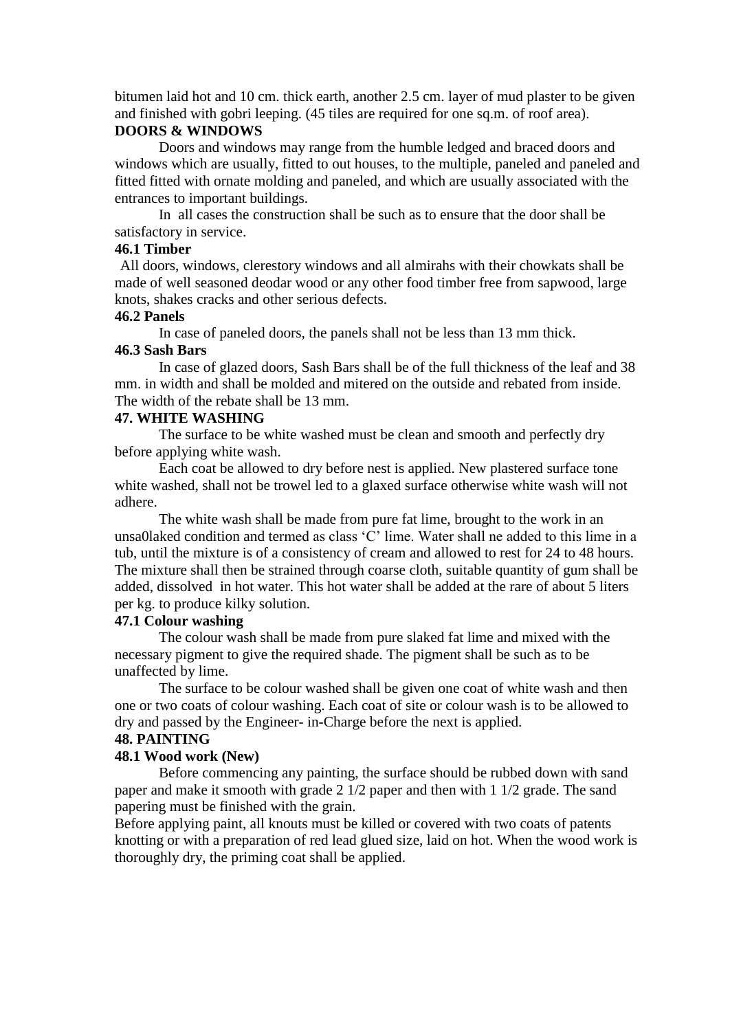bitumen laid hot and 10 cm. thick earth, another 2.5 cm. layer of mud plaster to be given and finished with gobri leeping. (45 tiles are required for one sq.m. of roof area).

**DOORS & WINDOWS**

Doors and windows may range from the humble ledged and braced doors and windows which are usually, fitted to out houses, to the multiple, paneled and paneled and fitted fitted with ornate molding and paneled, and which are usually associated with the entrances to important buildings.

In all cases the construction shall be such as to ensure that the door shall be satisfactory in service.

**46.1 Timber**

All doors, windows, clerestory windows and all almirahs with their chowkats shall be made of well seasoned deodar wood or any other food timber free from sapwood, large knots, shakes cracks and other serious defects.

**46.2 Panels**

In case of paneled doors, the panels shall not be less than 13 mm thick.

**46.3 Sash Bars**

In case of glazed doors, Sash Bars shall be of the full thickness of the leaf and 38 mm. in width and shall be molded and mitered on the outside and rebated from inside. The width of the rebate shall be 13 mm.

**47. WHITE WASHING**

The surface to be white washed must be clean and smooth and perfectly dry before applying white wash.

Each coat be allowed to dry before nest is applied. New plastered surface tone white washed, shall not be trowel led to a glaxed surface otherwise white wash will not adhere.

The white wash shall be made from pure fat lime, brought to the work in an unsa0laked condition and termed as class 'C' lime. Water shall ne added to this lime in a tub, until the mixture is of a consistency of cream and allowed to rest for 24 to 48 hours. The mixture shall then be strained through coarse cloth, suitable quantity of gum shall be added, dissolved in hot water. This hot water shall be added at the rare of about 5 liters per kg. to produce kilky solution.

**47.1 Colour washing**

The colour wash shall be made from pure slaked fat lime and mixed with the necessary pigment to give the required shade. The pigment shall be such as to be unaffected by lime.

The surface to be colour washed shall be given one coat of white wash and then one or two coats of colour washing. Each coat of site or colour wash is to be allowed to dry and passed by the Engineer- in-Charge before the next is applied.

**48. PAINTING**

**48.1 Wood work (New)**

Before commencing any painting, the surface should be rubbed down with sand paper and make it smooth with grade 2 1/2 paper and then with 1 1/2 grade. The sand papering must be finished with the grain.

Before applying paint, all knouts must be killed or covered with two coats of patents knotting or with a preparation of red lead glued size, laid on hot. When the wood work is thoroughly dry, the priming coat shall be applied.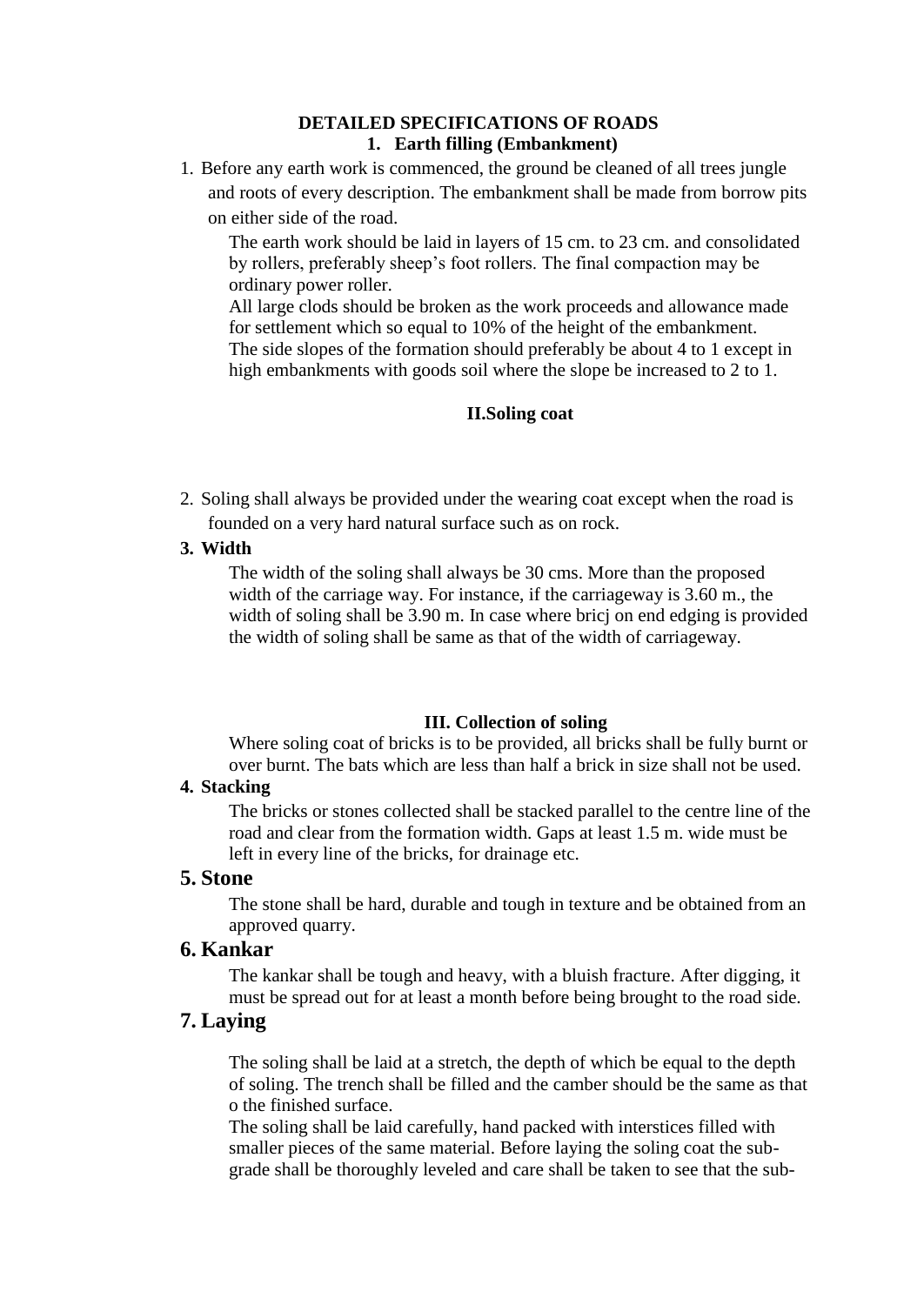# DETAILED SPECIFICATIONS OF ROADS

## 1. Earth filling (Embankment)

1. Before any earth work is commenced, the ground be cleaned of all trees jungle and roots of every description. The embankment shall be made from borrow pits on either side of the road.

   The earth work should be laid in layers of 15 cm. to 23 cm. and consolidated by rollers, preferably sheep's foot rollers. The final compaction may be ordinary power roller.

   All large clods should be broken as the work proceeds and allowance made for settlement which so equal to 10% of the height of the embankment.

   The side slopes of the formation should preferably be about 4 to 1 except in high embankments with goods soil where the slope be increased to 2 to 1.

## II.Soling coat

2. Soling shall always be provided under the wearing coat except when the road is founded on a very hard natural surface such as on rock.

3. **Width**

   The width of the soling shall always be 30 cms. More than the proposed width of the carriage way. For instance, if the carriageway is 3.60 m., the width of soling shall be 3.90 m. In case where bricj on end edging is provided the width of soling shall be same as that of the width of carriageway.

## III. Collection of soling

Where soling coat of bricks is to be provided, all bricks shall be fully burnt or over burnt. The bats which are less than half a brick in size shall not be used.

4. **Stacking**

   The bricks or stones collected shall be stacked parallel to the centre line of the road and clear from the formation width. Gaps at least 1.5 m. wide must be left in every line of the bricks, for drainage etc.

### 5. Stone

The stone shall be hard, durable and tough in texture and be obtained from an approved quarry.

### 6. Kankar

The kankar shall be tough and heavy, with a bluish fracture. After digging, it must be spread out for at least a month before being brought to the road side.

### 7. Laying

The soling shall be laid at a stretch, the depth of which be equal to the depth of soling. The trench shall be filled and the camber should be the same as that o the finished surface.

The soling shall be laid carefully, hand packed with interstices filled with smaller pieces of the same material. Before laying the soling coat the sub-grade shall be thoroughly leveled and care shall be taken to see that the sub-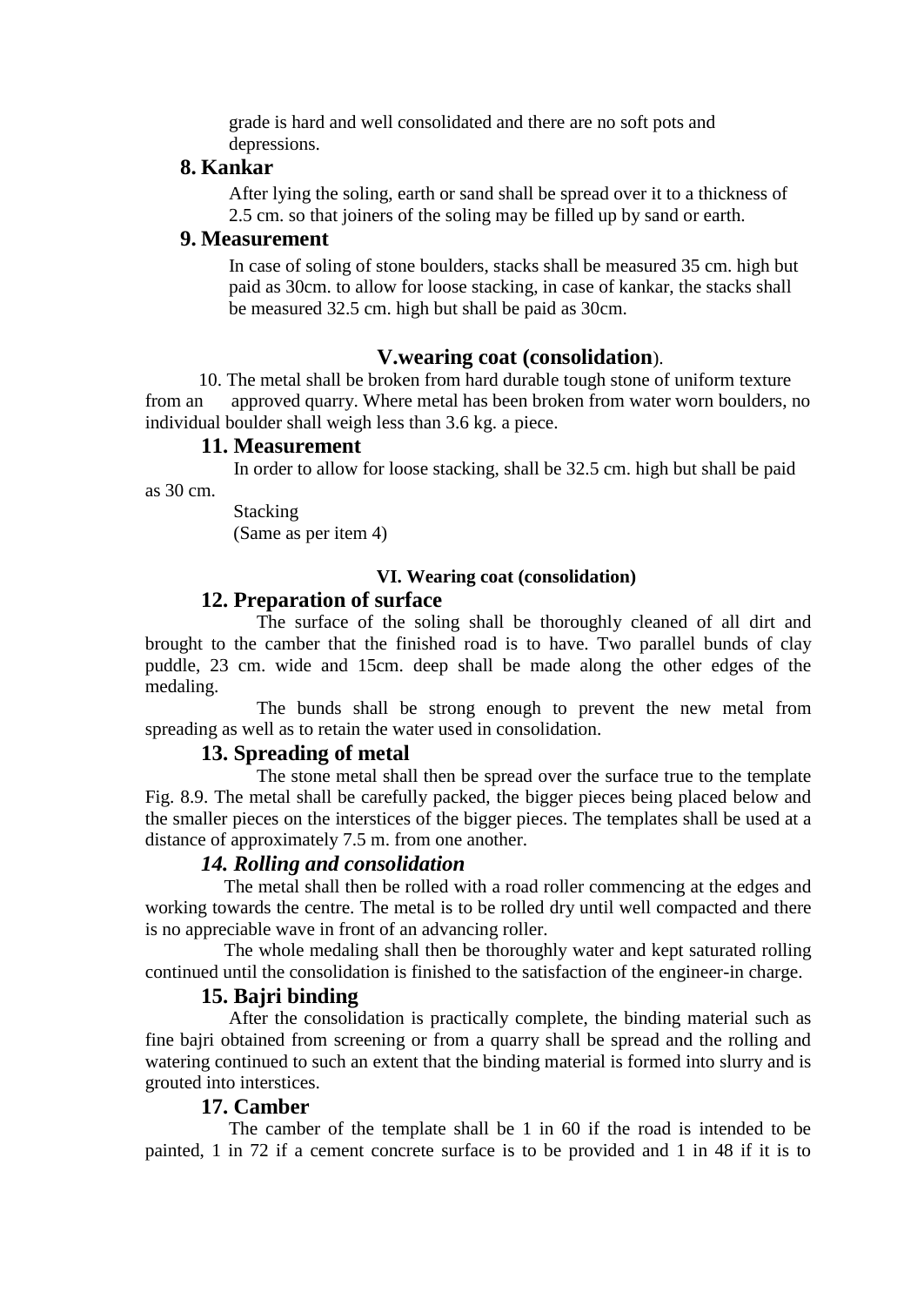grade is hard and well consolidated and there are no soft pots and depressions.

### 8. Kankar

After lying the soling, earth or sand shall be spread over it to a thickness of 2.5 cm. so that joiners of the soling may be filled up by sand or earth.

### 9. Measurement

In case of soling of stone boulders, stacks shall be measured 35 cm. high but paid as 30cm. to allow for loose stacking, in case of kankar, the stacks shall be measured 32.5 cm. high but shall be paid as 30cm.

## V.wearing coat (consolidation).

10. The metal shall be broken from hard durable tough stone of uniform texture from an approved quarry. Where metal has been broken from water worn boulders, no individual boulder shall weigh less than 3.6 kg. a piece.

### 11. Measurement

In order to allow for loose stacking, shall be 32.5 cm. high but shall be paid as 30 cm.

Stacking
(Same as per item 4)

#### VI. Wearing coat (consolidation)

### 12. Preparation of surface

The surface of the soling shall be thoroughly cleaned of all dirt and brought to the camber that the finished road is to have. Two parallel bunds of clay puddle, 23 cm. wide and 15cm. deep shall be made along the other edges of the medaling.

The bunds shall be strong enough to prevent the new metal from spreading as well as to retain the water used in consolidation.

### 13. Spreading of metal

The stone metal shall then be spread over the surface true to the template Fig. 8.9. The metal shall be carefully packed, the bigger pieces being placed below and the smaller pieces on the interstices of the bigger pieces. The templates shall be used at a distance of approximately 7.5 m. from one another.

### *14. Rolling and consolidation*

The metal shall then be rolled with a road roller commencing at the edges and working towards the centre. The metal is to be rolled dry until well compacted and there is no appreciable wave in front of an advancing roller.

The whole medaling shall then be thoroughly water and kept saturated rolling continued until the consolidation is finished to the satisfaction of the engineer-in charge.

### 15. Bajri binding

After the consolidation is practically complete, the binding material such as fine bajri obtained from screening or from a quarry shall be spread and the rolling and watering continued to such an extent that the binding material is formed into slurry and is grouted into interstices.

### 17. Camber

The camber of the template shall be 1 in 60 if the road is intended to be painted, 1 in 72 if a cement concrete surface is to be provided and 1 in 48 if it is to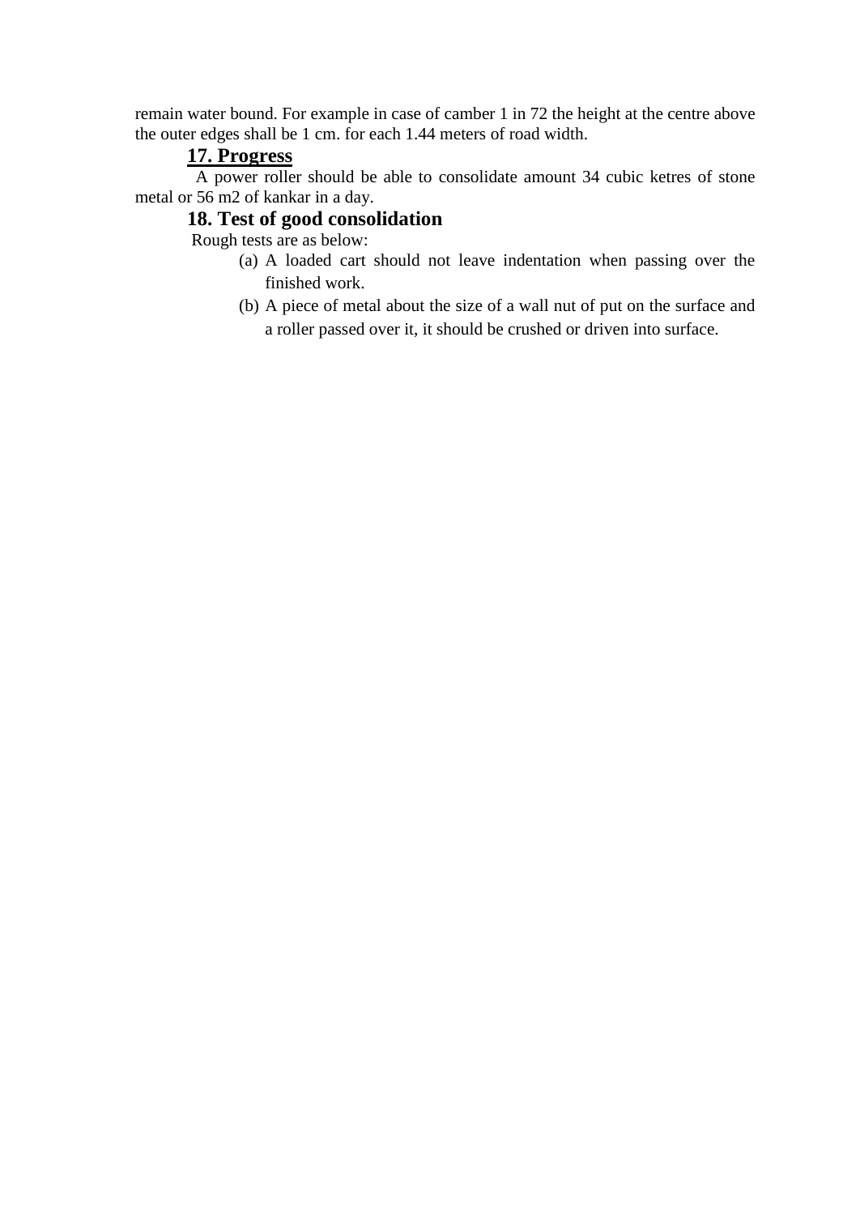remain water bound. For example in case of camber 1 in 72 the height at the centre above the outer edges shall be 1 cm. for each 1.44 meters of road width.

## 17. Progress

A power roller should be able to consolidate amount 34 cubic ketres of stone metal or 56 m2 of kankar in a day.

## 18. Test of good consolidation

Rough tests are as below:

(a) A loaded cart should not leave indentation when passing over the finished work.

(b) A piece of metal about the size of a wall nut of put on the surface and a roller passed over it, it should be crushed or driven into surface.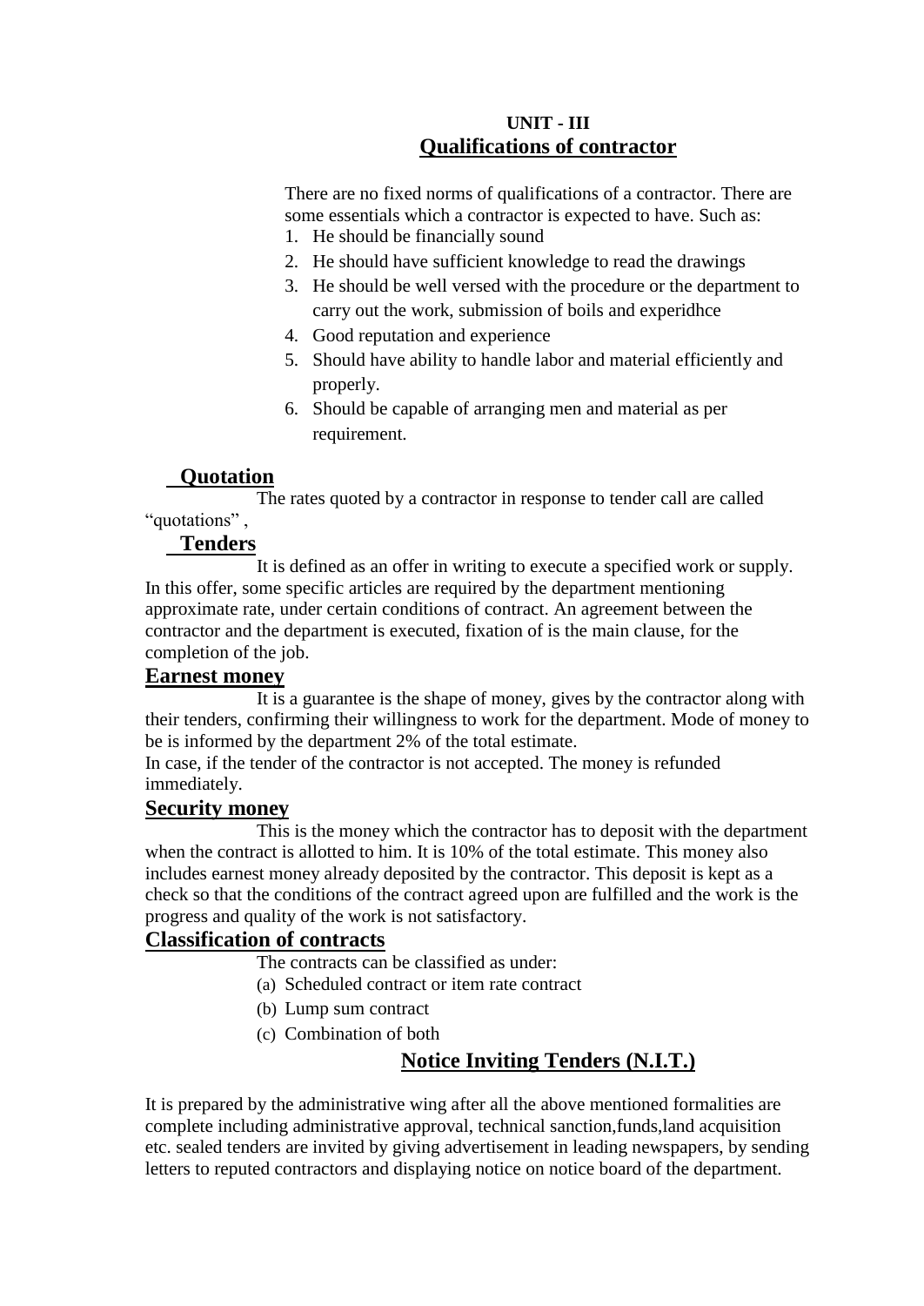**UNIT - III**

## Qualifications of contractor

There are no fixed norms of qualifications of a contractor. There are some essentials which a contractor is expected to have. Such as:

1. He should be financially sound
2. He should have sufficient knowledge to read the drawings
3. He should be well versed with the procedure or the department to carry out the work, submission of boils and experidhce
4. Good reputation and experience
5. Should have ability to handle labor and material efficiently and properly.
6. Should be capable of arranging men and material as per requirement.

### Quotation

The rates quoted by a contractor in response to tender call are called "quotations" ,

### Tenders

It is defined as an offer in writing to execute a specified work or supply. In this offer, some specific articles are required by the department mentioning approximate rate, under certain conditions of contract. An agreement between the contractor and the department is executed, fixation of is the main clause, for the completion of the job.

### Earnest money

It is a guarantee is the shape of money, gives by the contractor along with their tenders, confirming their willingness to work for the department. Mode of money to be is informed by the department 2% of the total estimate.

In case, if the tender of the contractor is not accepted. The money is refunded immediately.

### Security money

This is the money which the contractor has to deposit with the department when the contract is allotted to him. It is 10% of the total estimate. This money also includes earnest money already deposited by the contractor. This deposit is kept as a check so that the conditions of the contract agreed upon are fulfilled and the work is the progress and quality of the work is not satisfactory.

### Classification of contracts

The contracts can be classified as under:

(a) Scheduled contract or item rate contract
(b) Lump sum contract
(c) Combination of both

## Notice Inviting Tenders (N.I.T.)

It is prepared by the administrative wing after all the above mentioned formalities are complete including administrative approval, technical sanction,funds,land acquisition etc. sealed tenders are invited by giving advertisement in leading newspapers, by sending letters to reputed contractors and displaying notice on notice board of the department.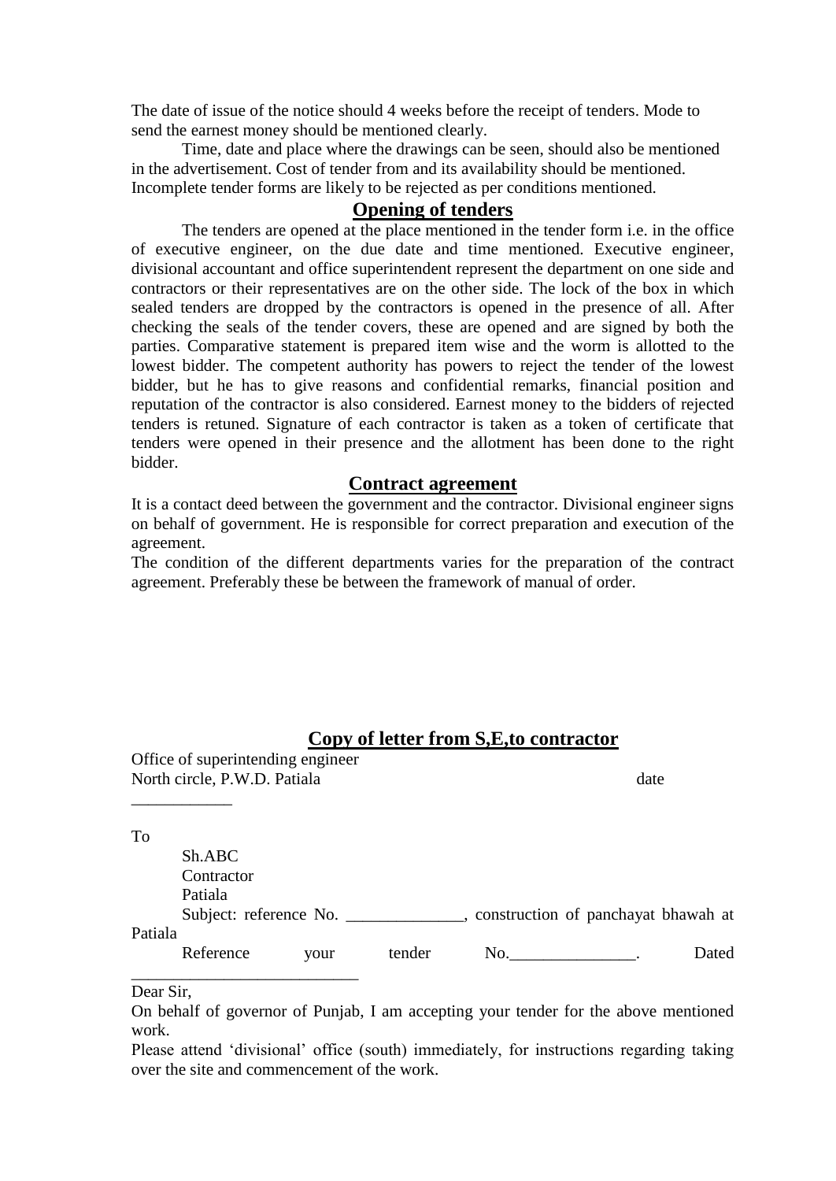The date of issue of the notice should 4 weeks before the receipt of tenders. Mode to send the earnest money should be mentioned clearly.

Time, date and place where the drawings can be seen, should also be mentioned in the advertisement. Cost of tender from and its availability should be mentioned. Incomplete tender forms are likely to be rejected as per conditions mentioned.

## Opening of tenders

The tenders are opened at the place mentioned in the tender form i.e. in the office of executive engineer, on the due date and time mentioned. Executive engineer, divisional accountant and office superintendent represent the department on one side and contractors or their representatives are on the other side. The lock of the box in which sealed tenders are dropped by the contractors is opened in the presence of all. After checking the seals of the tender covers, these are opened and are signed by both the parties. Comparative statement is prepared item wise and the worm is allotted to the lowest bidder. The competent authority has powers to reject the tender of the lowest bidder, but he has to give reasons and confidential remarks, financial position and reputation of the contractor is also considered. Earnest money to the bidders of rejected tenders is retuned. Signature of each contractor is taken as a token of certificate that tenders were opened in their presence and the allotment has been done to the right bidder.

## Contract agreement

It is a contact deed between the government and the contractor. Divisional engineer signs on behalf of government. He is responsible for correct preparation and execution of the agreement.

The condition of the different departments varies for the preparation of the contract agreement. Preferably these be between the framework of manual of order.

## Copy of letter from S,E,to contractor

Office of superintending engineer
North circle, P.W.D. Patiala                                        date ___________

To

Sh.ABC
Contractor
Patiala

Subject: reference No. ______________, construction of panchayat bhawah at Patiala

Reference your tender No.______________. Dated __________________________

Dear Sir,

On behalf of governor of Punjab, I am accepting your tender for the above mentioned work.

Please attend 'divisional' office (south) immediately, for instructions regarding taking over the site and commencement of the work.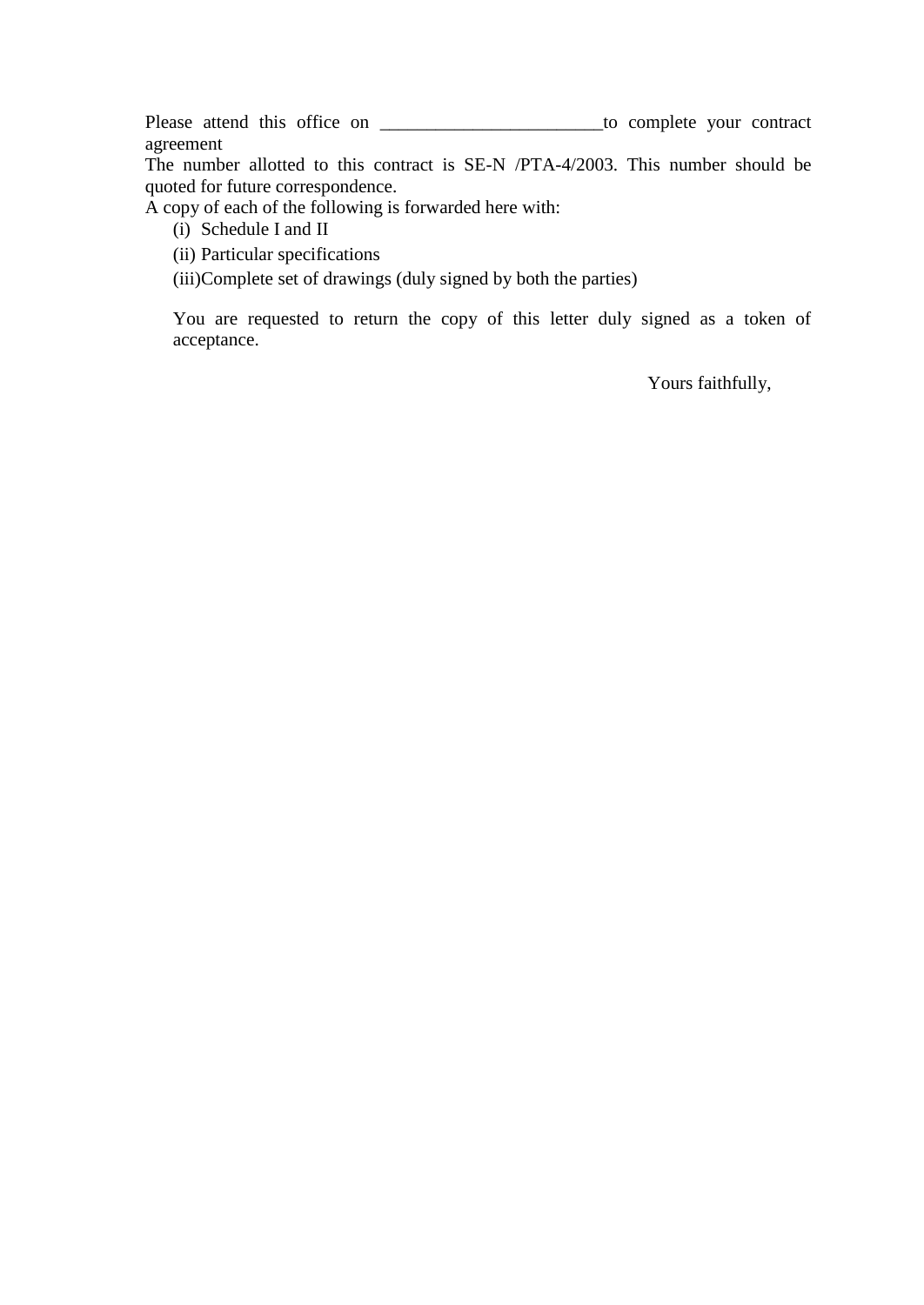Please attend this office on ________________________to complete your contract agreement

The number allotted to this contract is SE-N /PTA-4/2003. This number should be quoted for future correspondence.

A copy of each of the following is forwarded here with:

(i) Schedule I and II

(ii) Particular specifications

(iii)Complete set of drawings (duly signed by both the parties)

You are requested to return the copy of this letter duly signed as a token of acceptance.

Yours faithfully,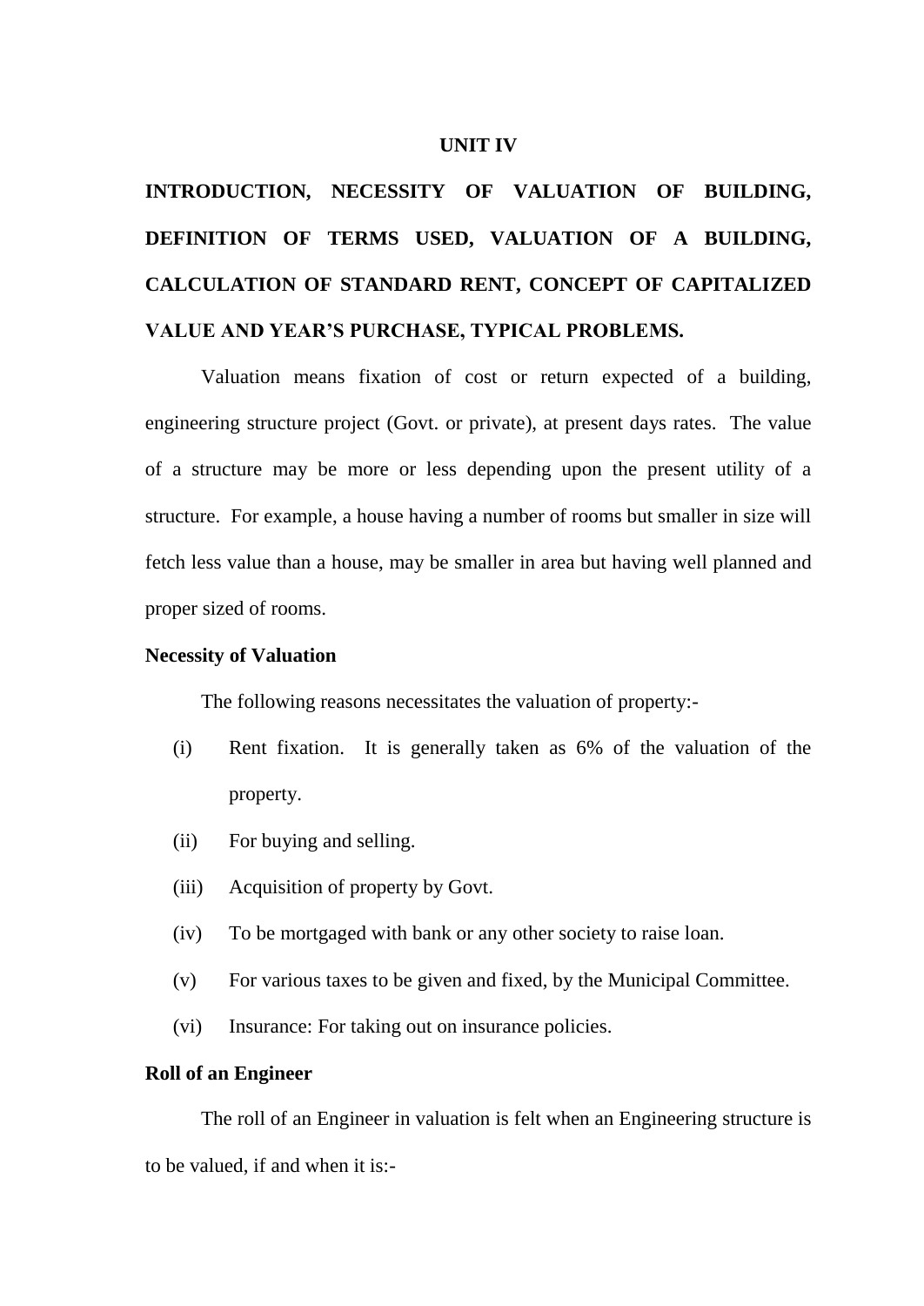## UNIT IV

# INTRODUCTION, NECESSITY OF VALUATION OF BUILDING, DEFINITION OF TERMS USED, VALUATION OF A BUILDING, CALCULATION OF STANDARD RENT, CONCEPT OF CAPITALIZED VALUE AND YEAR'S PURCHASE, TYPICAL PROBLEMS.

Valuation means fixation of cost or return expected of a building, engineering structure project (Govt. or private), at present days rates. The value of a structure may be more or less depending upon the present utility of a structure. For example, a house having a number of rooms but smaller in size will fetch less value than a house, may be smaller in area but having well planned and proper sized of rooms.

### Necessity of Valuation

The following reasons necessitates the valuation of property:-

(i) Rent fixation. It is generally taken as 6% of the valuation of the property.

(ii) For buying and selling.

(iii) Acquisition of property by Govt.

(iv) To be mortgaged with bank or any other society to raise loan.

(v) For various taxes to be given and fixed, by the Municipal Committee.

(vi) Insurance: For taking out on insurance policies.

### Roll of an Engineer

The roll of an Engineer in valuation is felt when an Engineering structure is to be valued, if and when it is:-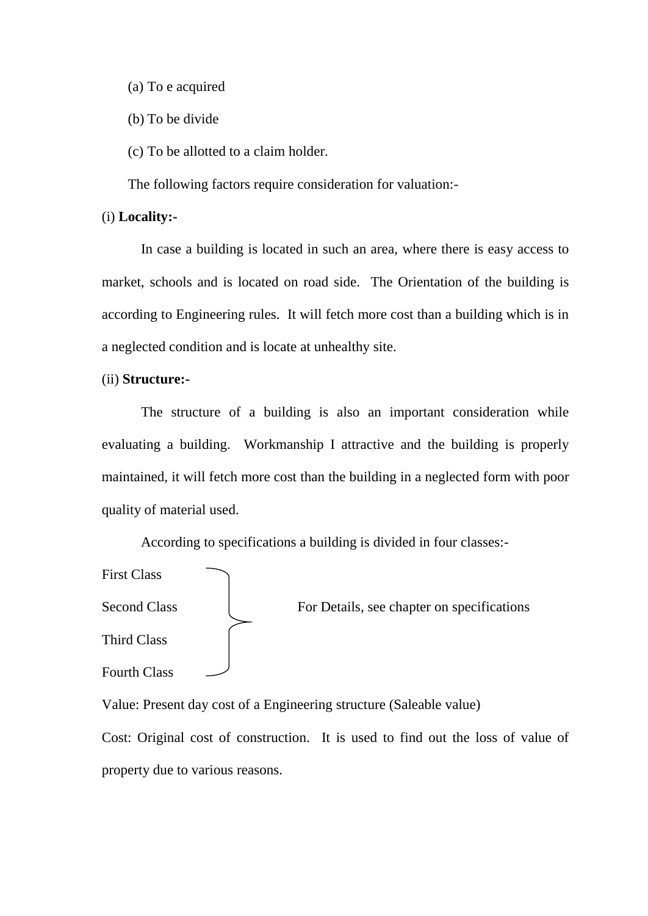(a) To e acquired

(b) To be divide

(c) To be allotted to a claim holder.

The following factors require consideration for valuation:-

(i) **Locality:-**

In case a building is located in such an area, where there is easy access to market, schools and is located on road side. The Orientation of the building is according to Engineering rules. It will fetch more cost than a building which is in a neglected condition and is locate at unhealthy site.

(ii) **Structure:-**

The structure of a building is also an important consideration while evaluating a building. Workmanship I attractive and the building is properly maintained, it will fetch more cost than the building in a neglected form with poor quality of material used.

According to specifications a building is divided in four classes:-

First Class
Second Class
Third Class
Fourth Class

} For Details, see chapter on specifications

Value: Present day cost of a Engineering structure (Saleable value)

Cost: Original cost of construction. It is used to find out the loss of value of property due to various reasons.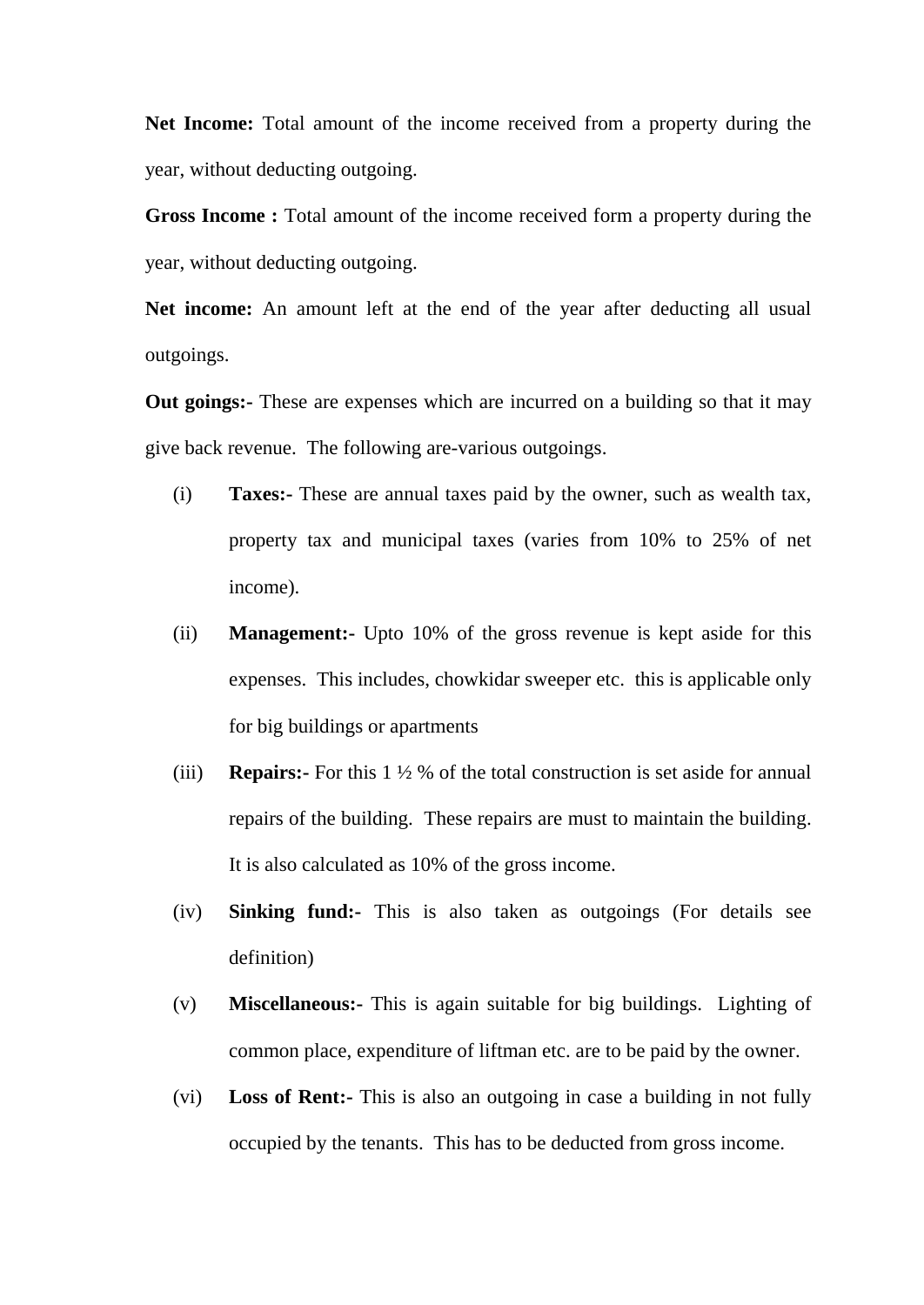**Net Income:** Total amount of the income received from a property during the year, without deducting outgoing.

**Gross Income :** Total amount of the income received form a property during the year, without deducting outgoing.

**Net income:** An amount left at the end of the year after deducting all usual outgoings.

**Out goings:-** These are expenses which are incurred on a building so that it may give back revenue. The following are-various outgoings.

(i) **Taxes:-** These are annual taxes paid by the owner, such as wealth tax, property tax and municipal taxes (varies from 10% to 25% of net income).

(ii) **Management:-** Upto 10% of the gross revenue is kept aside for this expenses. This includes, chowkidar sweeper etc. this is applicable only for big buildings or apartments

(iii) **Repairs:-** For this 1 ½ % of the total construction is set aside for annual repairs of the building. These repairs are must to maintain the building. It is also calculated as 10% of the gross income.

(iv) **Sinking fund:-** This is also taken as outgoings (For details see definition)

(v) **Miscellaneous:-** This is again suitable for big buildings. Lighting of common place, expenditure of liftman etc. are to be paid by the owner.

(vi) **Loss of Rent:-** This is also an outgoing in case a building in not fully occupied by the tenants. This has to be deducted from gross income.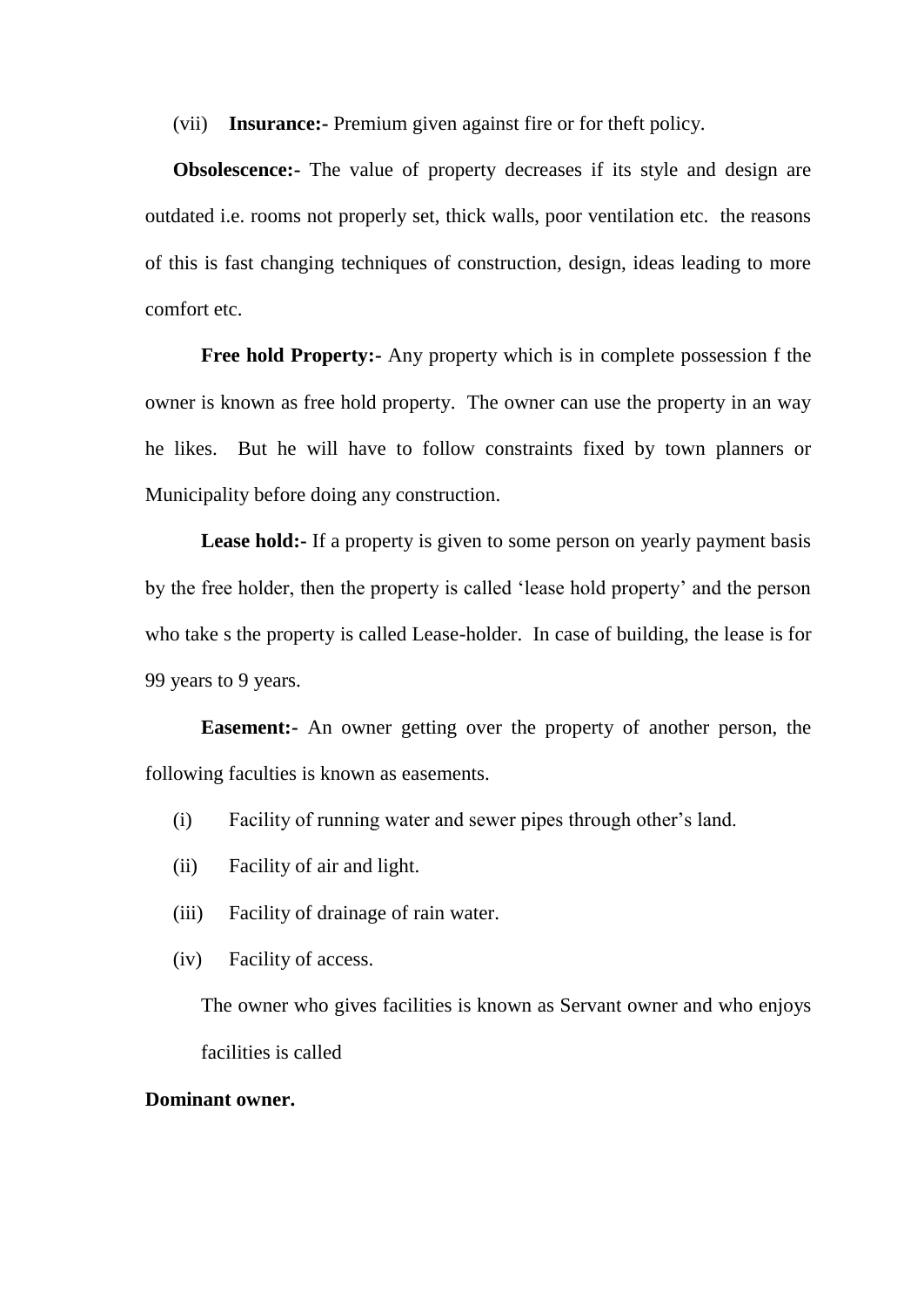(vii) **Insurance:-** Premium given against fire or for theft policy.

**Obsolescence:-** The value of property decreases if its style and design are outdated i.e. rooms not properly set, thick walls, poor ventilation etc. the reasons of this is fast changing techniques of construction, design, ideas leading to more comfort etc.

**Free hold Property:-** Any property which is in complete possession f the owner is known as free hold property. The owner can use the property in an way he likes. But he will have to follow constraints fixed by town planners or Municipality before doing any construction.

**Lease hold:-** If a property is given to some person on yearly payment basis by the free holder, then the property is called 'lease hold property' and the person who take s the property is called Lease-holder. In case of building, the lease is for 99 years to 9 years.

**Easement:-** An owner getting over the property of another person, the following faculties is known as easements.

(i) Facility of running water and sewer pipes through other's land.

(ii) Facility of air and light.

(iii) Facility of drainage of rain water.

(iv) Facility of access.

The owner who gives facilities is known as Servant owner and who enjoys facilities is called

**Dominant owner.**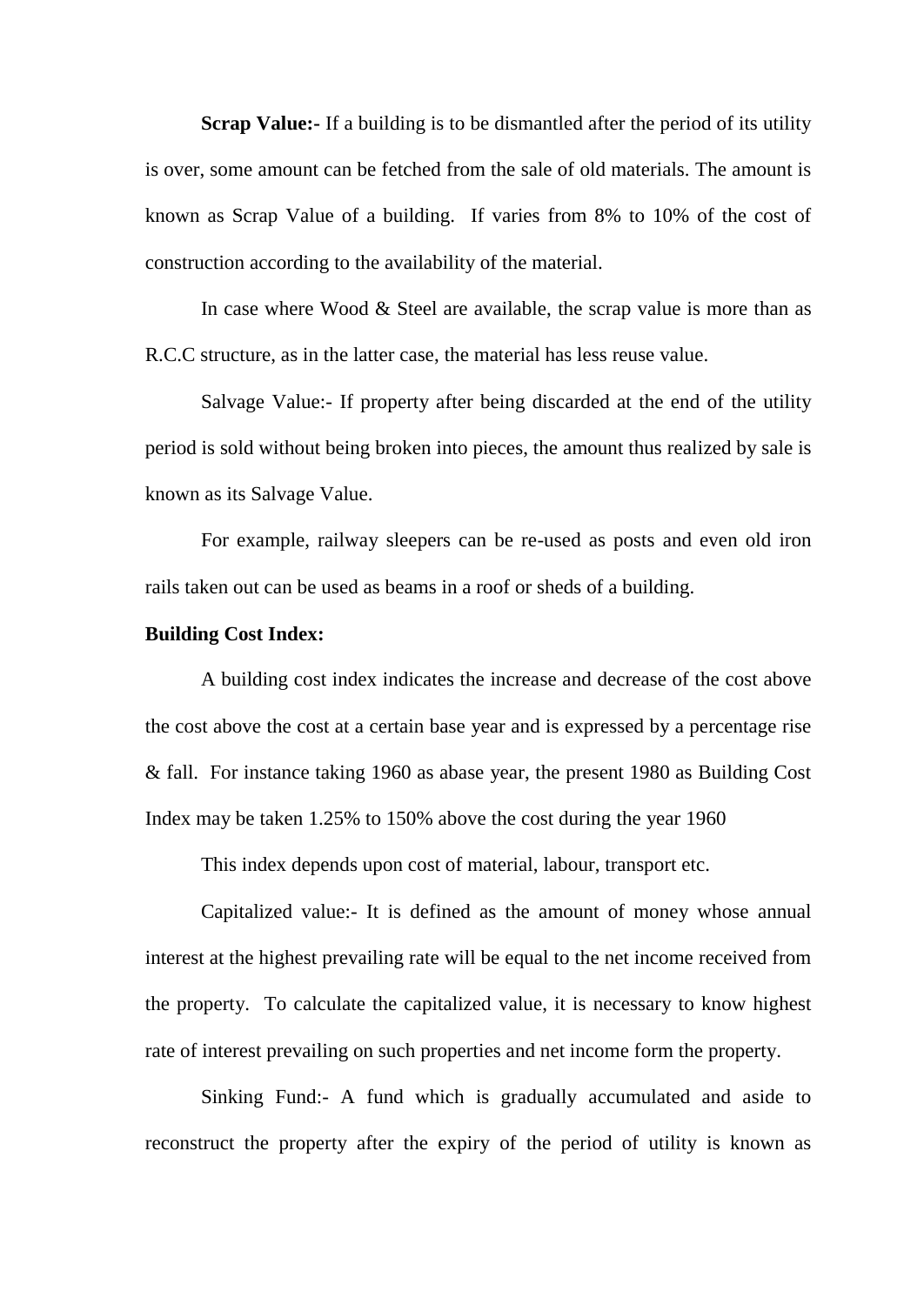**Scrap Value:-** If a building is to be dismantled after the period of its utility is over, some amount can be fetched from the sale of old materials. The amount is known as Scrap Value of a building. If varies from 8% to 10% of the cost of construction according to the availability of the material.

In case where Wood & Steel are available, the scrap value is more than as R.C.C structure, as in the latter case, the material has less reuse value.

Salvage Value:- If property after being discarded at the end of the utility period is sold without being broken into pieces, the amount thus realized by sale is known as its Salvage Value.

For example, railway sleepers can be re-used as posts and even old iron rails taken out can be used as beams in a roof or sheds of a building.

**Building Cost Index:**

A building cost index indicates the increase and decrease of the cost above the cost above the cost at a certain base year and is expressed by a percentage rise & fall. For instance taking 1960 as abase year, the present 1980 as Building Cost Index may be taken 1.25% to 150% above the cost during the year 1960

This index depends upon cost of material, labour, transport etc.

Capitalized value:- It is defined as the amount of money whose annual interest at the highest prevailing rate will be equal to the net income received from the property. To calculate the capitalized value, it is necessary to know highest rate of interest prevailing on such properties and net income form the property.

Sinking Fund:- A fund which is gradually accumulated and aside to reconstruct the property after the expiry of the period of utility is known as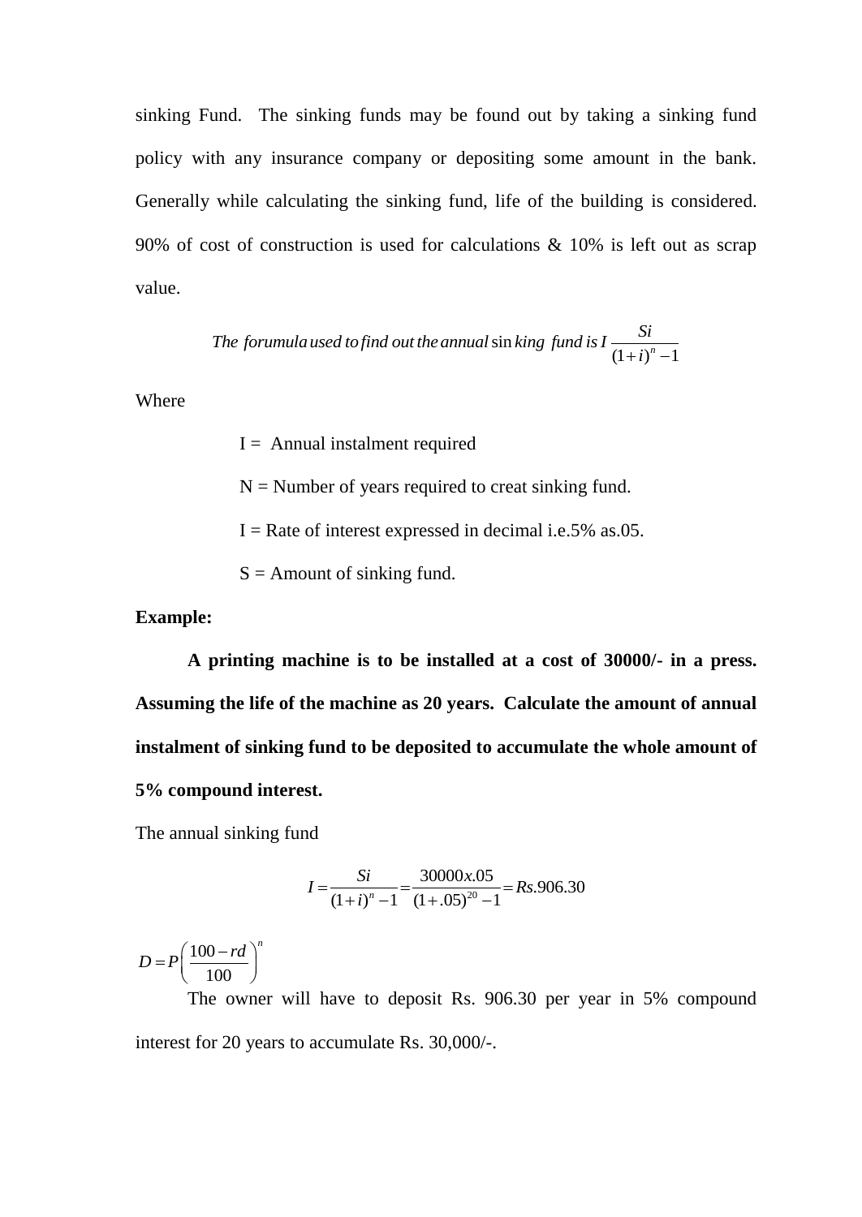sinking Fund. The sinking funds may be found out by taking a sinking fund policy with any insurance company or depositing some amount in the bank. Generally while calculating the sinking fund, life of the building is considered. 90% of cost of construction is used for calculations & 10% is left out as scrap value.

$$The\ forumula\ used\ to\ find\ out\ the\ annual\ \sin king\ fund\ is\ I\ \frac{Si}{(1+i)^n - 1}$$

Where

I = Annual instalment required

N = Number of years required to creat sinking fund.

I = Rate of interest expressed in decimal i.e.5% as.05.

S = Amount of sinking fund.

**Example:**

**A printing machine is to be installed at a cost of 30000/- in a press. Assuming the life of the machine as 20 years. Calculate the amount of annual instalment of sinking fund to be deposited to accumulate the whole amount of 5% compound interest.**

The annual sinking fund

$$I = \frac{Si}{(1+i)^n - 1} = \frac{30000x.05}{(1+.05)^{20} - 1} = Rs.906.30$$

$$D = P\left(\frac{100 - rd}{100}\right)^n$$

The owner will have to deposit Rs. 906.30 per year in 5% compound interest for 20 years to accumulate Rs. 30,000/-.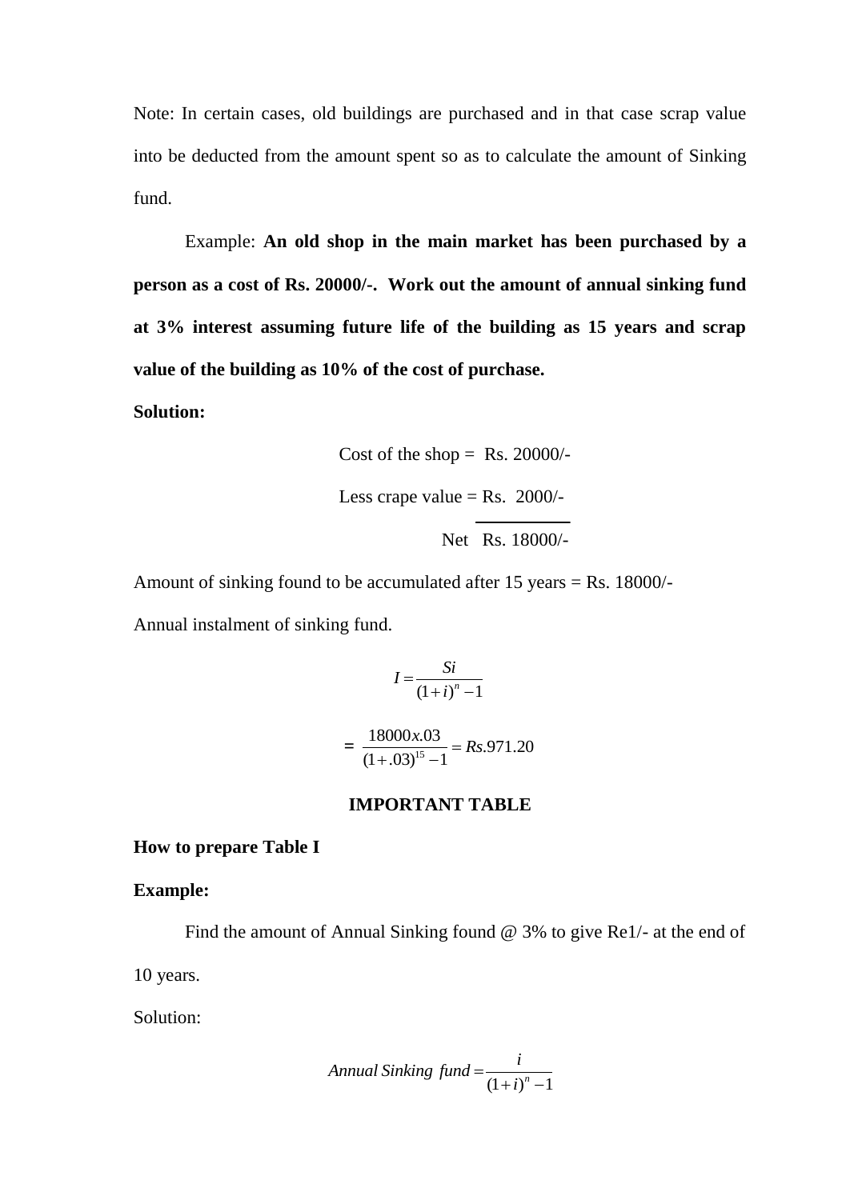Note: In certain cases, old buildings are purchased and in that case scrap value into be deducted from the amount spent so as to calculate the amount of Sinking fund.

Example: **An old shop in the main market has been purchased by a person as a cost of Rs. 20000/-. Work out the amount of annual sinking fund at 3% interest assuming future life of the building as 15 years and scrap value of the building as 10% of the cost of purchase.**

**Solution:**

Cost of the shop = Rs. 20000/-

Less crape value = Rs. 2000/-

Net Rs. 18000/-

Amount of sinking found to be accumulated after 15 years = Rs. 18000/-

Annual instalment of sinking fund.

$$I = \frac{Si}{(1+i)^n - 1}$$

$$= \frac{18000x.03}{(1+.03)^{15} - 1} = Rs.971.20$$

**IMPORTANT TABLE**

**How to prepare Table I**

**Example:**

Find the amount of Annual Sinking found @ 3% to give Re1/- at the end of 10 years.

Solution:

$$Annual\ Sinking\ fund = \frac{i}{(1+i)^n - 1}$$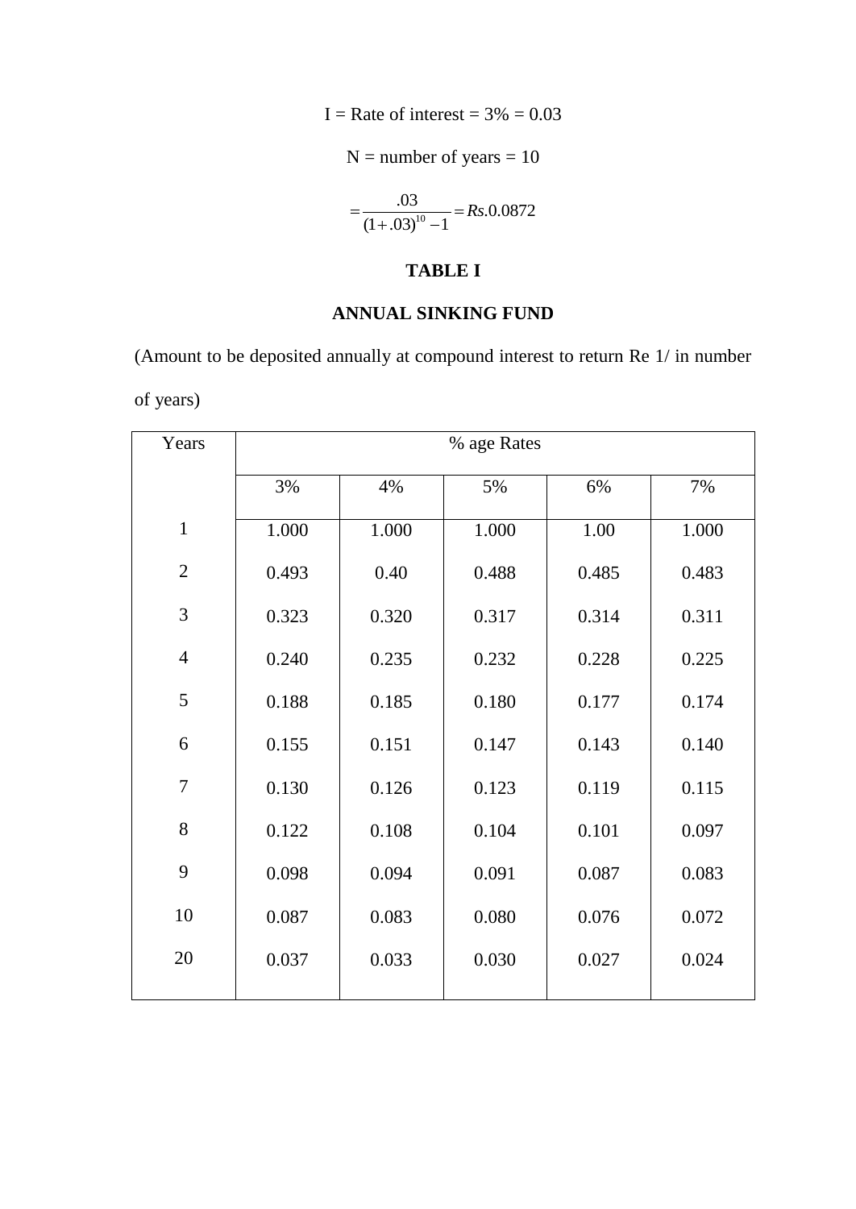I = Rate of interest = 3% = 0.03

N = number of years = 10

$$= \frac{.03}{(1+.03)^{10}-1} = Rs.0.0872$$

**TABLE I**

**ANNUAL SINKING FUND**

(Amount to be deposited annually at compound interest to return Re 1/ in number of years)

| Years | % age Rates | | | | |
|---|---|---|---|---|---|
| | 3% | 4% | 5% | 6% | 7% |
| 1 | 1.000 | 1.000 | 1.000 | 1.00 | 1.000 |
| 2 | 0.493 | 0.40 | 0.488 | 0.485 | 0.483 |
| 3 | 0.323 | 0.320 | 0.317 | 0.314 | 0.311 |
| 4 | 0.240 | 0.235 | 0.232 | 0.228 | 0.225 |
| 5 | 0.188 | 0.185 | 0.180 | 0.177 | 0.174 |
| 6 | 0.155 | 0.151 | 0.147 | 0.143 | 0.140 |
| 7 | 0.130 | 0.126 | 0.123 | 0.119 | 0.115 |
| 8 | 0.122 | 0.108 | 0.104 | 0.101 | 0.097 |
| 9 | 0.098 | 0.094 | 0.091 | 0.087 | 0.083 |
| 10 | 0.087 | 0.083 | 0.080 | 0.076 | 0.072 |
| 20 | 0.037 | 0.033 | 0.030 | 0.027 | 0.024 |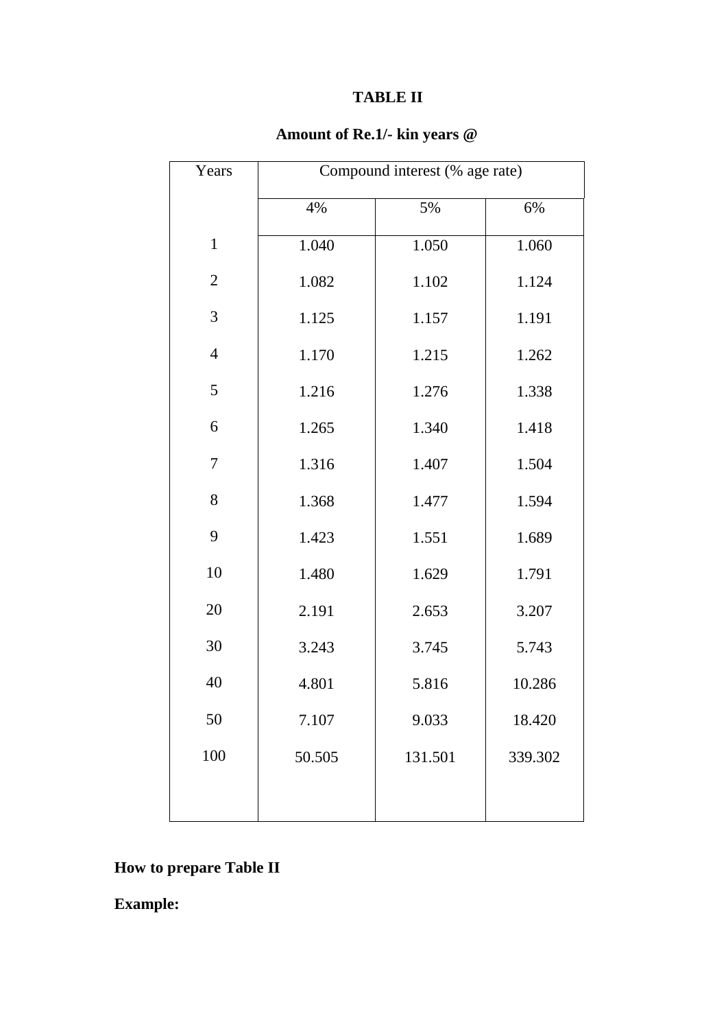**TABLE II**

**Amount of Re.1/- kin years @**

| Years | Compound interest (% age rate) | | |
|---|---|---|---|
| | 4% | 5% | 6% |
| 1 | 1.040 | 1.050 | 1.060 |
| 2 | 1.082 | 1.102 | 1.124 |
| 3 | 1.125 | 1.157 | 1.191 |
| 4 | 1.170 | 1.215 | 1.262 |
| 5 | 1.216 | 1.276 | 1.338 |
| 6 | 1.265 | 1.340 | 1.418 |
| 7 | 1.316 | 1.407 | 1.504 |
| 8 | 1.368 | 1.477 | 1.594 |
| 9 | 1.423 | 1.551 | 1.689 |
| 10 | 1.480 | 1.629 | 1.791 |
| 20 | 2.191 | 2.653 | 3.207 |
| 30 | 3.243 | 3.745 | 5.743 |
| 40 | 4.801 | 5.816 | 10.286 |
| 50 | 7.107 | 9.033 | 18.420 |
| 100 | 50.505 | 131.501 | 339.302 |

**How to prepare Table II**

**Example:**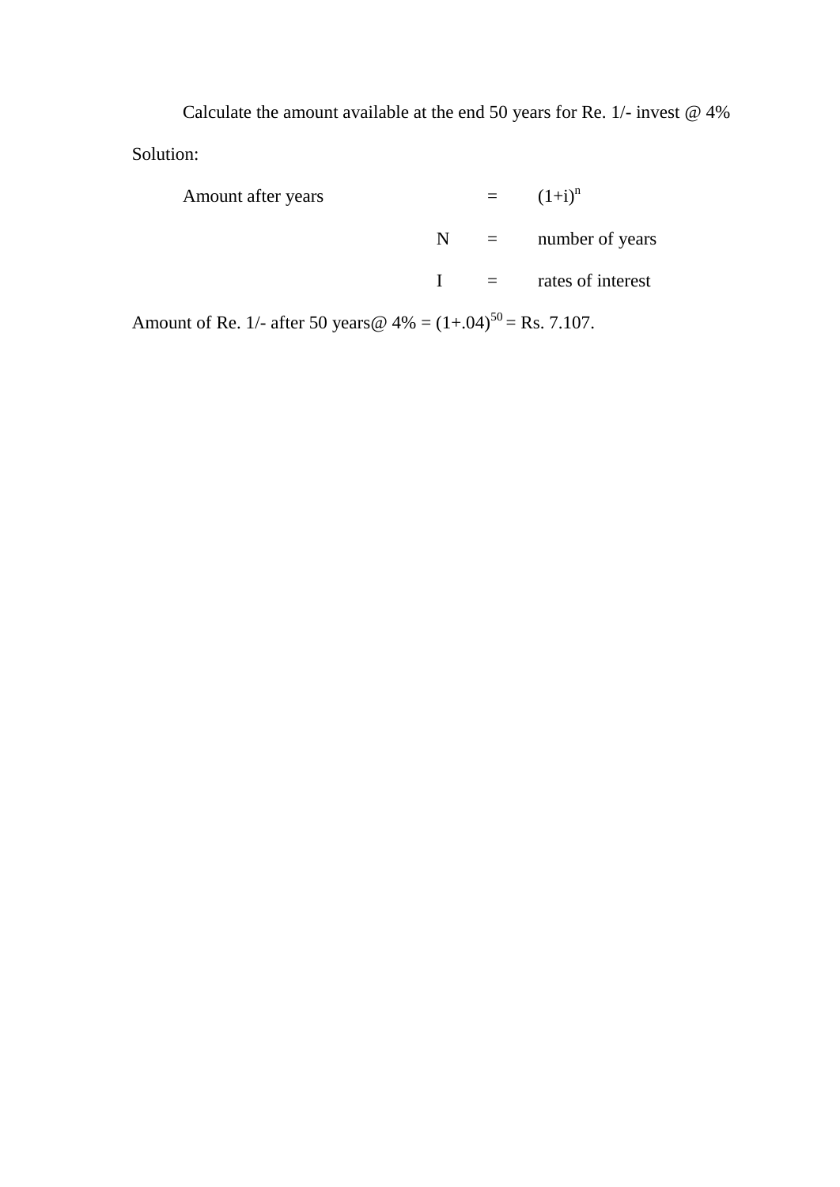Calculate the amount available at the end 50 years for Re. 1/- invest @ 4%

Solution:

Amount after years = $(1+i)^n$

N = number of years

I = rates of interest

Amount of Re. 1/- after 50 years@ 4% = $(1+.04)^{50}$ = Rs. 7.107.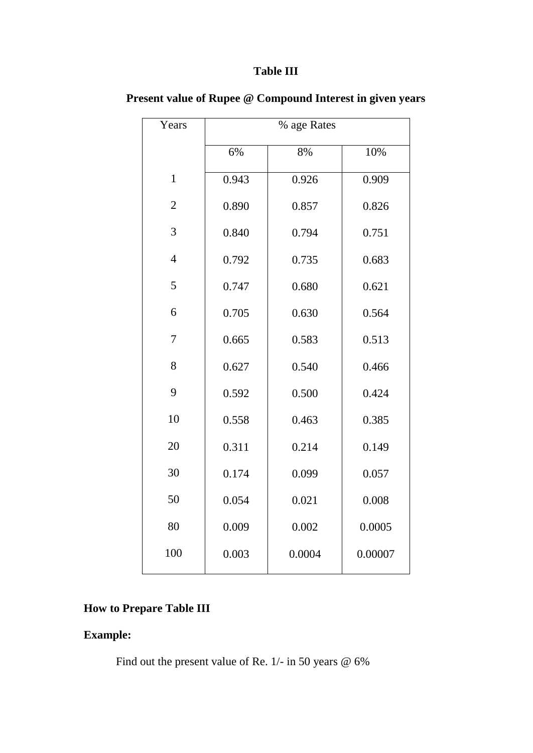**Table III**

**Present value of Rupee @ Compound Interest in given years**

| Years | % age Rates | | |
|---|---|---|---|
| | 6% | 8% | 10% |
| 1 | 0.943 | 0.926 | 0.909 |
| 2 | 0.890 | 0.857 | 0.826 |
| 3 | 0.840 | 0.794 | 0.751 |
| 4 | 0.792 | 0.735 | 0.683 |
| 5 | 0.747 | 0.680 | 0.621 |
| 6 | 0.705 | 0.630 | 0.564 |
| 7 | 0.665 | 0.583 | 0.513 |
| 8 | 0.627 | 0.540 | 0.466 |
| 9 | 0.592 | 0.500 | 0.424 |
| 10 | 0.558 | 0.463 | 0.385 |
| 20 | 0.311 | 0.214 | 0.149 |
| 30 | 0.174 | 0.099 | 0.057 |
| 50 | 0.054 | 0.021 | 0.008 |
| 80 | 0.009 | 0.002 | 0.0005 |
| 100 | 0.003 | 0.0004 | 0.00007 |

**How to Prepare Table III**

**Example:**

Find out the present value of Re. 1/- in 50 years @ 6%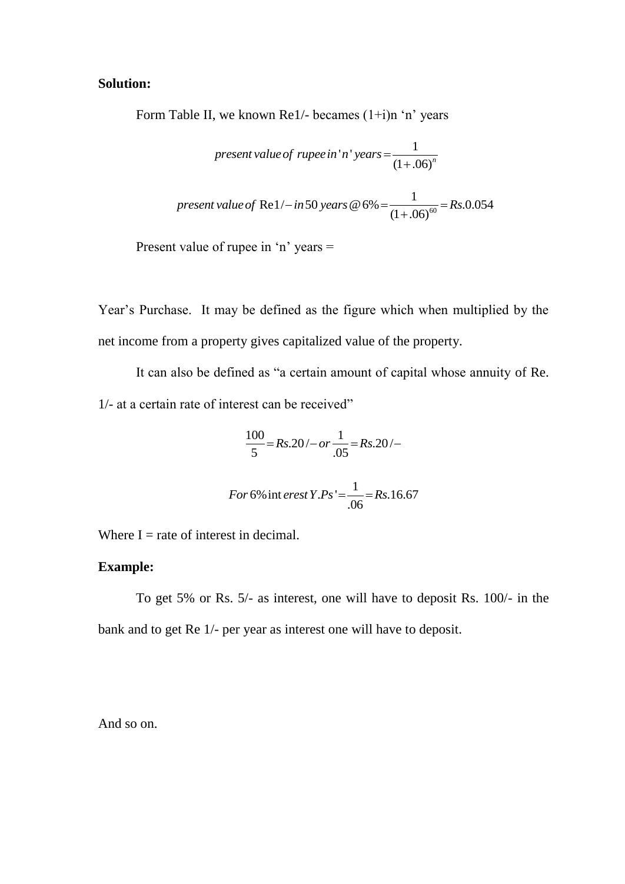**Solution:**

Form Table II, we known Re1/- becames (1+i)n 'n' years

$$present\ value\ of\ rupee\ in\ 'n'\ years = \frac{1}{(1+.06)^n}$$

$$present\ value\ of\ \text{Re}1/- in\ 50\ years\ @\ 6\% = \frac{1}{(1+.06)^{60}} = Rs.0.054$$

Present value of rupee in 'n' years =

Year's Purchase. It may be defined as the figure which when multiplied by the net income from a property gives capitalized value of the property.

It can also be defined as "a certain amount of capital whose annuity of Re. 1/- at a certain rate of interest can be received"

$$\frac{100}{5} = Rs.20/- or\ \frac{1}{.05} = Rs.20/-$$

$$For\ 6\%\ interest\ Y.Ps' = \frac{1}{.06} = Rs.16.67$$

Where I = rate of interest in decimal.

**Example:**

To get 5% or Rs. 5/- as interest, one will have to deposit Rs. 100/- in the bank and to get Re 1/- per year as interest one will have to deposit.

And so on.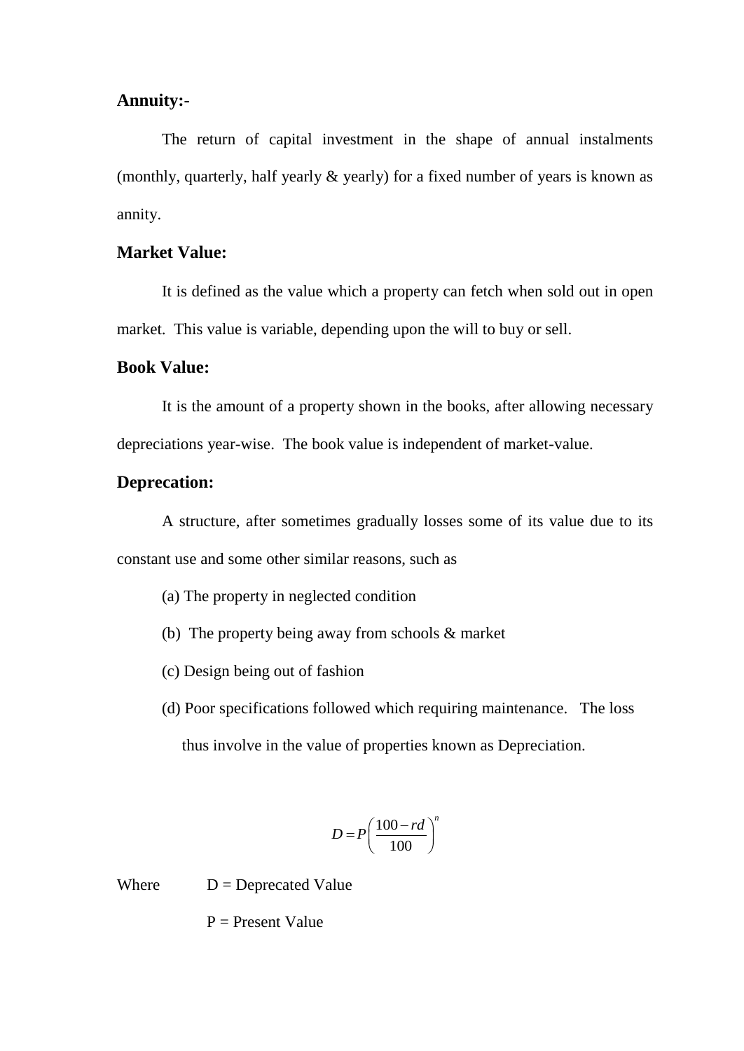**Annuity:-**

The return of capital investment in the shape of annual instalments (monthly, quarterly, half yearly & yearly) for a fixed number of years is known as annity.

**Market Value:**

It is defined as the value which a property can fetch when sold out in open market. This value is variable, depending upon the will to buy or sell.

**Book Value:**

It is the amount of a property shown in the books, after allowing necessary depreciations year-wise. The book value is independent of market-value.

**Deprecation:**

A structure, after sometimes gradually losses some of its value due to its constant use and some other similar reasons, such as

(a) The property in neglected condition

(b) The property being away from schools & market

(c) Design being out of fashion

(d) Poor specifications followed which requiring maintenance. The loss thus involve in the value of properties known as Depreciation.

$$D = P\left(\frac{100 - rd}{100}\right)^n$$

Where D = Deprecated Value

P = Present Value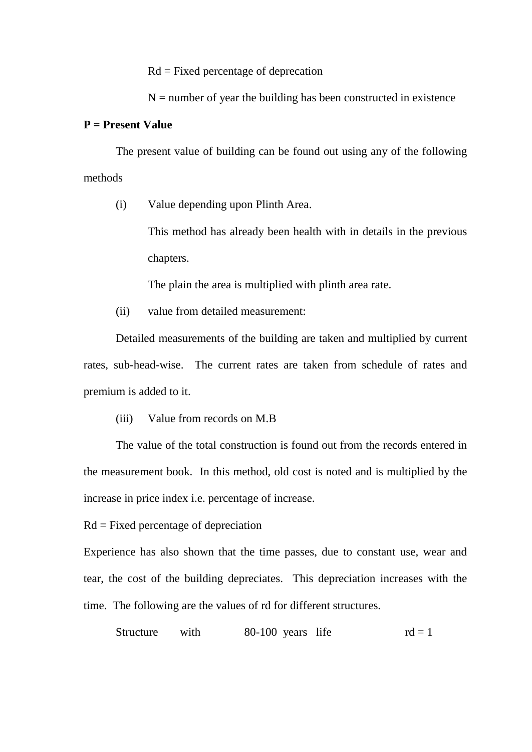Rd = Fixed percentage of deprecation

N = number of year the building has been constructed in existence

**P = Present Value**

The present value of building can be found out using any of the following methods

(i) Value depending upon Plinth Area.

This method has already been health with in details in the previous chapters.

The plain the area is multiplied with plinth area rate.

(ii) value from detailed measurement:

Detailed measurements of the building are taken and multiplied by current rates, sub-head-wise. The current rates are taken from schedule of rates and premium is added to it.

(iii) Value from records on M.B

The value of the total construction is found out from the records entered in the measurement book. In this method, old cost is noted and is multiplied by the increase in price index i.e. percentage of increase.

Rd = Fixed percentage of depreciation

Experience has also shown that the time passes, due to constant use, wear and tear, the cost of the building depreciates. This depreciation increases with the time. The following are the values of rd for different structures.

Structure with 80-100 years life rd = 1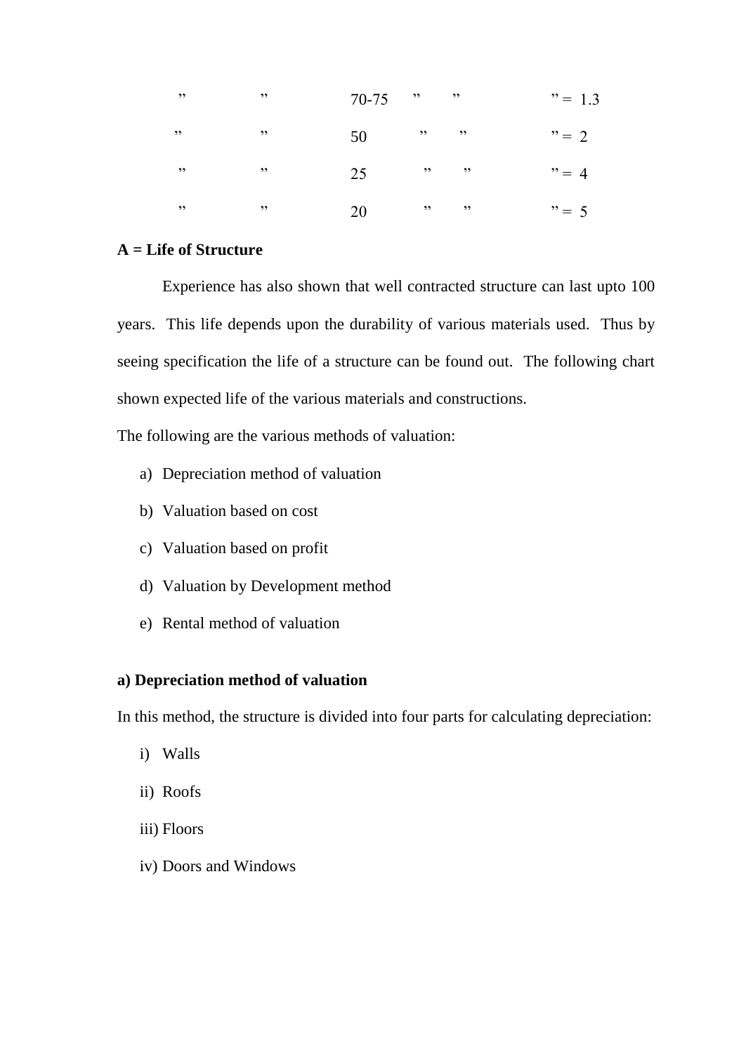| ” | ” | 70-75 | ” | ” | ” = 1.3 |
|---|---|---|---|---|---|
| ” | ” | 50 | ” | ” | ” = 2 |
| ” | ” | 25 | ” | ” | ” = 4 |
| ” | ” | 20 | ” | ” | ” = 5 |

**A = Life of Structure**

Experience has also shown that well contracted structure can last upto 100 years. This life depends upon the durability of various materials used. Thus by seeing specification the life of a structure can be found out. The following chart shown expected life of the various materials and constructions.

The following are the various methods of valuation:

a) Depreciation method of valuation
b) Valuation based on cost
c) Valuation based on profit
d) Valuation by Development method
e) Rental method of valuation

**a) Depreciation method of valuation**

In this method, the structure is divided into four parts for calculating depreciation:

i) Walls
ii) Roofs
iii) Floors
iv) Doors and Windows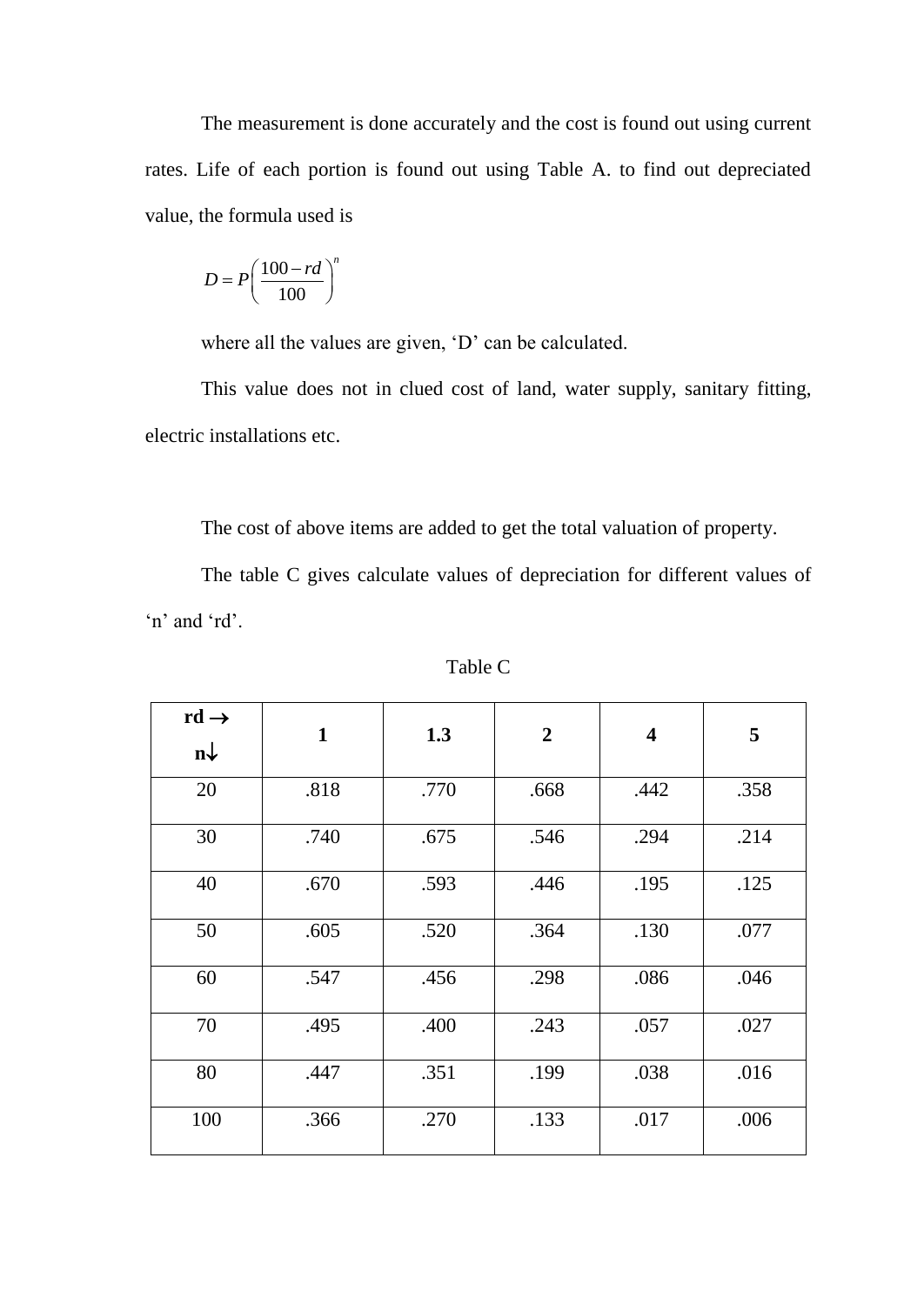The measurement is done accurately and the cost is found out using current rates. Life of each portion is found out using Table A. to find out depreciated value, the formula used is

$$D = P\left(\frac{100 - rd}{100}\right)^{n}$$

where all the values are given, 'D' can be calculated.

This value does not in clued cost of land, water supply, sanitary fitting, electric installations etc.

The cost of above items are added to get the total valuation of property.

The table C gives calculate values of depreciation for different values of 'n' and 'rd'.

Table C

| **rd →** **n↓** | **1** | **1.3** | **2** | **4** | **5** |
|---|---|---|---|---|---|
| 20 | .818 | .770 | .668 | .442 | .358 |
| 30 | .740 | .675 | .546 | .294 | .214 |
| 40 | .670 | .593 | .446 | .195 | .125 |
| 50 | .605 | .520 | .364 | .130 | .077 |
| 60 | .547 | .456 | .298 | .086 | .046 |
| 70 | .495 | .400 | .243 | .057 | .027 |
| 80 | .447 | .351 | .199 | .038 | .016 |
| 100 | .366 | .270 | .133 | .017 | .006 |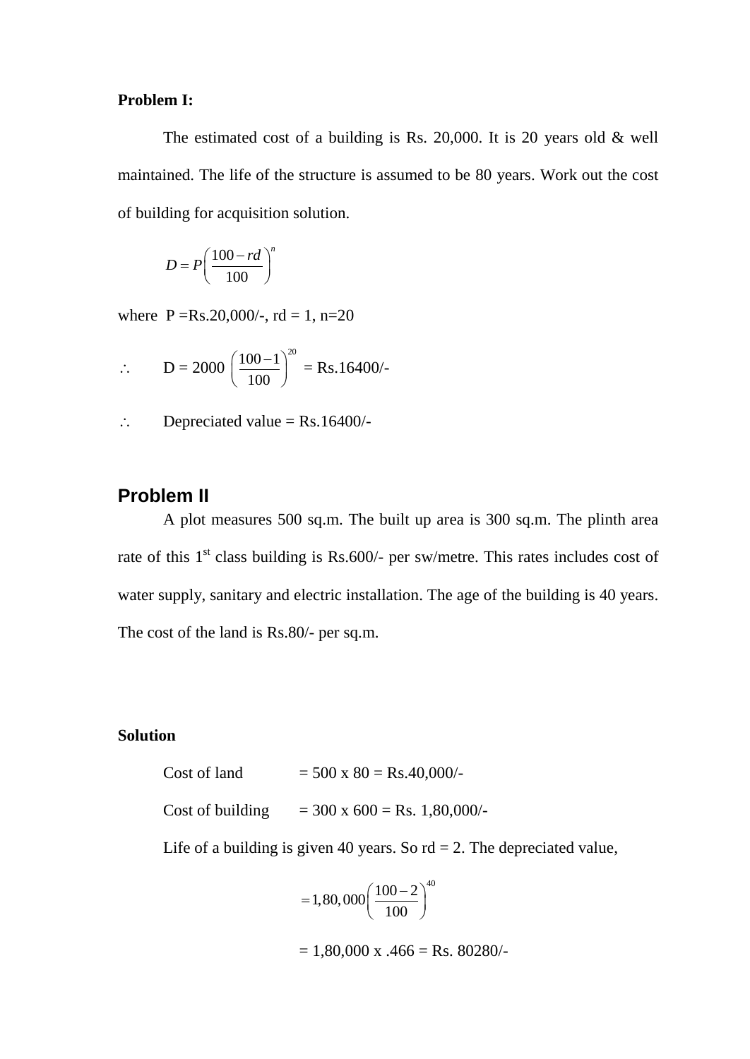**Problem I:**

The estimated cost of a building is Rs. 20,000. It is 20 years old & well maintained. The life of the structure is assumed to be 80 years. Work out the cost of building for acquisition solution.

$$D = P\left(\frac{100 - rd}{100}\right)^{n}$$

where P =Rs.20,000/-, rd = 1, n=20

$\therefore$ D = 2000 $\left(\frac{100-1}{100}\right)^{20}$ = Rs.16400/-

$\therefore$ Depreciated value = Rs.16400/-

## Problem II

A plot measures 500 sq.m. The built up area is 300 sq.m. The plinth area rate of this 1st class building is Rs.600/- per sw/metre. This rates includes cost of water supply, sanitary and electric installation. The age of the building is 40 years. The cost of the land is Rs.80/- per sq.m.

**Solution**

Cost of land = 500 x 80 = Rs.40,000/-

Cost of building = 300 x 600 = Rs. 1,80,000/-

Life of a building is given 40 years. So rd = 2. The depreciated value,

$$= 1,80,000\left(\frac{100-2}{100}\right)^{40}$$

= 1,80,000 x .466 = Rs. 80280/-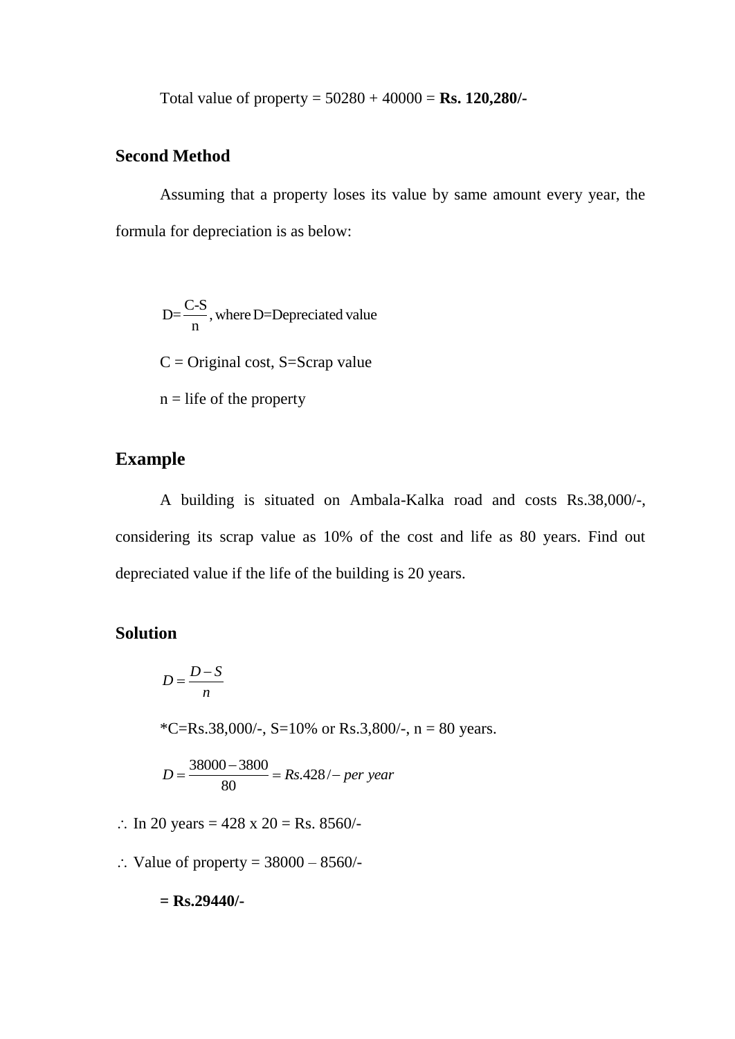Total value of property = 50280 + 40000 = **Rs. 120,280/-**

### Second Method

Assuming that a property loses its value by same amount every year, the formula for depreciation is as below:

$$D = \frac{C\text{-}S}{n}, \text{ where D=Depreciated value}$$

C = Original cost, S=Scrap value

n = life of the property

## Example

A building is situated on Ambala-Kalka road and costs Rs.38,000/-, considering its scrap value as 10% of the cost and life as 80 years. Find out depreciated value if the life of the building is 20 years.

### Solution

$$D = \frac{D - S}{n}$$

*C=Rs.38,000/-, S=10% or Rs.3,800/-, n = 80 years.

$$D = \frac{38000 - 3800}{80} = Rs.428/- \text{ per year}$$

$\therefore$ In 20 years = 428 x 20 = Rs. 8560/-

$\therefore$ Value of property = 38000 – 8560/-

**= Rs.29440/-**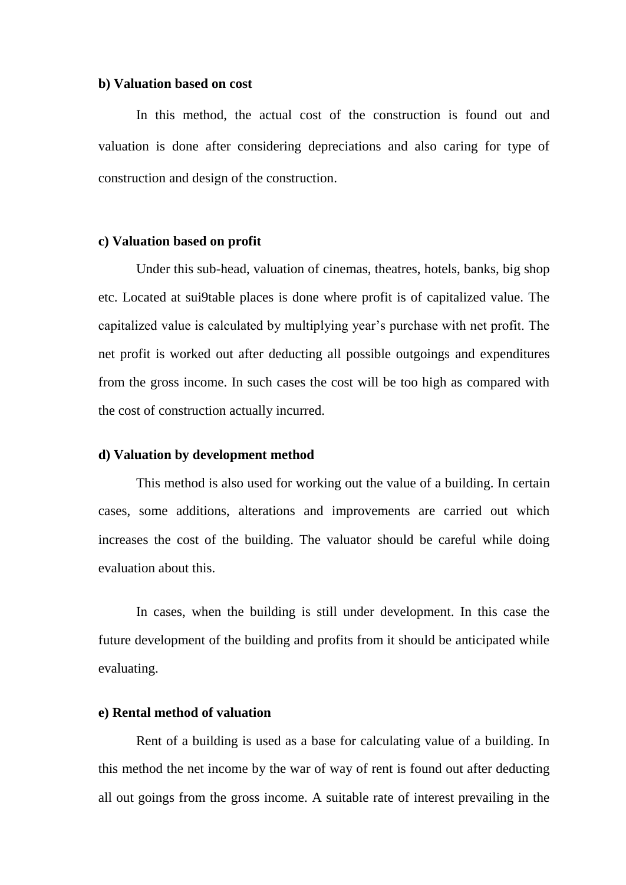**b) Valuation based on cost**

In this method, the actual cost of the construction is found out and valuation is done after considering depreciations and also caring for type of construction and design of the construction.

**c) Valuation based on profit**

Under this sub-head, valuation of cinemas, theatres, hotels, banks, big shop etc. Located at sui9table places is done where profit is of capitalized value. The capitalized value is calculated by multiplying year's purchase with net profit. The net profit is worked out after deducting all possible outgoings and expenditures from the gross income. In such cases the cost will be too high as compared with the cost of construction actually incurred.

**d) Valuation by development method**

This method is also used for working out the value of a building. In certain cases, some additions, alterations and improvements are carried out which increases the cost of the building. The valuator should be careful while doing evaluation about this.

In cases, when the building is still under development. In this case the future development of the building and profits from it should be anticipated while evaluating.

**e) Rental method of valuation**

Rent of a building is used as a base for calculating value of a building. In this method the net income by the war of way of rent is found out after deducting all out goings from the gross income. A suitable rate of interest prevailing in the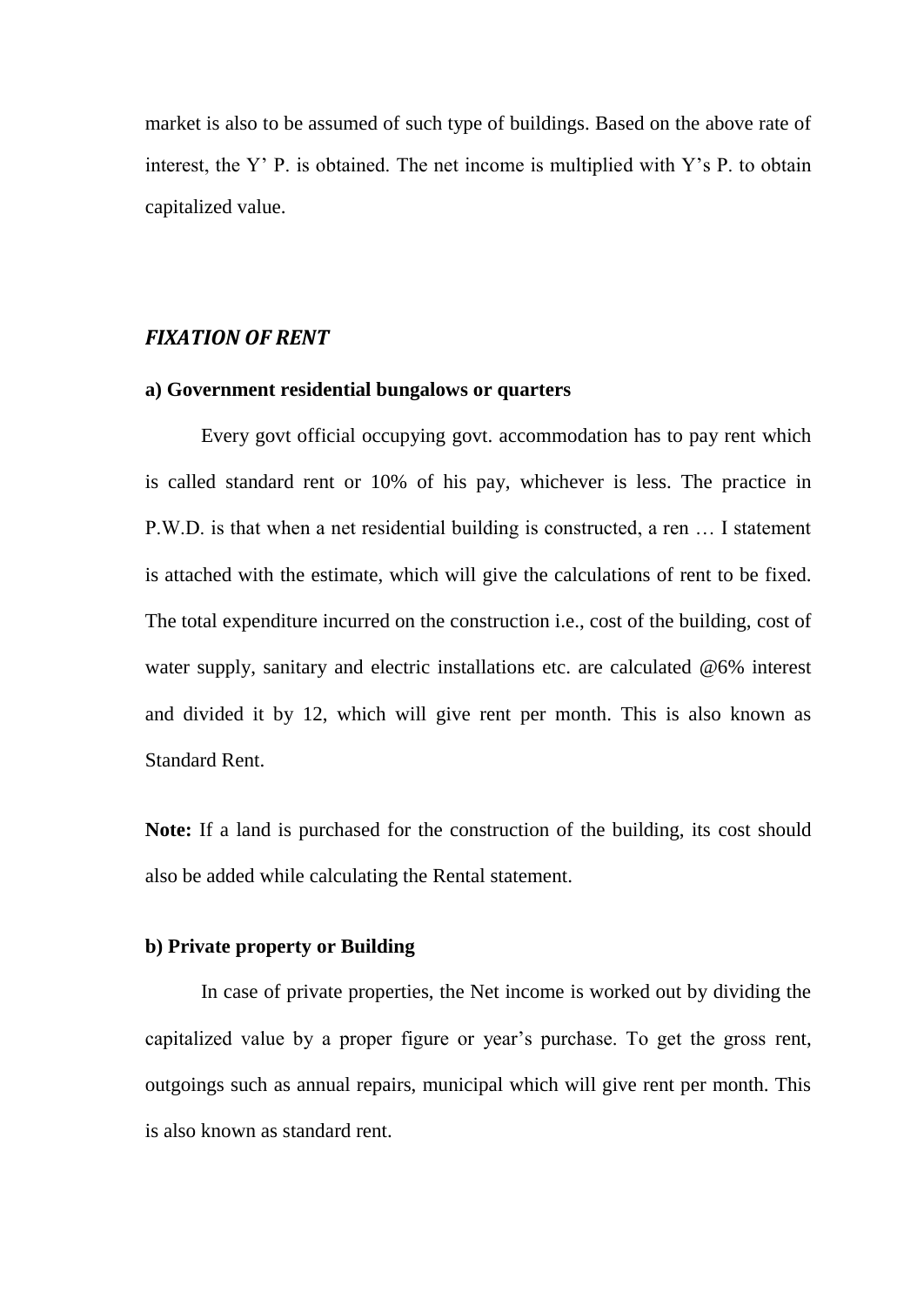market is also to be assumed of such type of buildings. Based on the above rate of interest, the Y' P. is obtained. The net income is multiplied with Y's P. to obtain capitalized value.

## *FIXATION OF RENT*

**a) Government residential bungalows or quarters**

Every govt official occupying govt. accommodation has to pay rent which is called standard rent or 10% of his pay, whichever is less. The practice in P.W.D. is that when a net residential building is constructed, a ren … I statement is attached with the estimate, which will give the calculations of rent to be fixed. The total expenditure incurred on the construction i.e., cost of the building, cost of water supply, sanitary and electric installations etc. are calculated @6% interest and divided it by 12, which will give rent per month. This is also known as Standard Rent.

**Note:** If a land is purchased for the construction of the building, its cost should also be added while calculating the Rental statement.

**b) Private property or Building**

In case of private properties, the Net income is worked out by dividing the capitalized value by a proper figure or year's purchase. To get the gross rent, outgoings such as annual repairs, municipal which will give rent per month. This is also known as standard rent.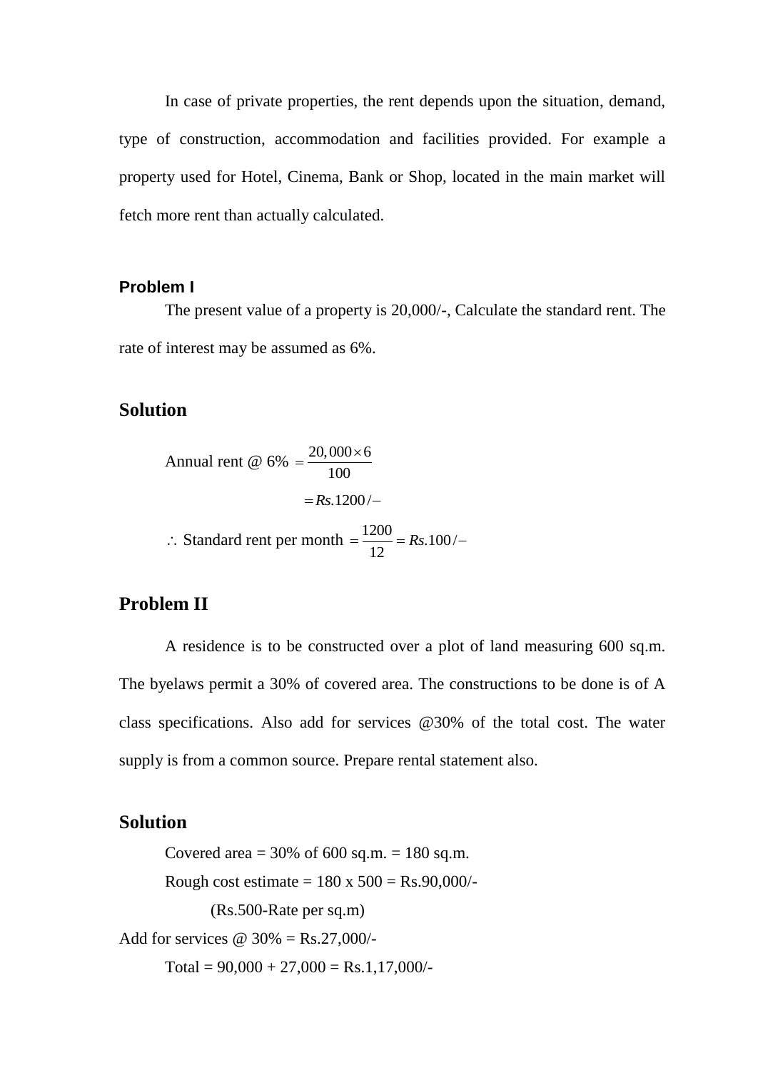In case of private properties, the rent depends upon the situation, demand, type of construction, accommodation and facilities provided. For example a property used for Hotel, Cinema, Bank or Shop, located in the main market will fetch more rent than actually calculated.

**Problem I**

The present value of a property is 20,000/-, Calculate the standard rent. The rate of interest may be assumed as 6%.

## Solution

$$\text{Annual rent @ 6\%} = \frac{20,000 \times 6}{100}$$

$$= Rs.1200/-$$

$$\therefore \text{Standard rent per month} = \frac{1200}{12} = Rs.100/-$$

## Problem II

A residence is to be constructed over a plot of land measuring 600 sq.m. The byelaws permit a 30% of covered area. The constructions to be done is of A class specifications. Also add for services @30% of the total cost. The water supply is from a common source. Prepare rental statement also.

## Solution

Covered area = 30% of 600 sq.m. = 180 sq.m.

Rough cost estimate = 180 x 500 = Rs.90,000/-

(Rs.500-Rate per sq.m)

Add for services @ 30% = Rs.27,000/-

Total = 90,000 + 27,000 = Rs.1,17,000/-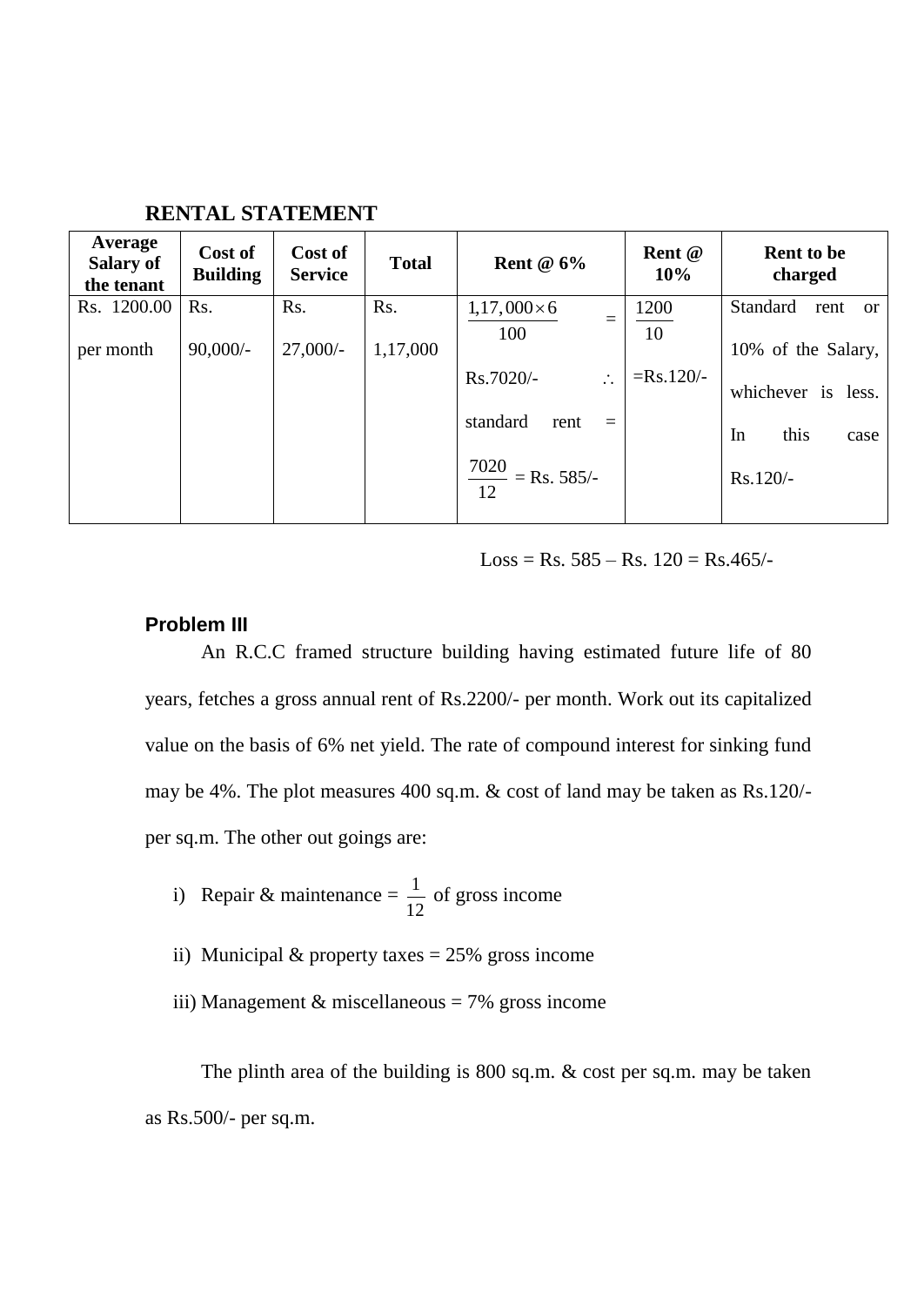**RENTAL STATEMENT**

| Average Salary of the tenant | Cost of Building | Cost of Service | Total | Rent @ 6% | Rent @ 10% | Rent to be charged |
|---|---|---|---|---|---|---|
| Rs. 1200.00 per month | Rs. 90,000/- | Rs. 27,000/- | Rs. 1,17,000 | $\frac{1,17,000 \times 6}{100}$ = Rs.7020/- $\therefore$ standard rent = $\frac{7020}{12}$ = Rs. 585/- | $\frac{1200}{10}$ =Rs.120/- | Standard rent or 10% of the Salary, whichever is less. In this case Rs.120/- |

Loss = Rs. 585 – Rs. 120 = Rs.465/-

### Problem III

An R.C.C framed structure building having estimated future life of 80 years, fetches a gross annual rent of Rs.2200/- per month. Work out its capitalized value on the basis of 6% net yield. The rate of compound interest for sinking fund may be 4%. The plot measures 400 sq.m. & cost of land may be taken as Rs.120/- per sq.m. The other out goings are:

i) Repair & maintenance = $\frac{1}{12}$ of gross income

ii) Municipal & property taxes = 25% gross income

iii) Management & miscellaneous = 7% gross income

The plinth area of the building is 800 sq.m. & cost per sq.m. may be taken as Rs.500/- per sq.m.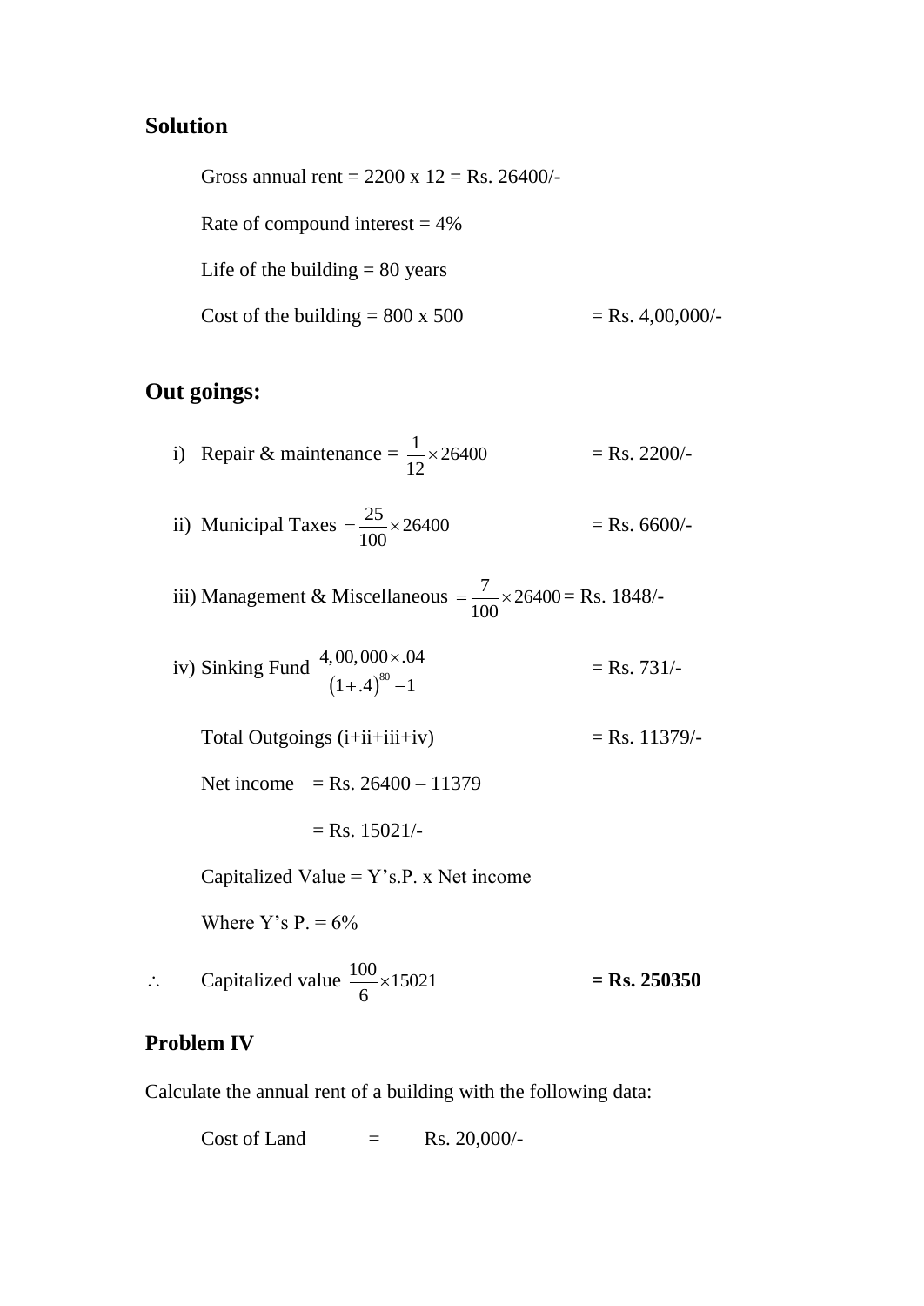## Solution

Gross annual rent = 2200 x 12 = Rs. 26400/-

Rate of compound interest = 4%

Life of the building = 80 years

Cost of the building = 800 x 500 = Rs. 4,00,000/-

## Out goings:

i) Repair & maintenance = $\frac{1}{12} \times 26400$ = Rs. 2200/-

ii) Municipal Taxes $= \frac{25}{100} \times 26400$ = Rs. 6600/-

iii) Management & Miscellaneous $= \frac{7}{100} \times 26400$ = Rs. 1848/-

iv) Sinking Fund $\frac{4,00,000 \times .04}{(1+.4)^{80} - 1}$ = Rs. 731/-

Total Outgoings (i+ii+iii+iv) = Rs. 11379/-

Net income = Rs. 26400 – 11379

= Rs. 15021/-

Capitalized Value = Y's.P. x Net income

Where Y's P. = 6%

$\therefore$ Capitalized value $\frac{100}{6} \times 15021$ **= Rs. 250350**

### Problem IV

Calculate the annual rent of a building with the following data:

Cost of Land = Rs. 20,000/-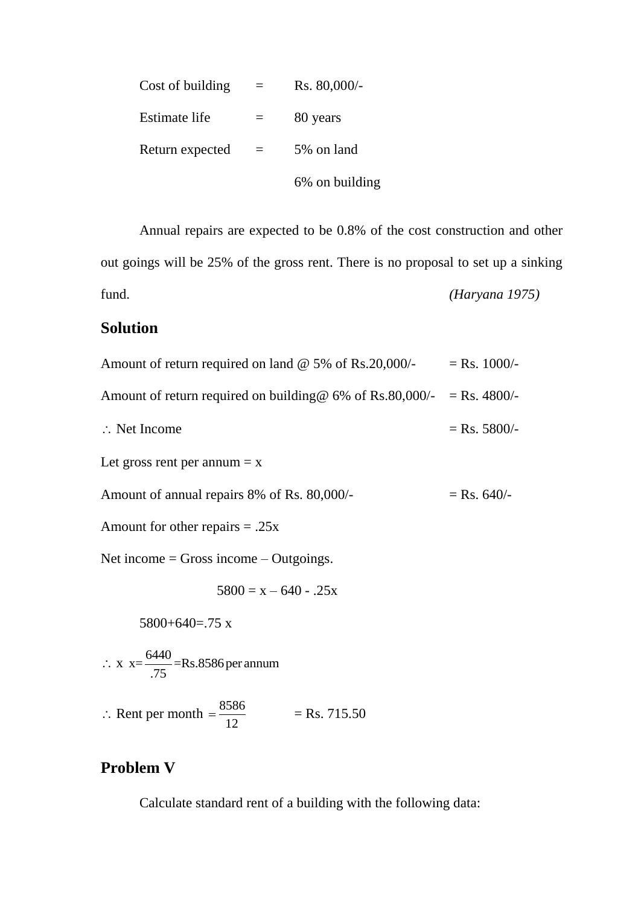| | | |
|---|---|---|
| Cost of building | = | Rs. 80,000/- |
| Estimate life | = | 80 years |
| Return expected | = | 5% on land |
| | | 6% on building |

Annual repairs are expected to be 0.8% of the cost construction and other out goings will be 25% of the gross rent. There is no proposal to set up a sinking fund. *(Haryana 1975)*

## Solution

Amount of return required on land @ 5% of Rs.20,000/- = Rs. 1000/-

Amount of return required on building@ 6% of Rs.80,000/- = Rs. 4800/-

$\therefore$ Net Income = Rs. 5800/-

Let gross rent per annum = x

Amount of annual repairs 8% of Rs. 80,000/- = Rs. 640/-

Amount for other repairs = .25x

Net income = Gross income – Outgoings.

$$5800 = x - 640 - .25x$$

$$5800+640=.75\,x$$

$\therefore$ x $x=\dfrac{6440}{.75}=\text{Rs.}8586\ \text{per annum}$

$\therefore$ Rent per month $=\dfrac{8586}{12}$ = Rs. 715.50

## Problem V

Calculate standard rent of a building with the following data: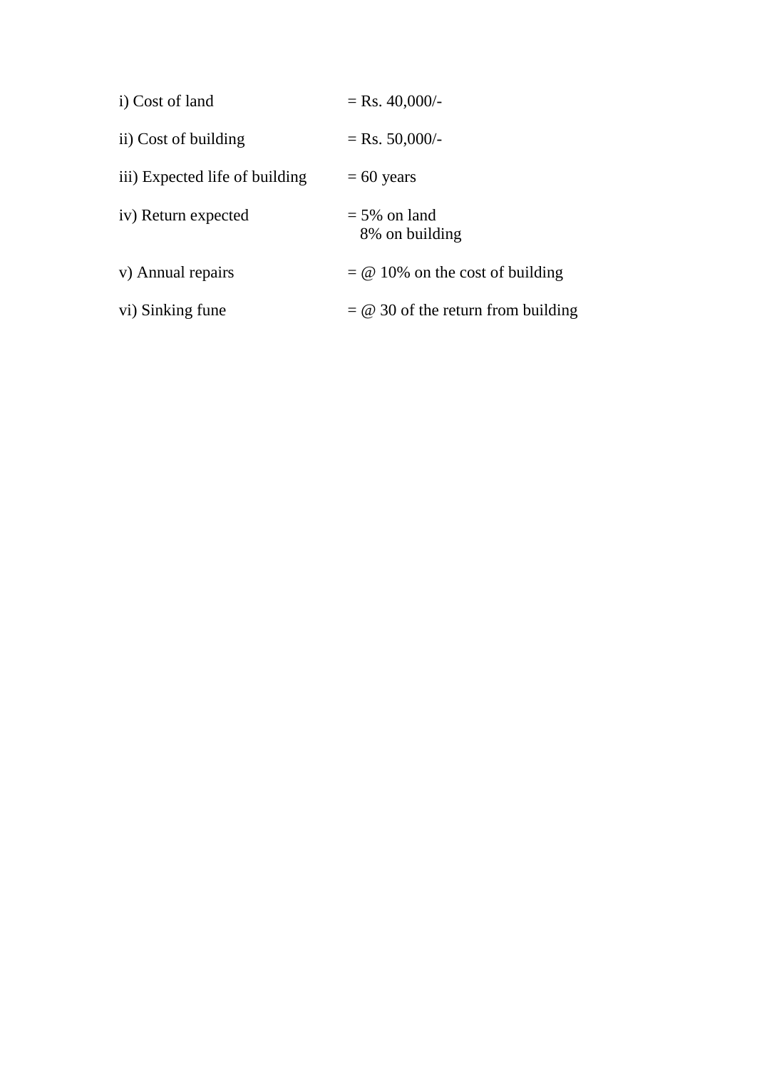i) Cost of land = Rs. 40,000/-

ii) Cost of building = Rs. 50,000/-

iii) Expected life of building = 60 years

iv) Return expected = 5% on land
8% on building

v) Annual repairs = @ 10% on the cost of building

vi) Sinking fune = @ 30 of the return from building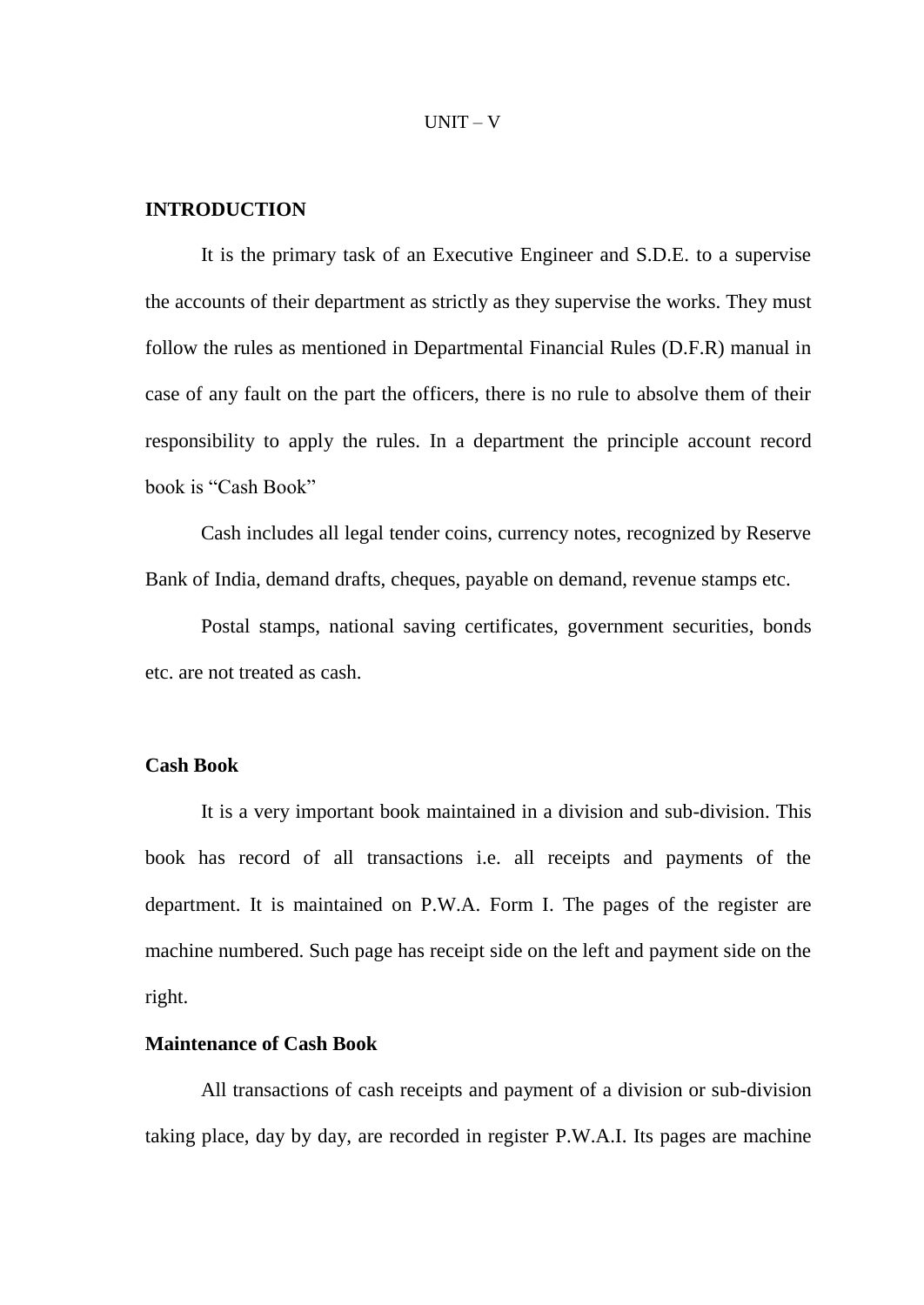# UNIT – V

## INTRODUCTION

It is the primary task of an Executive Engineer and S.D.E. to a supervise the accounts of their department as strictly as they supervise the works. They must follow the rules as mentioned in Departmental Financial Rules (D.F.R) manual in case of any fault on the part the officers, there is no rule to absolve them of their responsibility to apply the rules. In a department the principle account record book is "Cash Book"

Cash includes all legal tender coins, currency notes, recognized by Reserve Bank of India, demand drafts, cheques, payable on demand, revenue stamps etc.

Postal stamps, national saving certificates, government securities, bonds etc. are not treated as cash.

## Cash Book

It is a very important book maintained in a division and sub-division. This book has record of all transactions i.e. all receipts and payments of the department. It is maintained on P.W.A. Form I. The pages of the register are machine numbered. Such page has receipt side on the left and payment side on the right.

### Maintenance of Cash Book

All transactions of cash receipts and payment of a division or sub-division taking place, day by day, are recorded in register P.W.A.I. Its pages are machine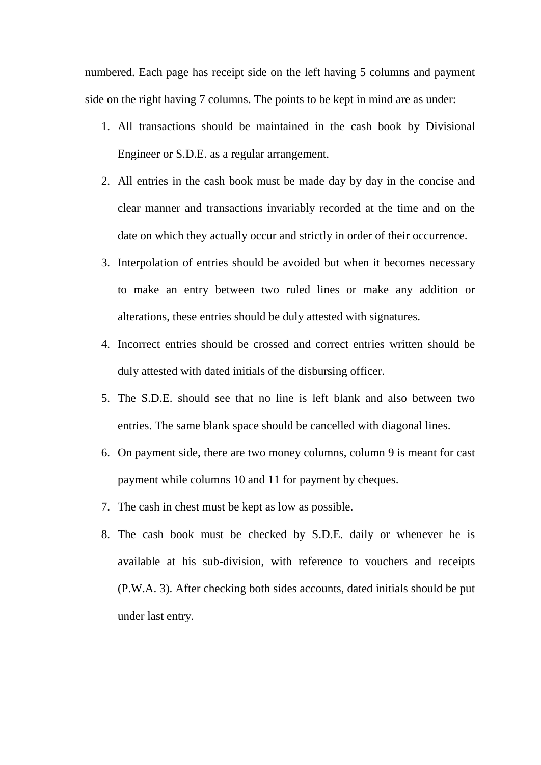numbered. Each page has receipt side on the left having 5 columns and payment side on the right having 7 columns. The points to be kept in mind are as under:

1. All transactions should be maintained in the cash book by Divisional Engineer or S.D.E. as a regular arrangement.
2. All entries in the cash book must be made day by day in the concise and clear manner and transactions invariably recorded at the time and on the date on which they actually occur and strictly in order of their occurrence.
3. Interpolation of entries should be avoided but when it becomes necessary to make an entry between two ruled lines or make any addition or alterations, these entries should be duly attested with signatures.
4. Incorrect entries should be crossed and correct entries written should be duly attested with dated initials of the disbursing officer.
5. The S.D.E. should see that no line is left blank and also between two entries. The same blank space should be cancelled with diagonal lines.
6. On payment side, there are two money columns, column 9 is meant for cast payment while columns 10 and 11 for payment by cheques.
7. The cash in chest must be kept as low as possible.
8. The cash book must be checked by S.D.E. daily or whenever he is available at his sub-division, with reference to vouchers and receipts (P.W.A. 3). After checking both sides accounts, dated initials should be put under last entry.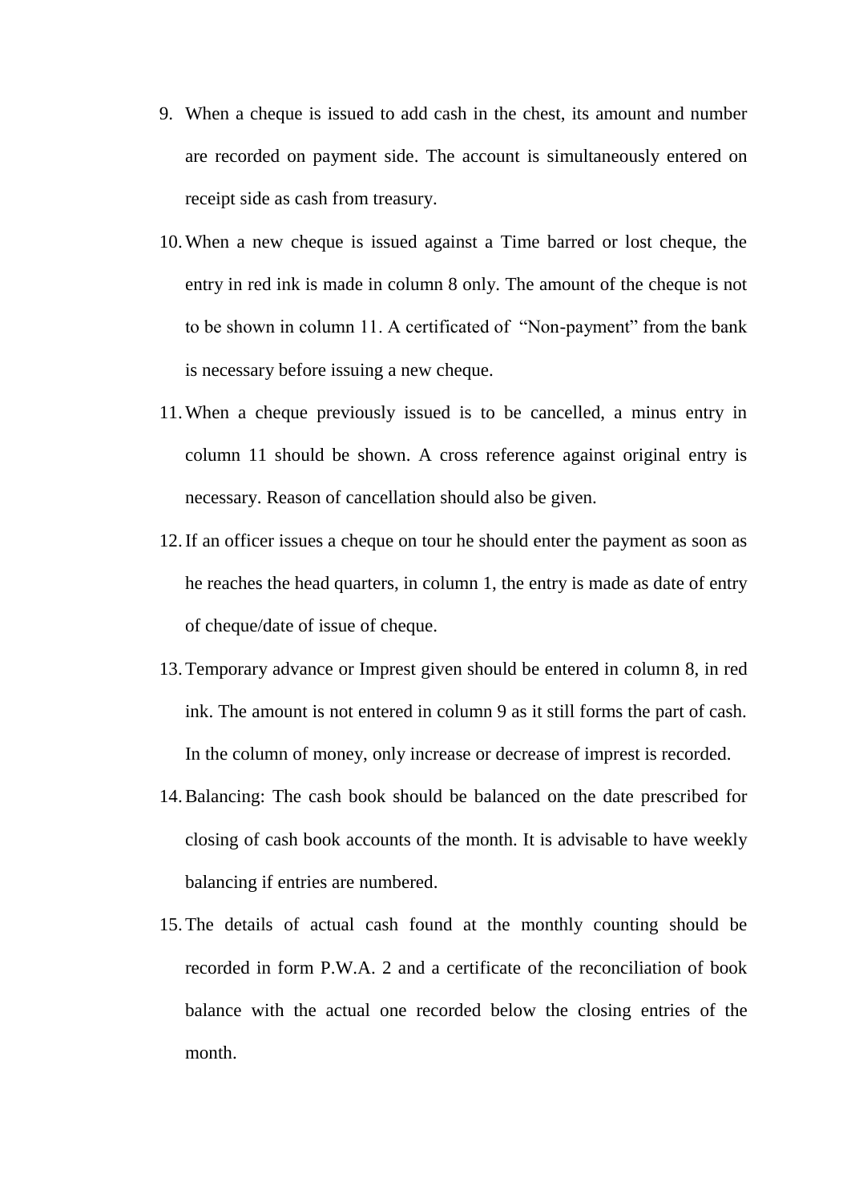9. When a cheque is issued to add cash in the chest, its amount and number are recorded on payment side. The account is simultaneously entered on receipt side as cash from treasury.
10. When a new cheque is issued against a Time barred or lost cheque, the entry in red ink is made in column 8 only. The amount of the cheque is not to be shown in column 11. A certificated of "Non-payment" from the bank is necessary before issuing a new cheque.
11. When a cheque previously issued is to be cancelled, a minus entry in column 11 should be shown. A cross reference against original entry is necessary. Reason of cancellation should also be given.
12. If an officer issues a cheque on tour he should enter the payment as soon as he reaches the head quarters, in column 1, the entry is made as date of entry of cheque/date of issue of cheque.
13. Temporary advance or Imprest given should be entered in column 8, in red ink. The amount is not entered in column 9 as it still forms the part of cash. In the column of money, only increase or decrease of imprest is recorded.
14. Balancing: The cash book should be balanced on the date prescribed for closing of cash book accounts of the month. It is advisable to have weekly balancing if entries are numbered.
15. The details of actual cash found at the monthly counting should be recorded in form P.W.A. 2 and a certificate of the reconciliation of book balance with the actual one recorded below the closing entries of the month.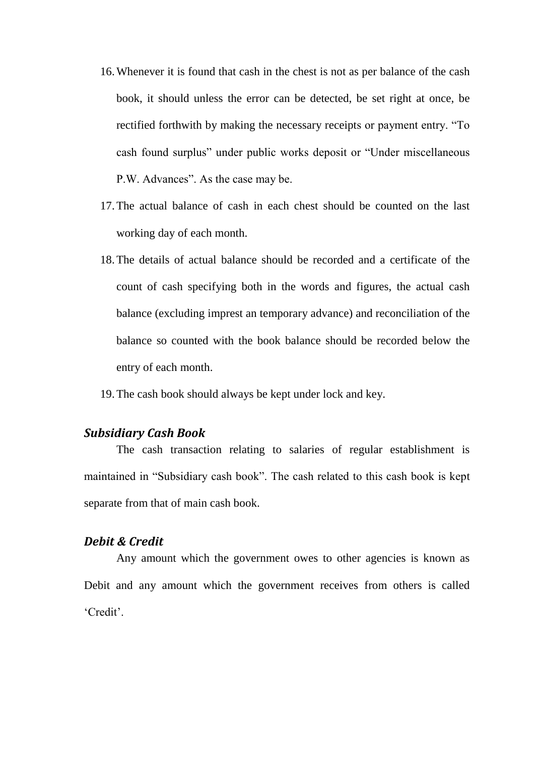16. Whenever it is found that cash in the chest is not as per balance of the cash book, it should unless the error can be detected, be set right at once, be rectified forthwith by making the necessary receipts or payment entry. "To cash found surplus" under public works deposit or "Under miscellaneous P.W. Advances". As the case may be.
17. The actual balance of cash in each chest should be counted on the last working day of each month.
18. The details of actual balance should be recorded and a certificate of the count of cash specifying both in the words and figures, the actual cash balance (excluding imprest an temporary advance) and reconciliation of the balance so counted with the book balance should be recorded below the entry of each month.
19. The cash book should always be kept under lock and key.

### *Subsidiary Cash Book*

The cash transaction relating to salaries of regular establishment is maintained in "Subsidiary cash book". The cash related to this cash book is kept separate from that of main cash book.

### *Debit & Credit*

Any amount which the government owes to other agencies is known as Debit and any amount which the government receives from others is called 'Credit'.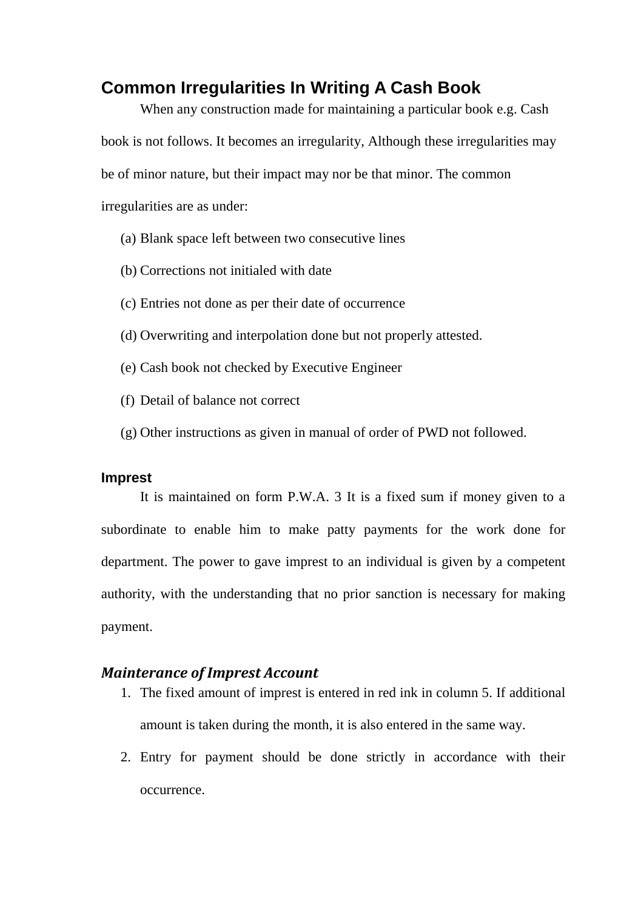## Common Irregularities In Writing A Cash Book

When any construction made for maintaining a particular book e.g. Cash book is not follows. It becomes an irregularity, Although these irregularities may be of minor nature, but their impact may nor be that minor. The common irregularities are as under:

(a) Blank space left between two consecutive lines

(b) Corrections not initialed with date

(c) Entries not done as per their date of occurrence

(d) Overwriting and interpolation done but not properly attested.

(e) Cash book not checked by Executive Engineer

(f) Detail of balance not correct

(g) Other instructions as given in manual of order of PWD not followed.

### Imprest

It is maintained on form P.W.A. 3 It is a fixed sum if money given to a subordinate to enable him to make patty payments for the work done for department. The power to gave imprest to an individual is given by a competent authority, with the understanding that no prior sanction is necessary for making payment.

### *Mainterance of Imprest Account*

1. The fixed amount of imprest is entered in red ink in column 5. If additional amount is taken during the month, it is also entered in the same way.
2. Entry for payment should be done strictly in accordance with their occurrence.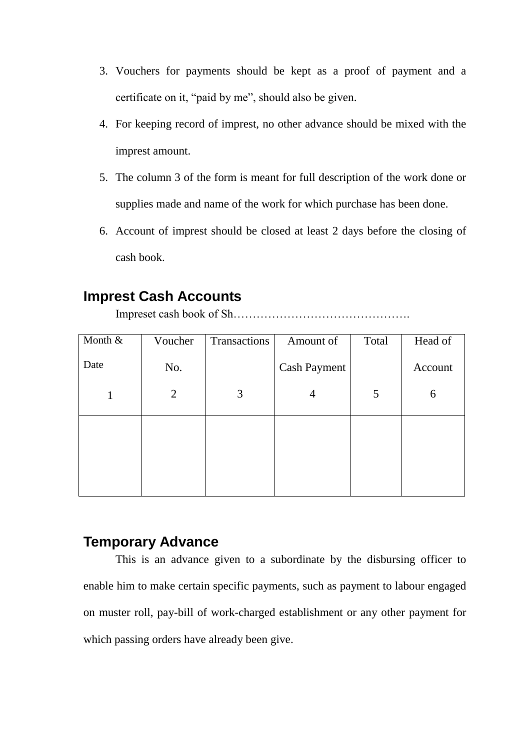3. Vouchers for payments should be kept as a proof of payment and a certificate on it, "paid by me", should also be given.
4. For keeping record of imprest, no other advance should be mixed with the imprest amount.
5. The column 3 of the form is meant for full description of the work done or supplies made and name of the work for which purchase has been done.
6. Account of imprest should be closed at least 2 days before the closing of cash book.

## Imprest Cash Accounts

Impreset cash book of Sh……………………………………….

| Month & Date<br>1 | Voucher No.<br>2 | Transactions<br>3 | Amount of Cash Payment<br>4 | Total<br>5 | Head of Account<br>6 |
|---|---|---|---|---|---|
| | | | | | |

## Temporary Advance

This is an advance given to a subordinate by the disbursing officer to enable him to make certain specific payments, such as payment to labour engaged on muster roll, pay-bill of work-charged establishment or any other payment for which passing orders have already been give.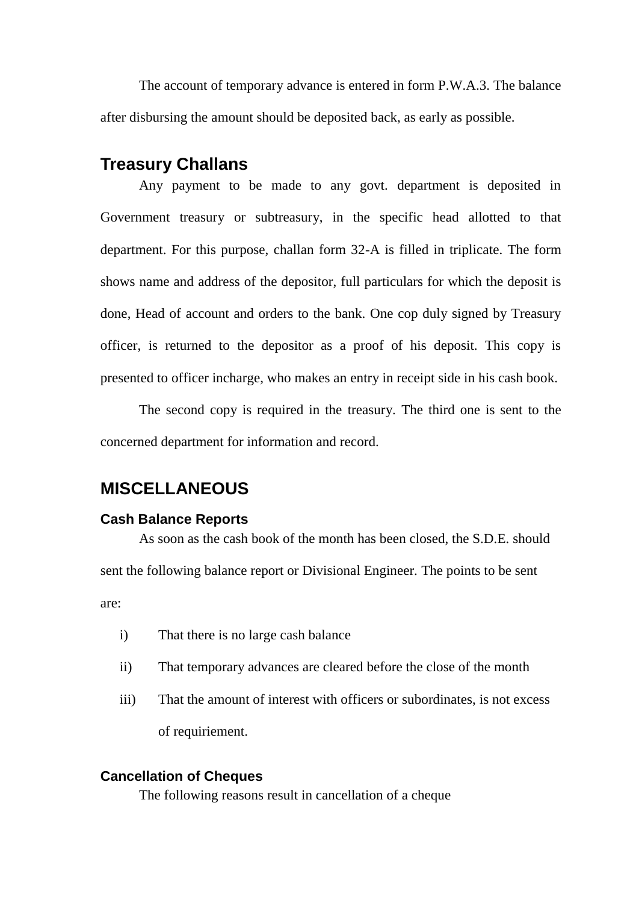The account of temporary advance is entered in form P.W.A.3. The balance after disbursing the amount should be deposited back, as early as possible.

## Treasury Challans

Any payment to be made to any govt. department is deposited in Government treasury or subtreasury, in the specific head allotted to that department. For this purpose, challan form 32-A is filled in triplicate. The form shows name and address of the depositor, full particulars for which the deposit is done, Head of account and orders to the bank. One cop duly signed by Treasury officer, is returned to the depositor as a proof of his deposit. This copy is presented to officer incharge, who makes an entry in receipt side in his cash book.

The second copy is required in the treasury. The third one is sent to the concerned department for information and record.

## MISCELLANEOUS

### Cash Balance Reports

As soon as the cash book of the month has been closed, the S.D.E. should sent the following balance report or Divisional Engineer. The points to be sent are:

i) That there is no large cash balance

ii) That temporary advances are cleared before the close of the month

iii) That the amount of interest with officers or subordinates, is not excess of requiriement.

### Cancellation of Cheques

The following reasons result in cancellation of a cheque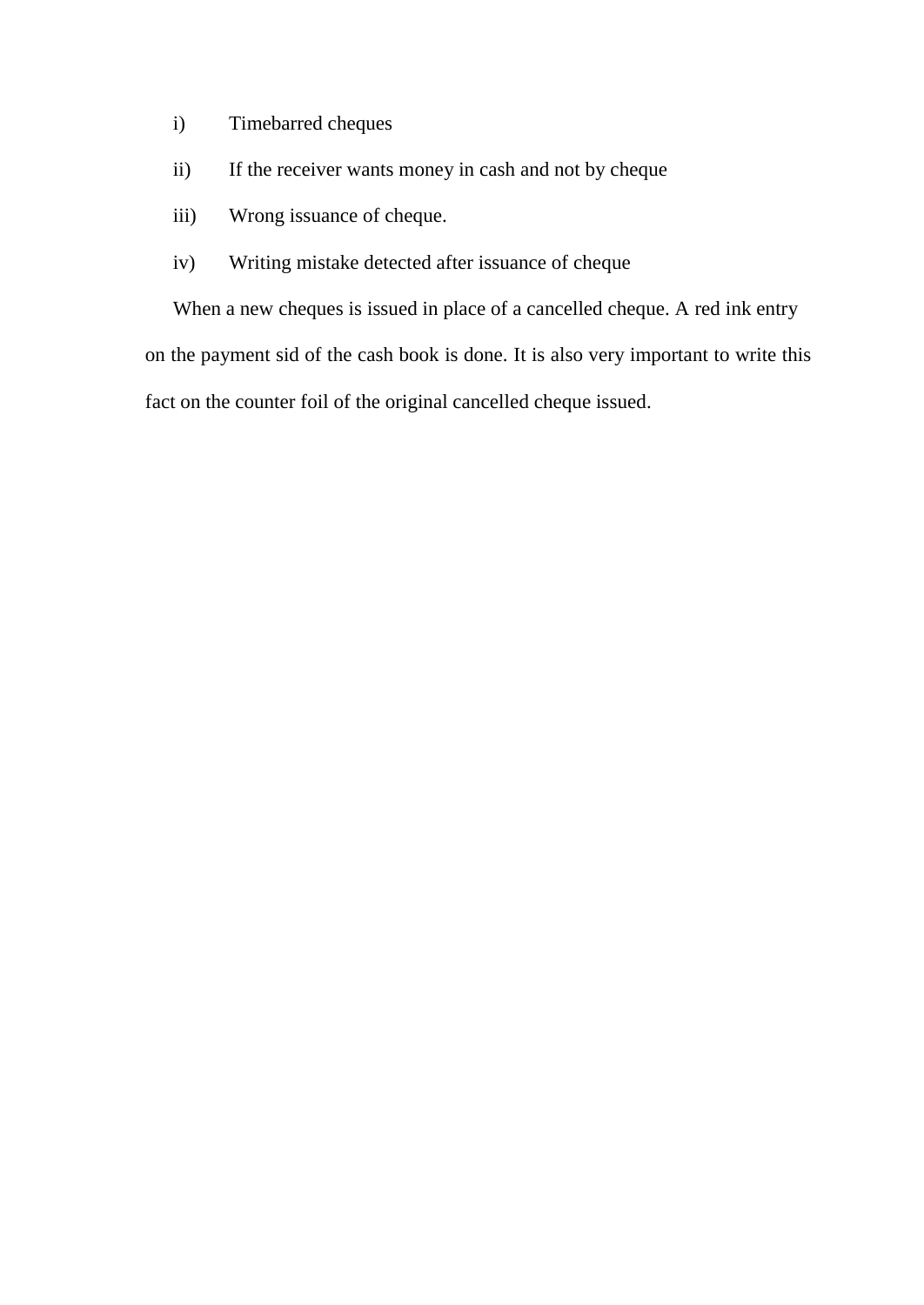i) Timebarred cheques

ii) If the receiver wants money in cash and not by cheque

iii) Wrong issuance of cheque.

iv) Writing mistake detected after issuance of cheque

When a new cheques is issued in place of a cancelled cheque. A red ink entry on the payment sid of the cash book is done. It is also very important to write this fact on the counter foil of the original cancelled cheque issued.